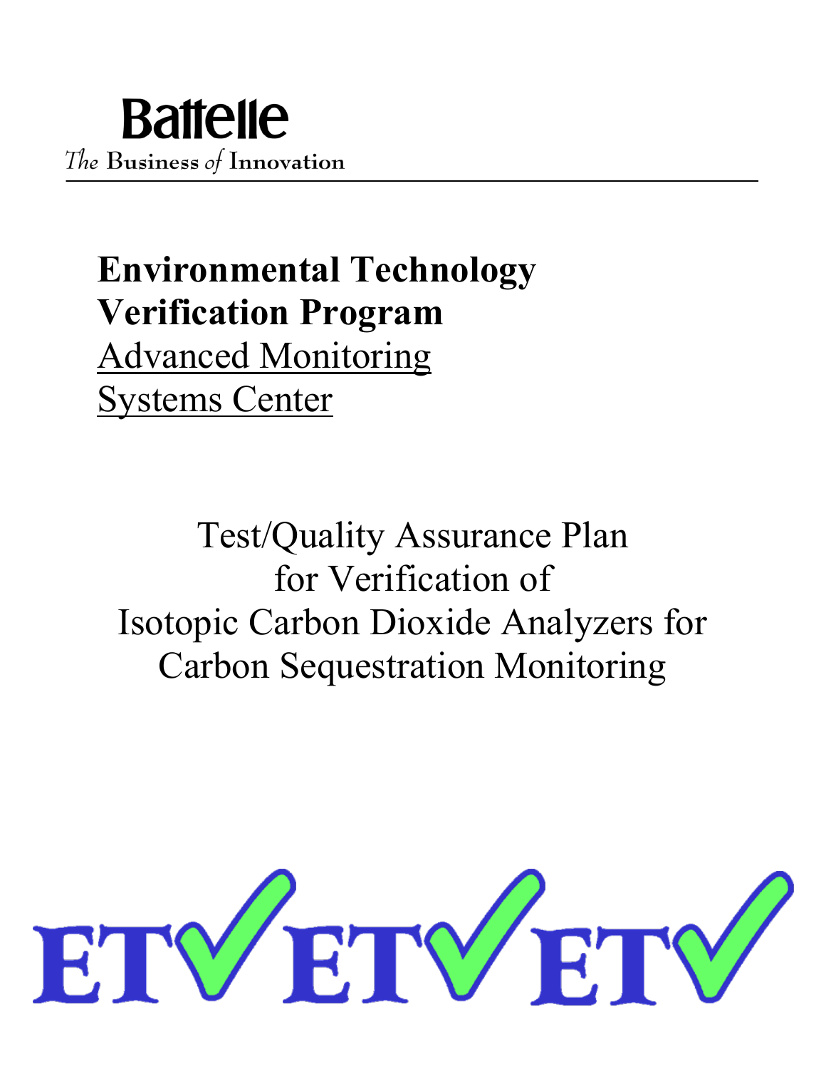Battelle

*The* Business *of* Innovation

# Environmental Technology Verification Program

Advanced Monitoring Systems Center

## Test/Quality Assurance Plan for Verification of Isotopic Carbon Dioxide Analyzers for Carbon Sequestration Monitoring

ETV ETV ETV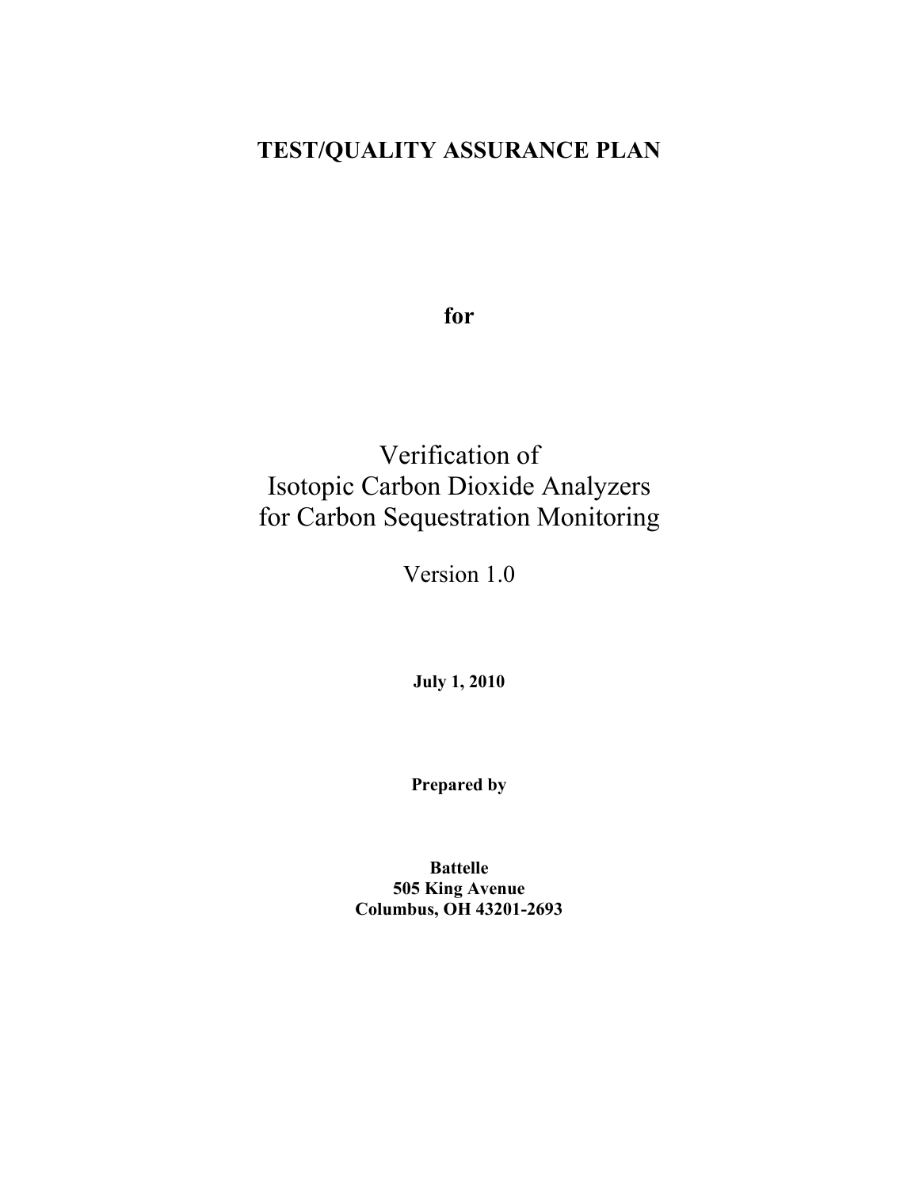# TEST/QUALITY ASSURANCE PLAN

**for**

# Verification of Isotopic Carbon Dioxide Analyzers for Carbon Sequestration Monitoring

Version 1.0

**July 1, 2010**

**Prepared by**

**Battelle**
**505 King Avenue**
**Columbus, OH 43201-2693**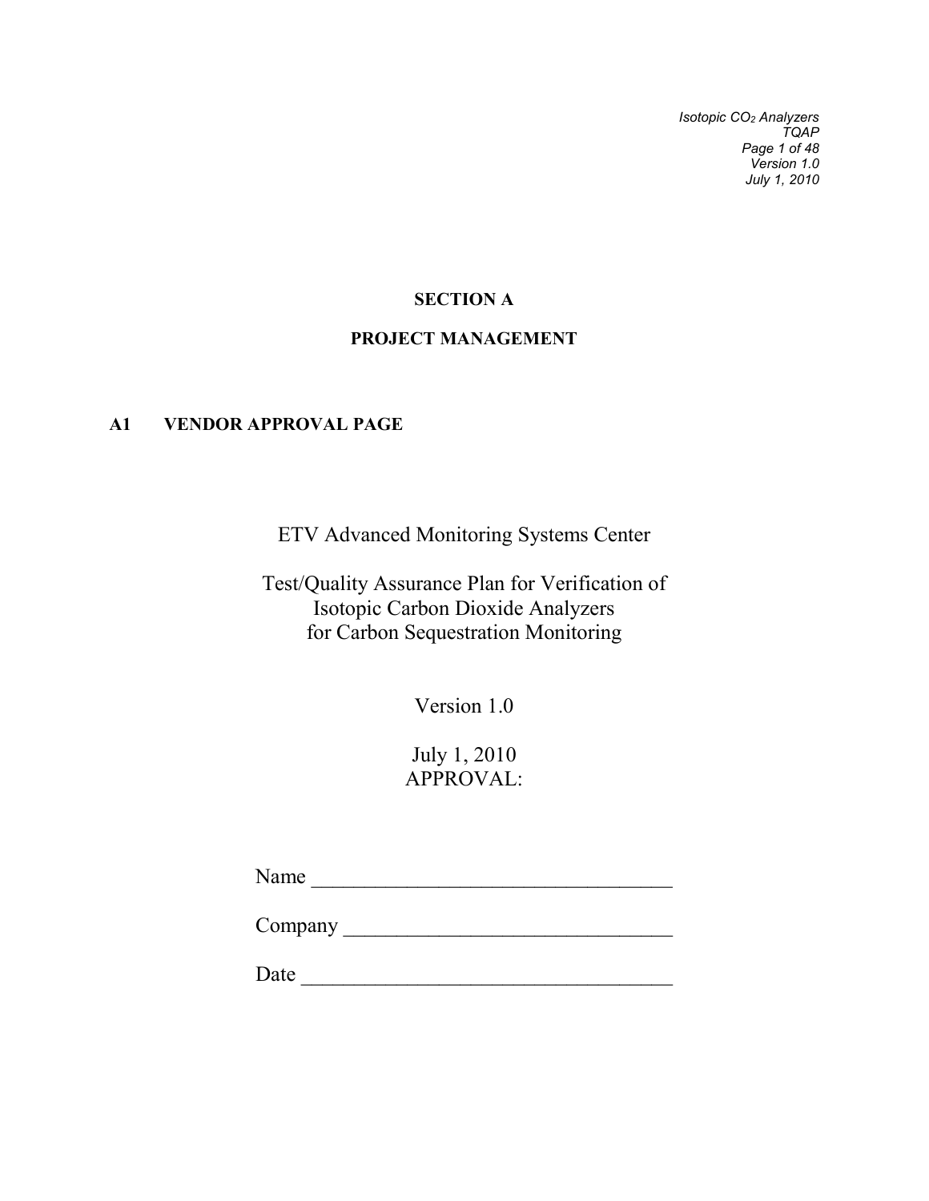# SECTION A

# PROJECT MANAGEMENT

## A1 VENDOR APPROVAL PAGE

ETV Advanced Monitoring Systems Center

Test/Quality Assurance Plan for Verification of Isotopic Carbon Dioxide Analyzers for Carbon Sequestration Monitoring

Version 1.0

July 1, 2010
APPROVAL:

Name ________________________________

Company ______________________________

Date _________________________________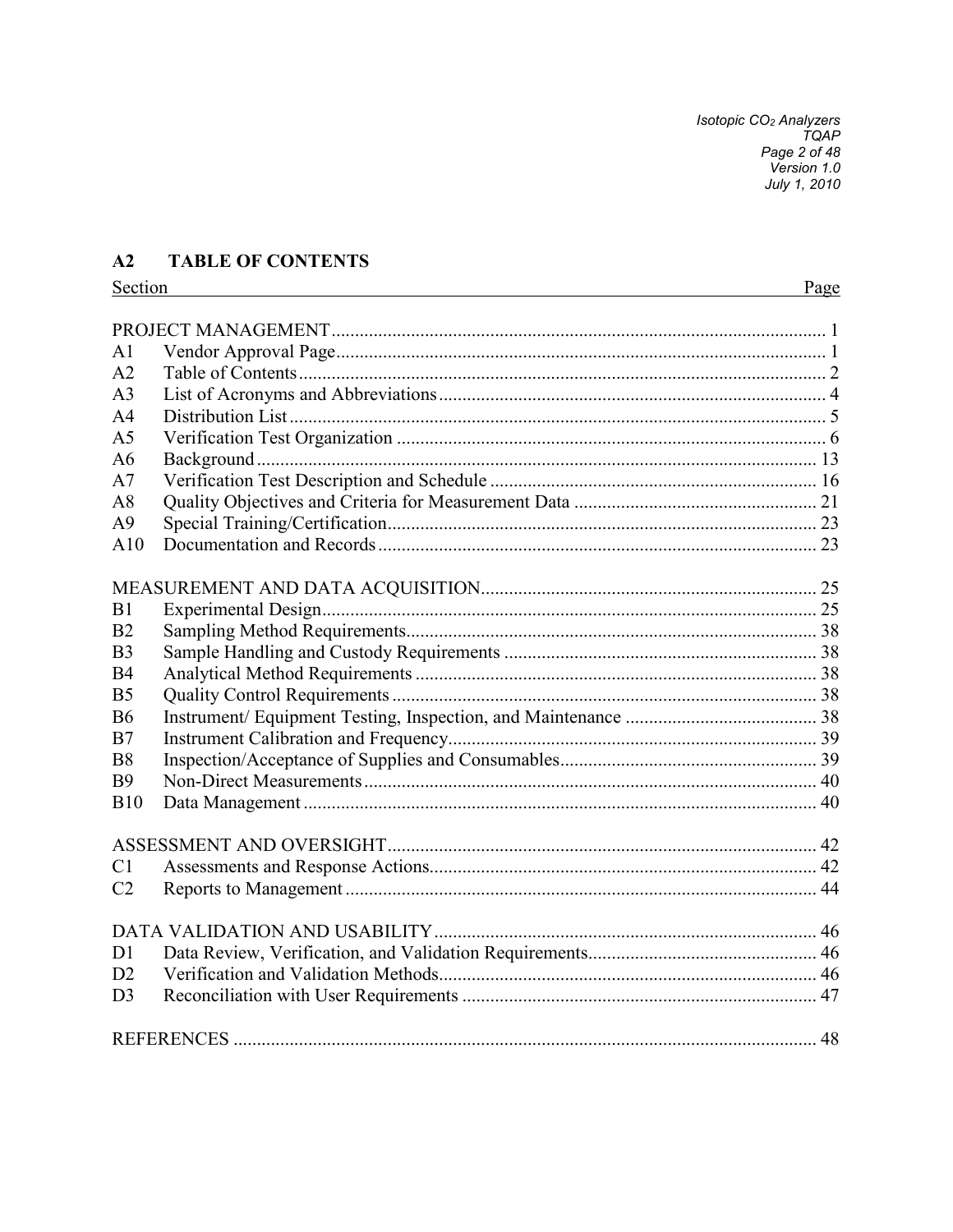## A2 TABLE OF CONTENTS

| Section | | Page |
|---|---|---|
| PROJECT MANAGEMENT | | 1 |
| A1 | Vendor Approval Page | 1 |
| A2 | Table of Contents | 2 |
| A3 | List of Acronyms and Abbreviations | 4 |
| A4 | Distribution List | 5 |
| A5 | Verification Test Organization | 6 |
| A6 | Background | 13 |
| A7 | Verification Test Description and Schedule | 16 |
| A8 | Quality Objectives and Criteria for Measurement Data | 21 |
| A9 | Special Training/Certification | 23 |
| A10 | Documentation and Records | 23 |
| MEASUREMENT AND DATA ACQUISITION | | 25 |
| B1 | Experimental Design | 25 |
| B2 | Sampling Method Requirements | 38 |
| B3 | Sample Handling and Custody Requirements | 38 |
| B4 | Analytical Method Requirements | 38 |
| B5 | Quality Control Requirements | 38 |
| B6 | Instrument/ Equipment Testing, Inspection, and Maintenance | 38 |
| B7 | Instrument Calibration and Frequency | 39 |
| B8 | Inspection/Acceptance of Supplies and Consumables | 39 |
| B9 | Non-Direct Measurements | 40 |
| B10 | Data Management | 40 |
| ASSESSMENT AND OVERSIGHT | | 42 |
| C1 | Assessments and Response Actions | 42 |
| C2 | Reports to Management | 44 |
| DATA VALIDATION AND USABILITY | | 46 |
| D1 | Data Review, Verification, and Validation Requirements | 46 |
| D2 | Verification and Validation Methods | 46 |
| D3 | Reconciliation with User Requirements | 47 |
| REFERENCES | | 48 |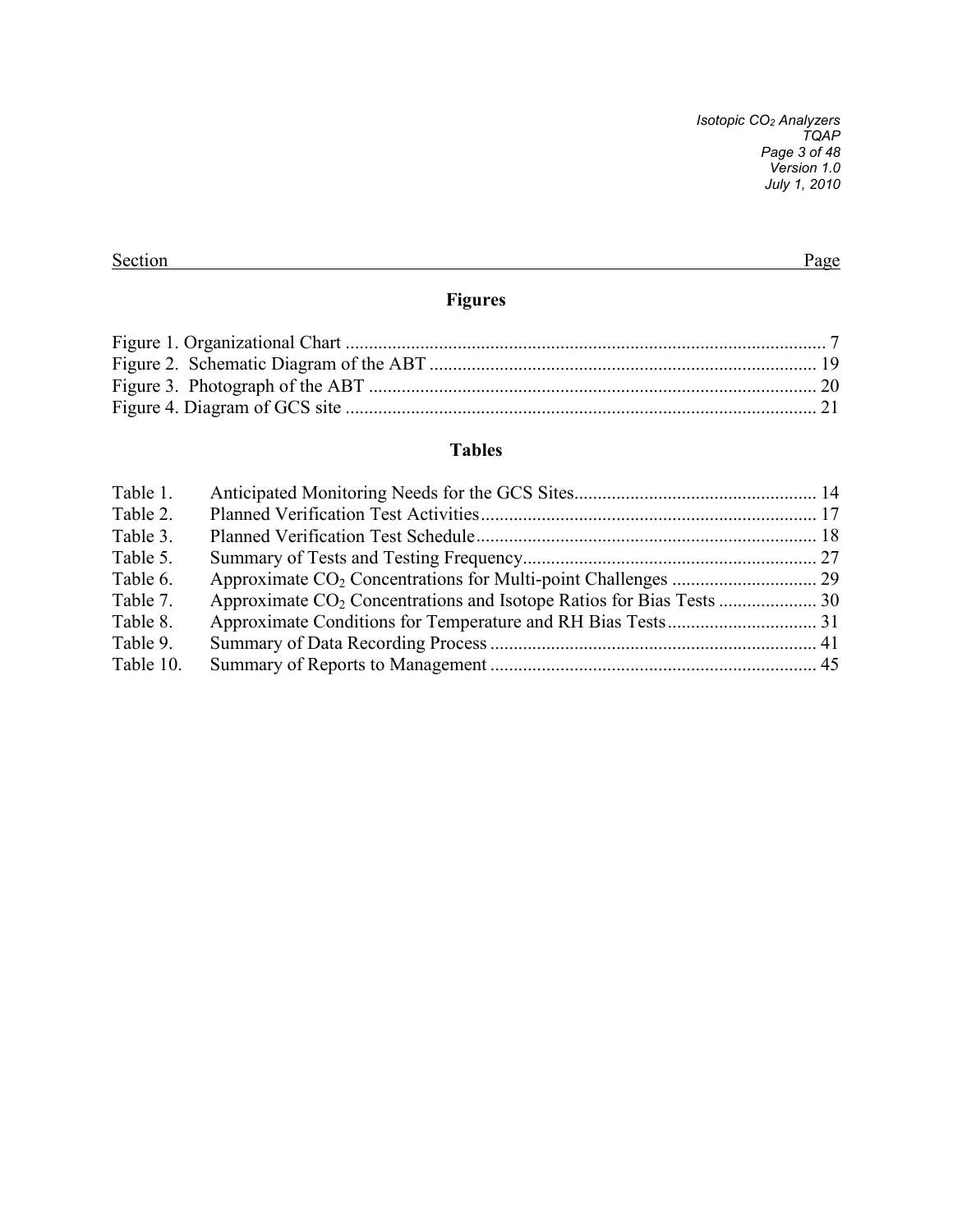| Section | Page |
|---|---|

## Figures

Figure 1. Organizational Chart ...................................................................................................... 7
Figure 2. Schematic Diagram of the ABT .................................................................................. 19
Figure 3. Photograph of the ABT ............................................................................................... 20
Figure 4. Diagram of GCS site .................................................................................................... 21

## Tables

| | | |
|---|---|---|
| Table 1. | Anticipated Monitoring Needs for the GCS Sites | 14 |
| Table 2. | Planned Verification Test Activities | 17 |
| Table 3. | Planned Verification Test Schedule | 18 |
| Table 5. | Summary of Tests and Testing Frequency | 27 |
| Table 6. | Approximate $CO_2$ Concentrations for Multi-point Challenges | 29 |
| Table 7. | Approximate $CO_2$ Concentrations and Isotope Ratios for Bias Tests | 30 |
| Table 8. | Approximate Conditions for Temperature and RH Bias Tests | 31 |
| Table 9. | Summary of Data Recording Process | 41 |
| Table 10. | Summary of Reports to Management | 45 |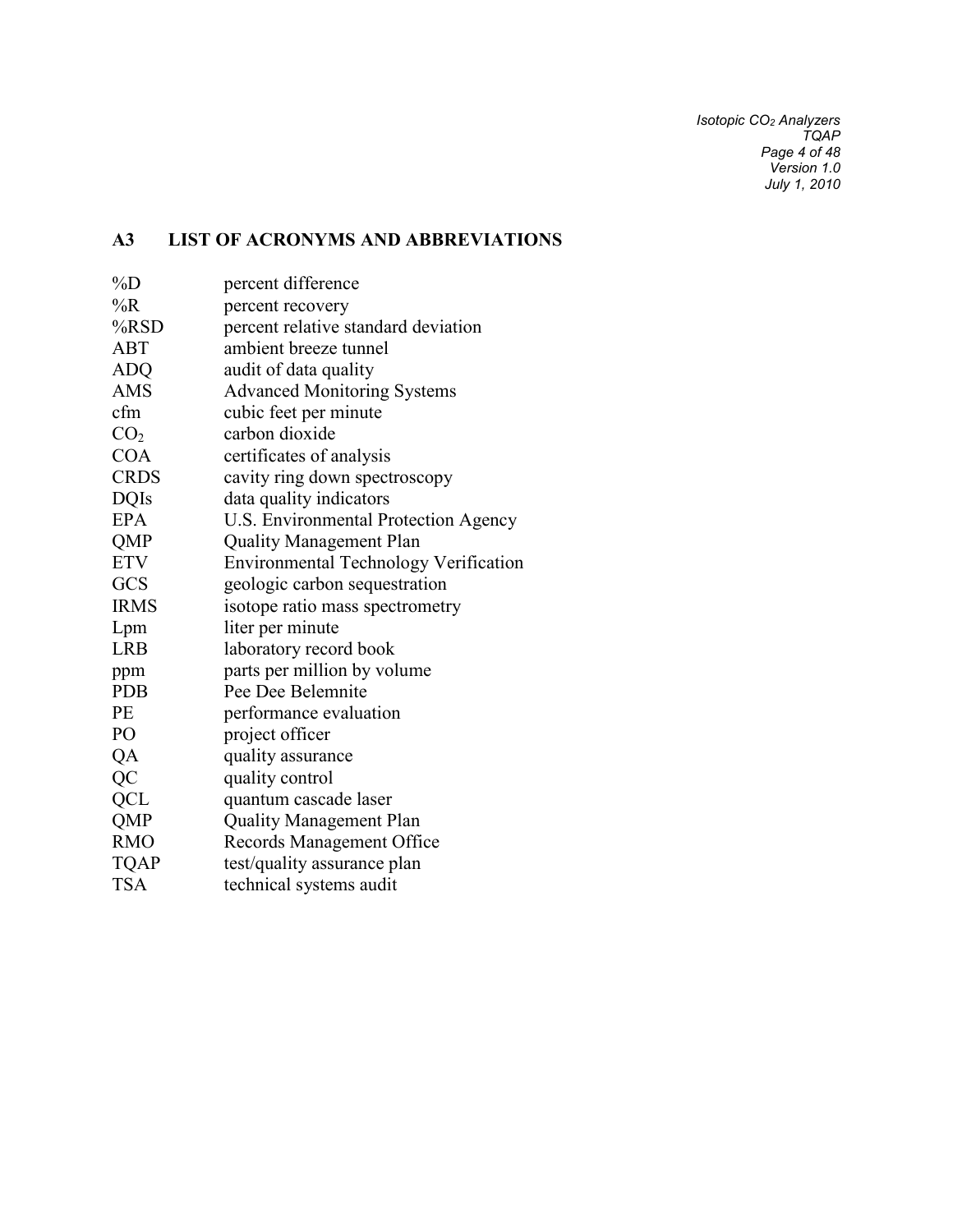## A3 LIST OF ACRONYMS AND ABBREVIATIONS

| | |
|---|---|
| %D | percent difference |
| %R | percent recovery |
| %RSD | percent relative standard deviation |
| ABT | ambient breeze tunnel |
| ADQ | audit of data quality |
| AMS | Advanced Monitoring Systems |
| cfm | cubic feet per minute |
| $CO_2$ | carbon dioxide |
| COA | certificates of analysis |
| CRDS | cavity ring down spectroscopy |
| DQIs | data quality indicators |
| EPA | U.S. Environmental Protection Agency |
| QMP | Quality Management Plan |
| ETV | Environmental Technology Verification |
| GCS | geologic carbon sequestration |
| IRMS | isotope ratio mass spectrometry |
| Lpm | liter per minute |
| LRB | laboratory record book |
| ppm | parts per million by volume |
| PDB | Pee Dee Belemnite |
| PE | performance evaluation |
| PO | project officer |
| QA | quality assurance |
| QC | quality control |
| QCL | quantum cascade laser |
| QMP | Quality Management Plan |
| RMO | Records Management Office |
| TQAP | test/quality assurance plan |
| TSA | technical systems audit |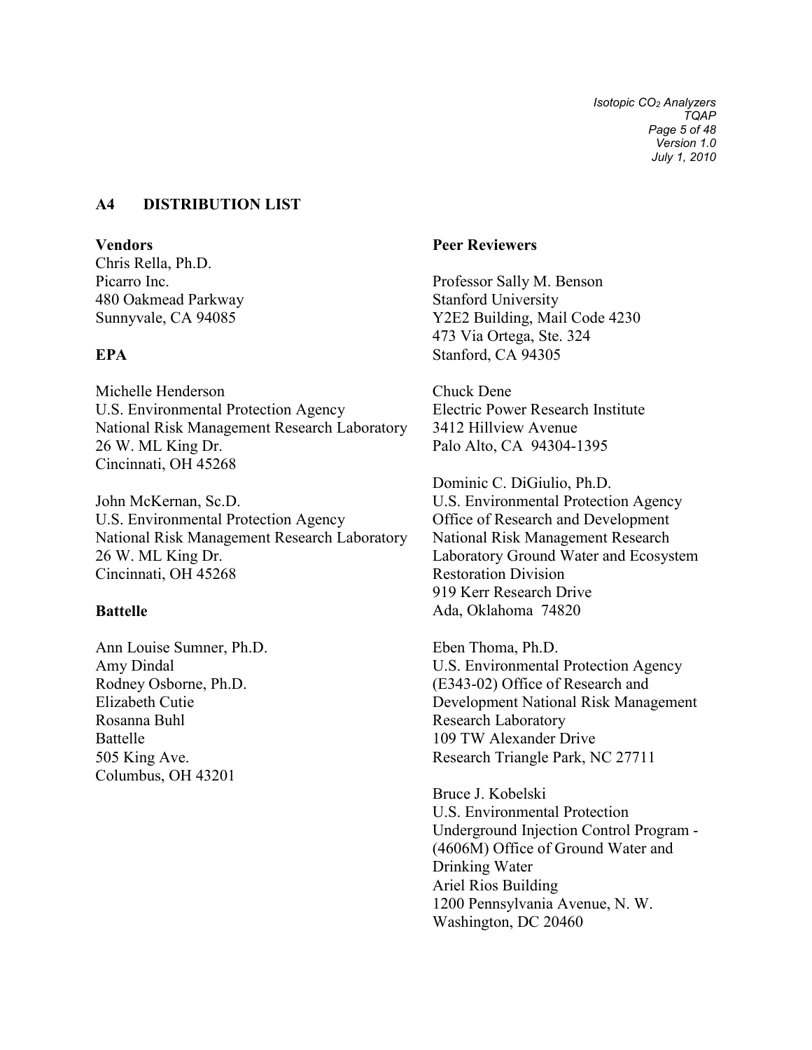## A4 DISTRIBUTION LIST

**Vendors**

Chris Rella, Ph.D.
Picarro Inc.
480 Oakmead Parkway
Sunnyvale, CA 94085

**EPA**

Michelle Henderson
U.S. Environmental Protection Agency
National Risk Management Research Laboratory
26 W. ML King Dr.
Cincinnati, OH 45268

John McKernan, Sc.D.
U.S. Environmental Protection Agency
National Risk Management Research Laboratory
26 W. ML King Dr.
Cincinnati, OH 45268

**Battelle**

Ann Louise Sumner, Ph.D.
Amy Dindal
Rodney Osborne, Ph.D.
Elizabeth Cutie
Rosanna Buhl
Battelle
505 King Ave.
Columbus, OH 43201

**Peer Reviewers**

Professor Sally M. Benson
Stanford University
Y2E2 Building, Mail Code 4230
473 Via Ortega, Ste. 324
Stanford, CA 94305

Chuck Dene
Electric Power Research Institute
3412 Hillview Avenue
Palo Alto, CA 94304-1395

Dominic C. DiGiulio, Ph.D.
U.S. Environmental Protection Agency
Office of Research and Development
National Risk Management Research
Laboratory Ground Water and Ecosystem
Restoration Division
919 Kerr Research Drive
Ada, Oklahoma 74820

Eben Thoma, Ph.D.
U.S. Environmental Protection Agency
(E343-02) Office of Research and
Development National Risk Management
Research Laboratory
109 TW Alexander Drive
Research Triangle Park, NC 27711

Bruce J. Kobelski
U.S. Environmental Protection
Underground Injection Control Program -
(4606M) Office of Ground Water and
Drinking Water
Ariel Rios Building
1200 Pennsylvania Avenue, N. W.
Washington, DC 20460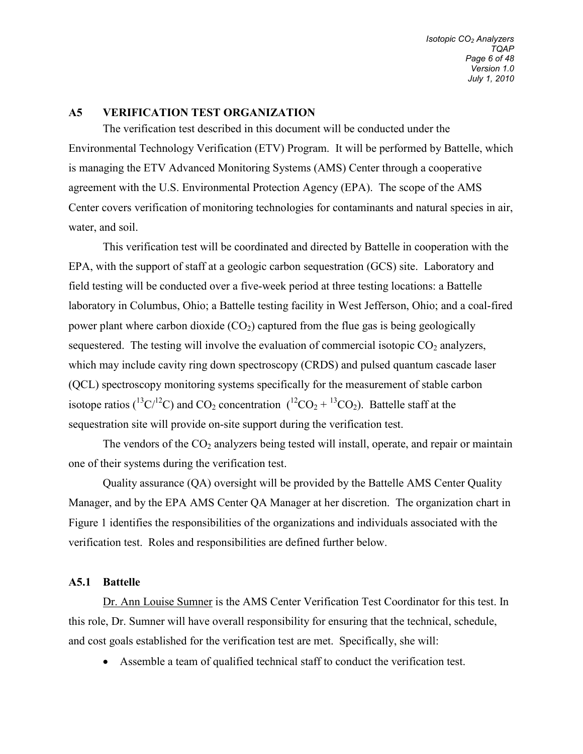## A5 VERIFICATION TEST ORGANIZATION

The verification test described in this document will be conducted under the Environmental Technology Verification (ETV) Program. It will be performed by Battelle, which is managing the ETV Advanced Monitoring Systems (AMS) Center through a cooperative agreement with the U.S. Environmental Protection Agency (EPA). The scope of the AMS Center covers verification of monitoring technologies for contaminants and natural species in air, water, and soil.

This verification test will be coordinated and directed by Battelle in cooperation with the EPA, with the support of staff at a geologic carbon sequestration (GCS) site. Laboratory and field testing will be conducted over a five-week period at three testing locations: a Battelle laboratory in Columbus, Ohio; a Battelle testing facility in West Jefferson, Ohio; and a coal-fired power plant where carbon dioxide ($CO_2$) captured from the flue gas is being geologically sequestered. The testing will involve the evaluation of commercial isotopic $CO_2$ analyzers, which may include cavity ring down spectroscopy (CRDS) and pulsed quantum cascade laser (QCL) spectroscopy monitoring systems specifically for the measurement of stable carbon isotope ratios ($^{13}C/^{12}C$) and $CO_2$ concentration ($^{12}CO_2 + ^{13}CO_2$). Battelle staff at the sequestration site will provide on-site support during the verification test.

The vendors of the $CO_2$ analyzers being tested will install, operate, and repair or maintain one of their systems during the verification test.

Quality assurance (QA) oversight will be provided by the Battelle AMS Center Quality Manager, and by the EPA AMS Center QA Manager at her discretion. The organization chart in Figure 1 identifies the responsibilities of the organizations and individuals associated with the verification test. Roles and responsibilities are defined further below.

### A5.1 Battelle

Dr. Ann Louise Sumner is the AMS Center Verification Test Coordinator for this test. In this role, Dr. Sumner will have overall responsibility for ensuring that the technical, schedule, and cost goals established for the verification test are met. Specifically, she will:

- Assemble a team of qualified technical staff to conduct the verification test.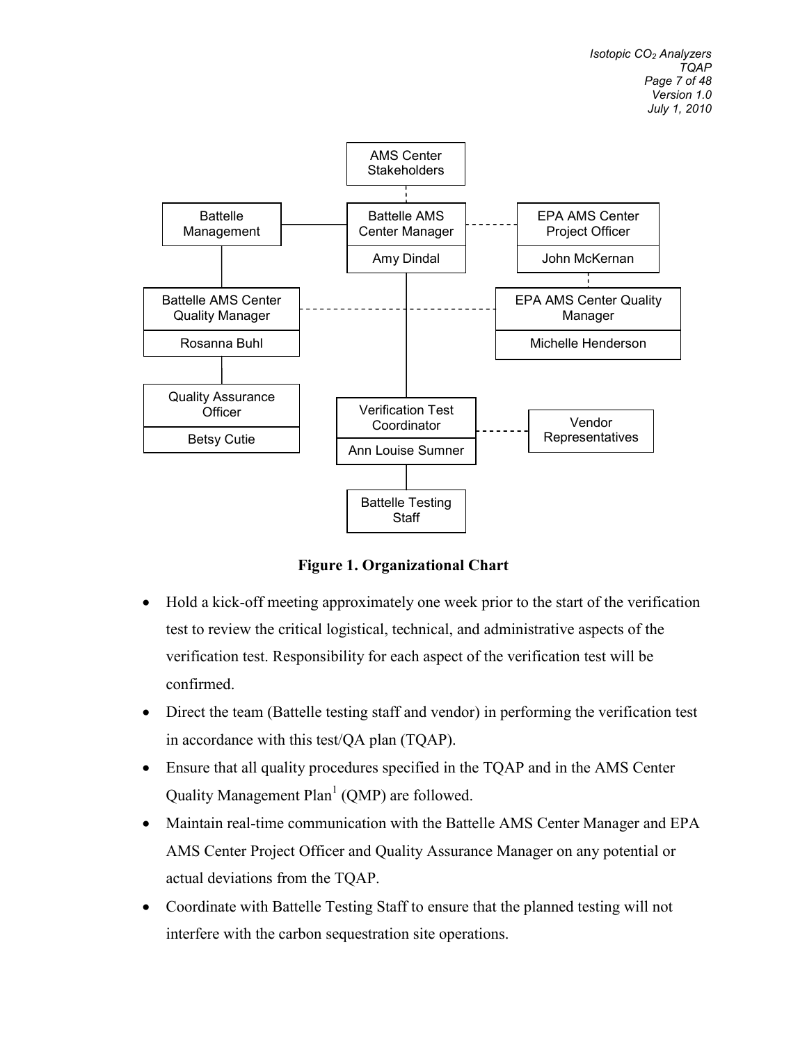**Figure 1. Organizational Chart**

- Hold a kick-off meeting approximately one week prior to the start of the verification test to review the critical logistical, technical, and administrative aspects of the verification test. Responsibility for each aspect of the verification test will be confirmed.
- Direct the team (Battelle testing staff and vendor) in performing the verification test in accordance with this test/QA plan (TQAP).
- Ensure that all quality procedures specified in the TQAP and in the AMS Center Quality Management Plan[1] (QMP) are followed.
- Maintain real-time communication with the Battelle AMS Center Manager and EPA AMS Center Project Officer and Quality Assurance Manager on any potential or actual deviations from the TQAP.
- Coordinate with Battelle Testing Staff to ensure that the planned testing will not interfere with the carbon sequestration site operations.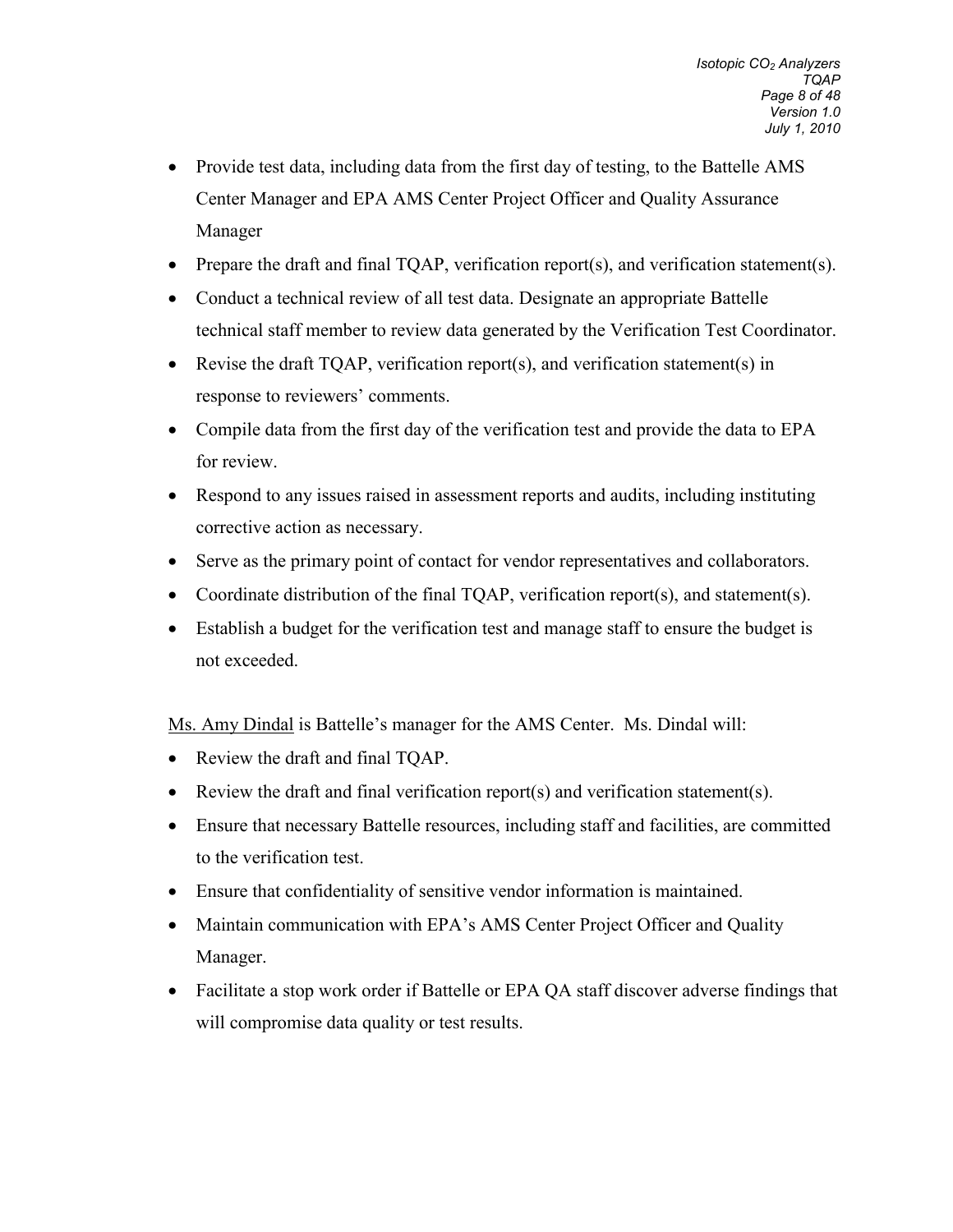- Provide test data, including data from the first day of testing, to the Battelle AMS Center Manager and EPA AMS Center Project Officer and Quality Assurance Manager
- Prepare the draft and final TQAP, verification report(s), and verification statement(s).
- Conduct a technical review of all test data. Designate an appropriate Battelle technical staff member to review data generated by the Verification Test Coordinator.
- Revise the draft TQAP, verification report(s), and verification statement(s) in response to reviewers' comments.
- Compile data from the first day of the verification test and provide the data to EPA for review.
- Respond to any issues raised in assessment reports and audits, including instituting corrective action as necessary.
- Serve as the primary point of contact for vendor representatives and collaborators.
- Coordinate distribution of the final TQAP, verification report(s), and statement(s).
- Establish a budget for the verification test and manage staff to ensure the budget is not exceeded.

Ms. Amy Dindal is Battelle's manager for the AMS Center. Ms. Dindal will:

- Review the draft and final TQAP.
- Review the draft and final verification report(s) and verification statement(s).
- Ensure that necessary Battelle resources, including staff and facilities, are committed to the verification test.
- Ensure that confidentiality of sensitive vendor information is maintained.
- Maintain communication with EPA's AMS Center Project Officer and Quality Manager.
- Facilitate a stop work order if Battelle or EPA QA staff discover adverse findings that will compromise data quality or test results.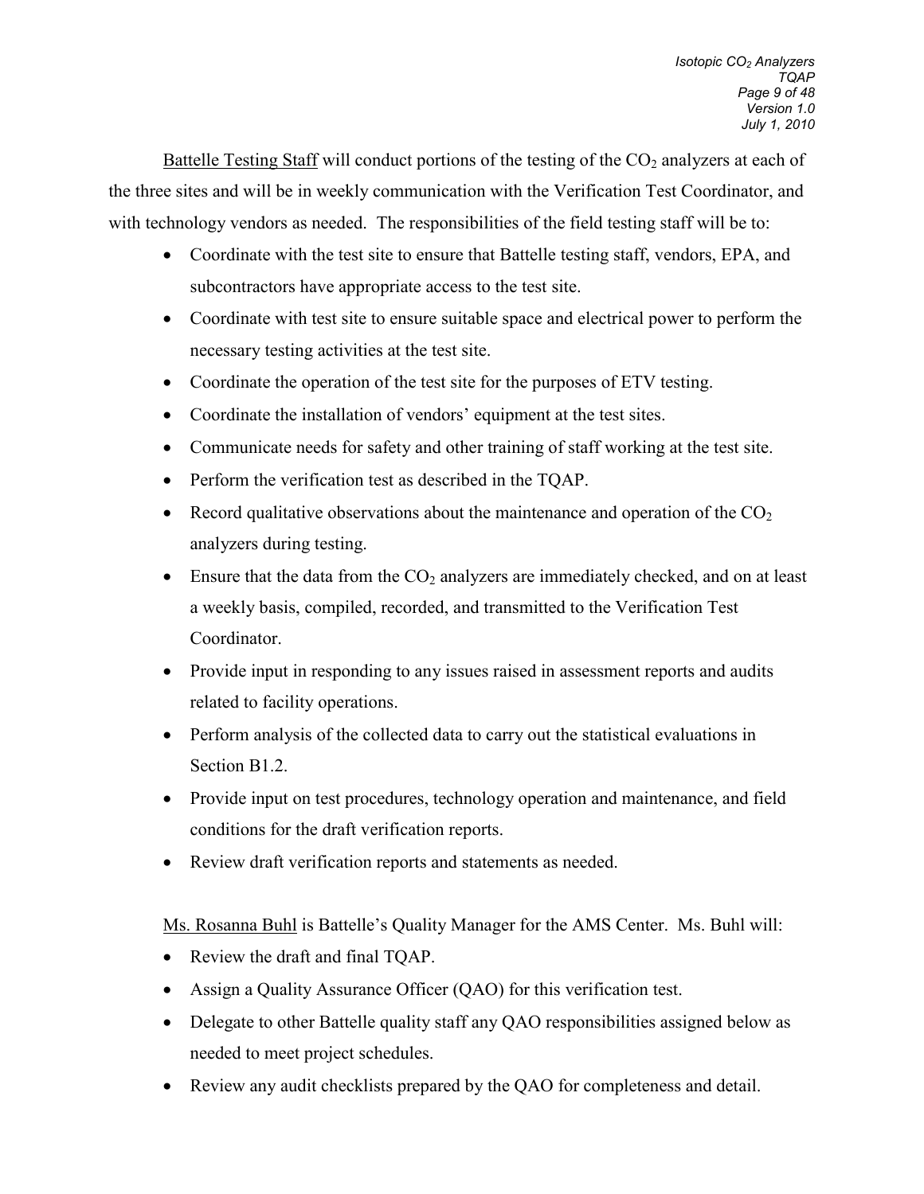Battelle Testing Staff will conduct portions of the testing of the $CO_2$ analyzers at each of the three sites and will be in weekly communication with the Verification Test Coordinator, and with technology vendors as needed. The responsibilities of the field testing staff will be to:

- Coordinate with the test site to ensure that Battelle testing staff, vendors, EPA, and subcontractors have appropriate access to the test site.
- Coordinate with test site to ensure suitable space and electrical power to perform the necessary testing activities at the test site.
- Coordinate the operation of the test site for the purposes of ETV testing.
- Coordinate the installation of vendors' equipment at the test sites.
- Communicate needs for safety and other training of staff working at the test site.
- Perform the verification test as described in the TQAP.
- Record qualitative observations about the maintenance and operation of the $CO_2$ analyzers during testing.
- Ensure that the data from the $CO_2$ analyzers are immediately checked, and on at least a weekly basis, compiled, recorded, and transmitted to the Verification Test Coordinator.
- Provide input in responding to any issues raised in assessment reports and audits related to facility operations.
- Perform analysis of the collected data to carry out the statistical evaluations in Section B1.2.
- Provide input on test procedures, technology operation and maintenance, and field conditions for the draft verification reports.
- Review draft verification reports and statements as needed.

Ms. Rosanna Buhl is Battelle's Quality Manager for the AMS Center. Ms. Buhl will:

- Review the draft and final TQAP.
- Assign a Quality Assurance Officer (QAO) for this verification test.
- Delegate to other Battelle quality staff any QAO responsibilities assigned below as needed to meet project schedules.
- Review any audit checklists prepared by the QAO for completeness and detail.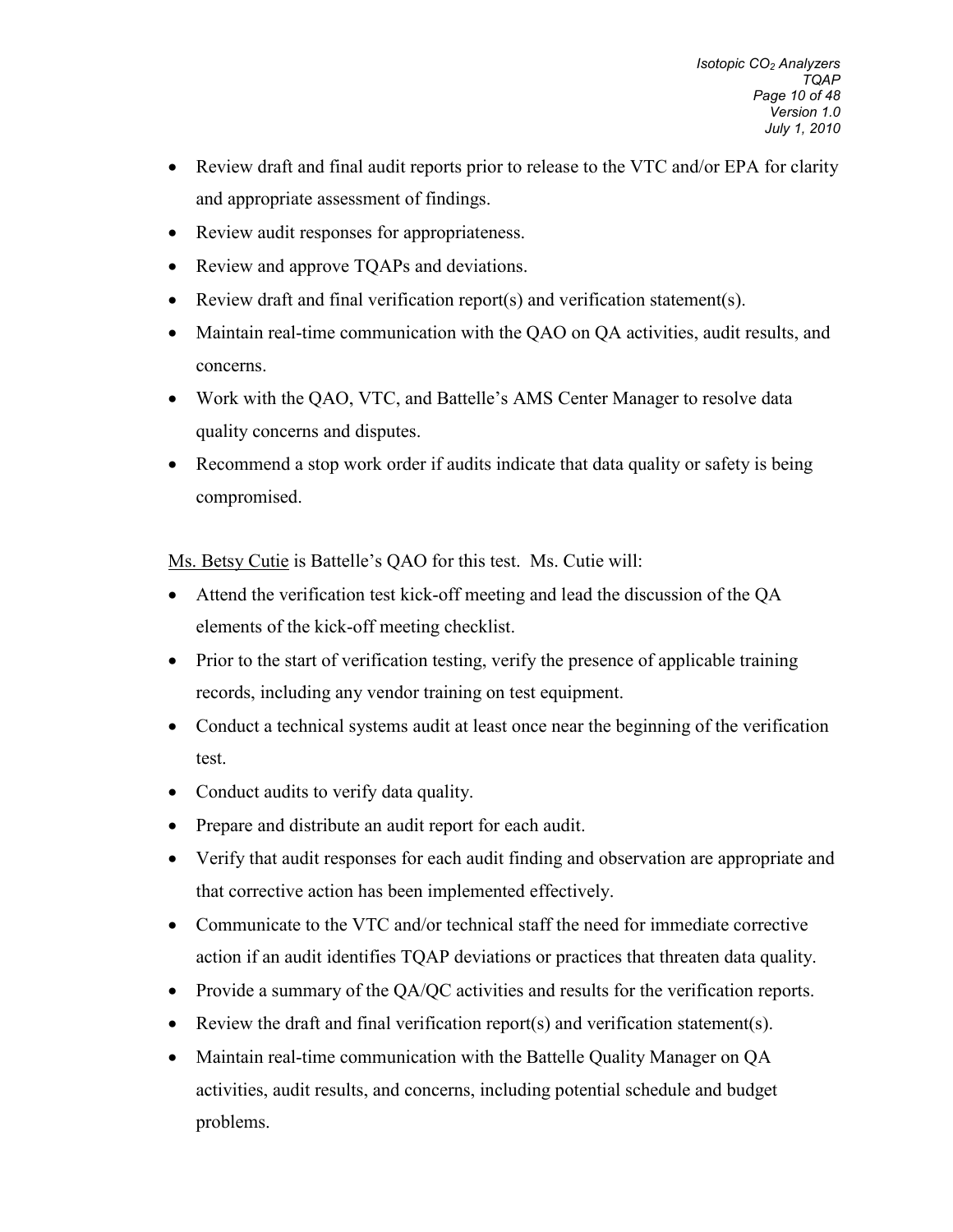- Review draft and final audit reports prior to release to the VTC and/or EPA for clarity and appropriate assessment of findings.
- Review audit responses for appropriateness.
- Review and approve TQAPs and deviations.
- Review draft and final verification report(s) and verification statement(s).
- Maintain real-time communication with the QAO on QA activities, audit results, and concerns.
- Work with the QAO, VTC, and Battelle's AMS Center Manager to resolve data quality concerns and disputes.
- Recommend a stop work order if audits indicate that data quality or safety is being compromised.

Ms. Betsy Cutie is Battelle's QAO for this test. Ms. Cutie will:

- Attend the verification test kick-off meeting and lead the discussion of the QA elements of the kick-off meeting checklist.
- Prior to the start of verification testing, verify the presence of applicable training records, including any vendor training on test equipment.
- Conduct a technical systems audit at least once near the beginning of the verification test.
- Conduct audits to verify data quality.
- Prepare and distribute an audit report for each audit.
- Verify that audit responses for each audit finding and observation are appropriate and that corrective action has been implemented effectively.
- Communicate to the VTC and/or technical staff the need for immediate corrective action if an audit identifies TQAP deviations or practices that threaten data quality.
- Provide a summary of the QA/QC activities and results for the verification reports.
- Review the draft and final verification report(s) and verification statement(s).
- Maintain real-time communication with the Battelle Quality Manager on QA activities, audit results, and concerns, including potential schedule and budget problems.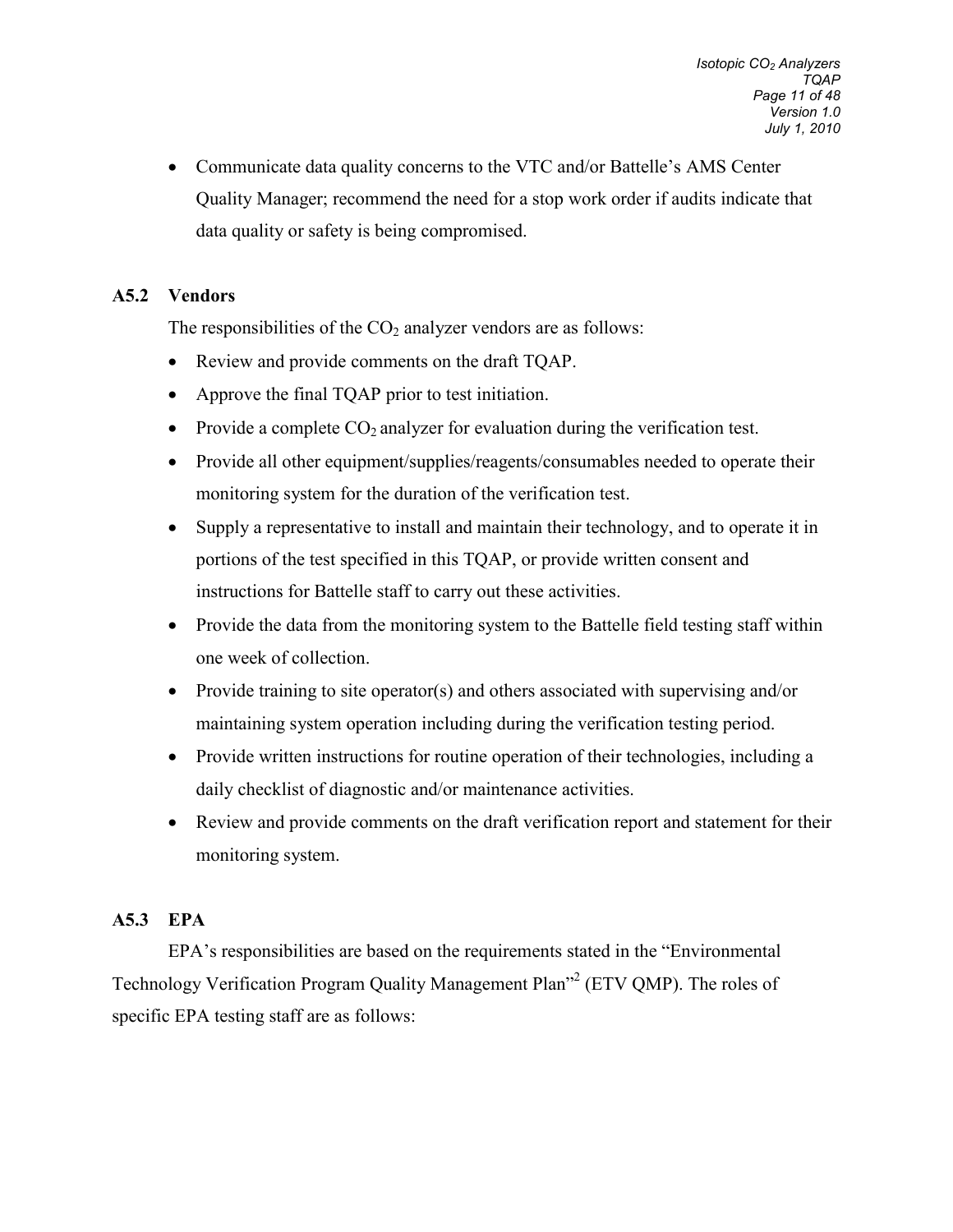- Communicate data quality concerns to the VTC and/or Battelle's AMS Center Quality Manager; recommend the need for a stop work order if audits indicate that data quality or safety is being compromised.

### A5.2 Vendors

The responsibilities of the $CO_2$ analyzer vendors are as follows:

- Review and provide comments on the draft TQAP.
- Approve the final TQAP prior to test initiation.
- Provide a complete $CO_2$ analyzer for evaluation during the verification test.
- Provide all other equipment/supplies/reagents/consumables needed to operate their monitoring system for the duration of the verification test.
- Supply a representative to install and maintain their technology, and to operate it in portions of the test specified in this TQAP, or provide written consent and instructions for Battelle staff to carry out these activities.
- Provide the data from the monitoring system to the Battelle field testing staff within one week of collection.
- Provide training to site operator(s) and others associated with supervising and/or maintaining system operation including during the verification testing period.
- Provide written instructions for routine operation of their technologies, including a daily checklist of diagnostic and/or maintenance activities.
- Review and provide comments on the draft verification report and statement for their monitoring system.

### A5.3 EPA

EPA's responsibilities are based on the requirements stated in the "Environmental Technology Verification Program Quality Management Plan"[2] (ETV QMP). The roles of specific EPA testing staff are as follows: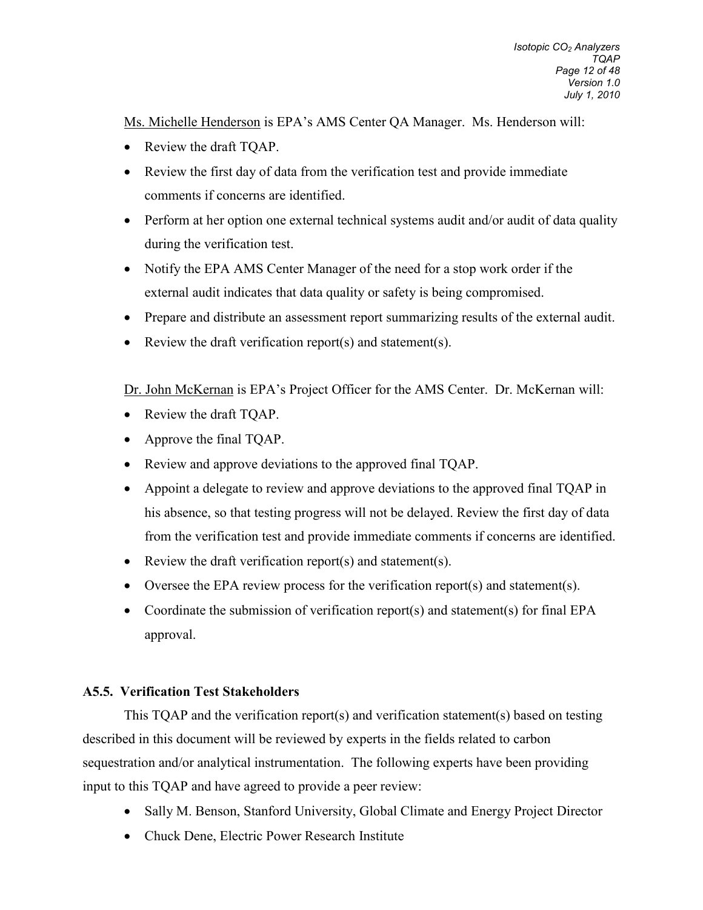Ms. Michelle Henderson is EPA's AMS Center QA Manager. Ms. Henderson will:

- Review the draft TQAP.
- Review the first day of data from the verification test and provide immediate comments if concerns are identified.
- Perform at her option one external technical systems audit and/or audit of data quality during the verification test.
- Notify the EPA AMS Center Manager of the need for a stop work order if the external audit indicates that data quality or safety is being compromised.
- Prepare and distribute an assessment report summarizing results of the external audit.
- Review the draft verification report(s) and statement(s).

Dr. John McKernan is EPA's Project Officer for the AMS Center. Dr. McKernan will:

- Review the draft TQAP.
- Approve the final TQAP.
- Review and approve deviations to the approved final TQAP.
- Appoint a delegate to review and approve deviations to the approved final TQAP in his absence, so that testing progress will not be delayed. Review the first day of data from the verification test and provide immediate comments if concerns are identified.
- Review the draft verification report(s) and statement(s).
- Oversee the EPA review process for the verification report(s) and statement(s).
- Coordinate the submission of verification report(s) and statement(s) for final EPA approval.

### A5.5. Verification Test Stakeholders

This TQAP and the verification report(s) and verification statement(s) based on testing described in this document will be reviewed by experts in the fields related to carbon sequestration and/or analytical instrumentation. The following experts have been providing input to this TQAP and have agreed to provide a peer review:

- Sally M. Benson, Stanford University, Global Climate and Energy Project Director
- Chuck Dene, Electric Power Research Institute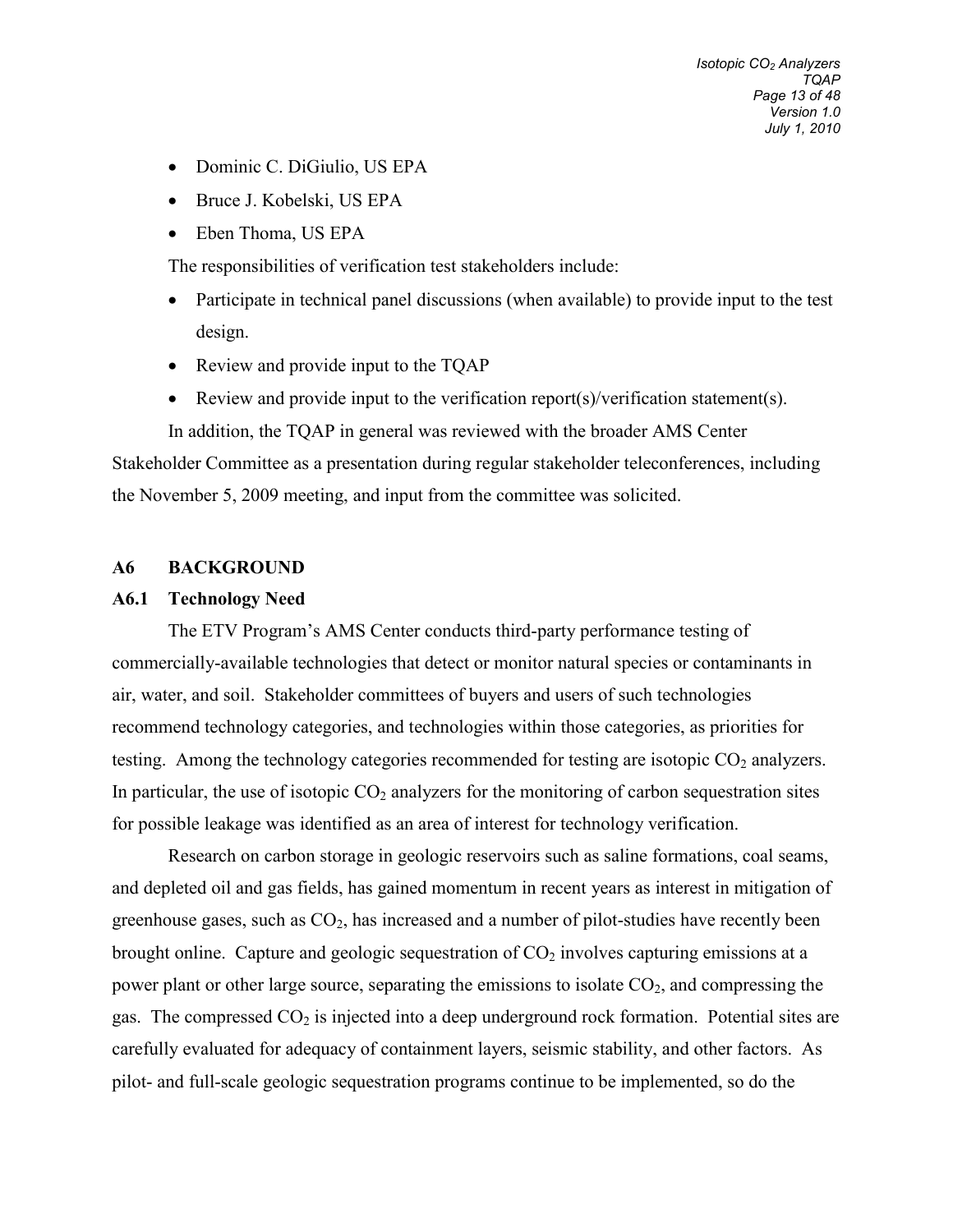- Dominic C. DiGiulio, US EPA
- Bruce J. Kobelski, US EPA
- Eben Thoma, US EPA

The responsibilities of verification test stakeholders include:

- Participate in technical panel discussions (when available) to provide input to the test design.
- Review and provide input to the TQAP
- Review and provide input to the verification report(s)/verification statement(s).

In addition, the TQAP in general was reviewed with the broader AMS Center Stakeholder Committee as a presentation during regular stakeholder teleconferences, including the November 5, 2009 meeting, and input from the committee was solicited.

## A6 BACKGROUND

### A6.1 Technology Need

The ETV Program's AMS Center conducts third-party performance testing of commercially-available technologies that detect or monitor natural species or contaminants in air, water, and soil. Stakeholder committees of buyers and users of such technologies recommend technology categories, and technologies within those categories, as priorities for testing. Among the technology categories recommended for testing are isotopic $CO_2$ analyzers. In particular, the use of isotopic $CO_2$ analyzers for the monitoring of carbon sequestration sites for possible leakage was identified as an area of interest for technology verification.

Research on carbon storage in geologic reservoirs such as saline formations, coal seams, and depleted oil and gas fields, has gained momentum in recent years as interest in mitigation of greenhouse gases, such as $CO_2$, has increased and a number of pilot-studies have recently been brought online. Capture and geologic sequestration of $CO_2$ involves capturing emissions at a power plant or other large source, separating the emissions to isolate $CO_2$, and compressing the gas. The compressed $CO_2$ is injected into a deep underground rock formation. Potential sites are carefully evaluated for adequacy of containment layers, seismic stability, and other factors. As pilot- and full-scale geologic sequestration programs continue to be implemented, so do the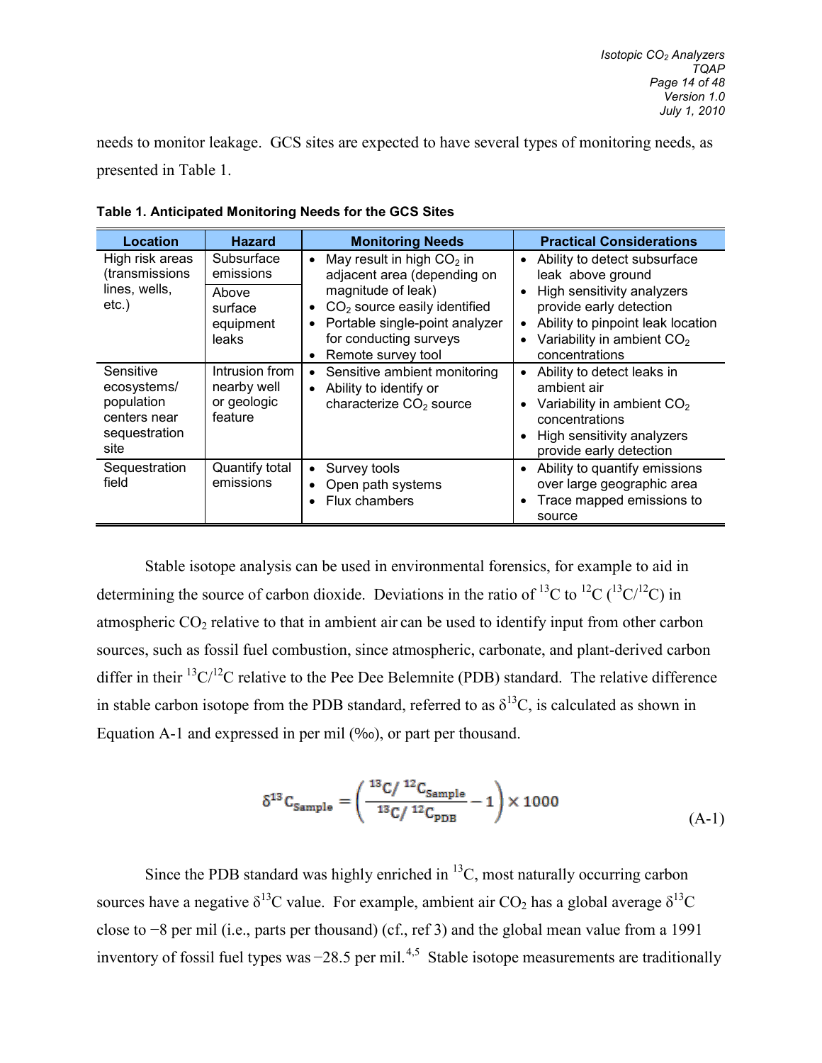needs to monitor leakage. GCS sites are expected to have several types of monitoring needs, as presented in Table 1.

**Table 1. Anticipated Monitoring Needs for the GCS Sites**

| Location | Hazard | Monitoring Needs | Practical Considerations |
|---|---|---|---|
| High risk areas (transmissions lines, wells, etc.) | Subsurface emissions<br>Above surface equipment leaks | • May result in high $CO_2$ in adjacent area (depending on magnitude of leak)<br>• $CO_2$ source easily identified<br>• Portable single-point analyzer for conducting surveys<br>• Remote survey tool | • Ability to detect subsurface leak above ground<br>• High sensitivity analyzers provide early detection<br>• Ability to pinpoint leak location<br>• Variability in ambient $CO_2$ concentrations |
| Sensitive ecosystems/ population centers near sequestration site | Intrusion from nearby well or geologic feature | • Sensitive ambient monitoring<br>• Ability to identify or characterize $CO_2$ source | • Ability to detect leaks in ambient air<br>• Variability in ambient $CO_2$ concentrations<br>• High sensitivity analyzers provide early detection |
| Sequestration field | Quantify total emissions | • Survey tools<br>• Open path systems<br>• Flux chambers | • Ability to quantify emissions over large geographic area<br>• Trace mapped emissions to source |

Stable isotope analysis can be used in environmental forensics, for example to aid in determining the source of carbon dioxide. Deviations in the ratio of $^{13}C$ to $^{12}C$ ($^{13}C/^{12}C$) in atmospheric $CO_2$ relative to that in ambient air can be used to identify input from other carbon sources, such as fossil fuel combustion, since atmospheric, carbonate, and plant-derived carbon differ in their $^{13}C/^{12}C$ relative to the Pee Dee Belemnite (PDB) standard. The relative difference in stable carbon isotope from the PDB standard, referred to as $\delta^{13}C$, is calculated as shown in Equation A-1 and expressed in per mil (‰), or part per thousand.

$$\delta^{13}C_{Sample} = \left( \frac{^{13}C/\,^{12}C_{Sample}}{^{13}C/\,^{12}C_{PDB}} - 1 \right) \times 1000 \tag{A-1}$$

Since the PDB standard was highly enriched in $^{13}C$, most naturally occurring carbon sources have a negative $\delta^{13}C$ value. For example, ambient air $CO_2$ has a global average $\delta^{13}C$ close to −8 per mil (i.e., parts per thousand) (cf., ref 3) and the global mean value from a 1991 inventory of fossil fuel types was −28.5 per mil.[4,5] Stable isotope measurements are traditionally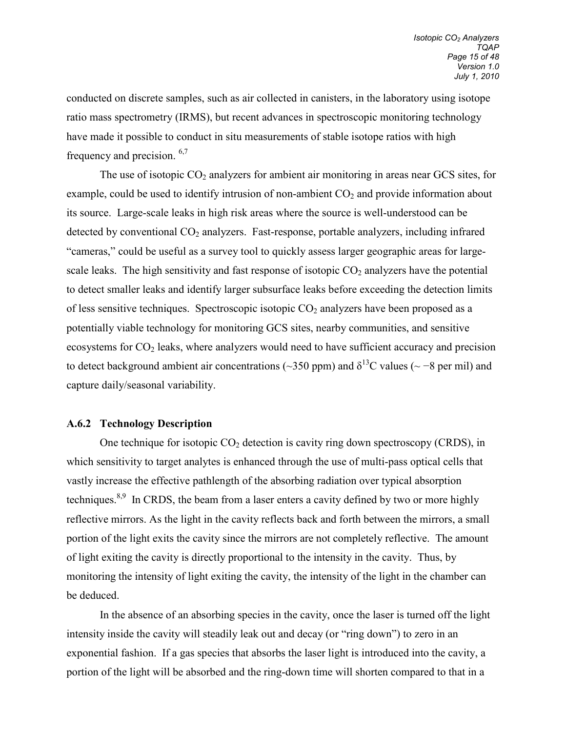conducted on discrete samples, such as air collected in canisters, in the laboratory using isotope ratio mass spectrometry (IRMS), but recent advances in spectroscopic monitoring technology have made it possible to conduct in situ measurements of stable isotope ratios with high frequency and precision. [6,7]

The use of isotopic $CO_2$ analyzers for ambient air monitoring in areas near GCS sites, for example, could be used to identify intrusion of non-ambient $CO_2$ and provide information about its source. Large-scale leaks in high risk areas where the source is well-understood can be detected by conventional $CO_2$ analyzers. Fast-response, portable analyzers, including infrared "cameras," could be useful as a survey tool to quickly assess larger geographic areas for large-scale leaks. The high sensitivity and fast response of isotopic $CO_2$ analyzers have the potential to detect smaller leaks and identify larger subsurface leaks before exceeding the detection limits of less sensitive techniques. Spectroscopic isotopic $CO_2$ analyzers have been proposed as a potentially viable technology for monitoring GCS sites, nearby communities, and sensitive ecosystems for $CO_2$ leaks, where analyzers would need to have sufficient accuracy and precision to detect background ambient air concentrations (~350 ppm) and $\delta^{13}C$ values ($\sim -8$ per mil) and capture daily/seasonal variability.

### A.6.2 Technology Description

One technique for isotopic $CO_2$ detection is cavity ring down spectroscopy (CRDS), in which sensitivity to target analytes is enhanced through the use of multi-pass optical cells that vastly increase the effective pathlength of the absorbing radiation over typical absorption techniques.[8,9] In CRDS, the beam from a laser enters a cavity defined by two or more highly reflective mirrors. As the light in the cavity reflects back and forth between the mirrors, a small portion of the light exits the cavity since the mirrors are not completely reflective. The amount of light exiting the cavity is directly proportional to the intensity in the cavity. Thus, by monitoring the intensity of light exiting the cavity, the intensity of the light in the chamber can be deduced.

In the absence of an absorbing species in the cavity, once the laser is turned off the light intensity inside the cavity will steadily leak out and decay (or "ring down") to zero in an exponential fashion. If a gas species that absorbs the laser light is introduced into the cavity, a portion of the light will be absorbed and the ring-down time will shorten compared to that in a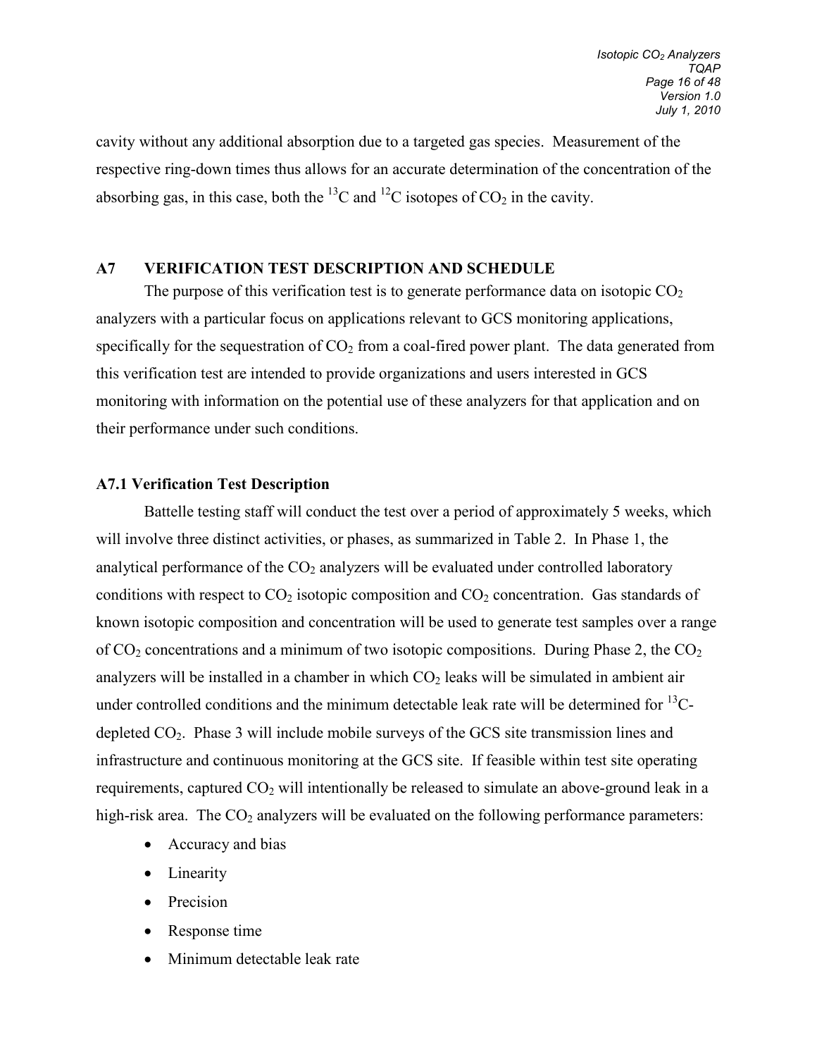cavity without any additional absorption due to a targeted gas species. Measurement of the respective ring-down times thus allows for an accurate determination of the concentration of the absorbing gas, in this case, both the $^{13}C$ and $^{12}C$ isotopes of $CO_2$ in the cavity.

## A7 VERIFICATION TEST DESCRIPTION AND SCHEDULE

The purpose of this verification test is to generate performance data on isotopic $CO_2$ analyzers with a particular focus on applications relevant to GCS monitoring applications, specifically for the sequestration of $CO_2$ from a coal-fired power plant. The data generated from this verification test are intended to provide organizations and users interested in GCS monitoring with information on the potential use of these analyzers for that application and on their performance under such conditions.

### A7.1 Verification Test Description

Battelle testing staff will conduct the test over a period of approximately 5 weeks, which will involve three distinct activities, or phases, as summarized in Table 2. In Phase 1, the analytical performance of the $CO_2$ analyzers will be evaluated under controlled laboratory conditions with respect to $CO_2$ isotopic composition and $CO_2$ concentration. Gas standards of known isotopic composition and concentration will be used to generate test samples over a range of $CO_2$ concentrations and a minimum of two isotopic compositions. During Phase 2, the $CO_2$ analyzers will be installed in a chamber in which $CO_2$ leaks will be simulated in ambient air under controlled conditions and the minimum detectable leak rate will be determined for $^{13}C$-depleted $CO_2$. Phase 3 will include mobile surveys of the GCS site transmission lines and infrastructure and continuous monitoring at the GCS site. If feasible within test site operating requirements, captured $CO_2$ will intentionally be released to simulate an above-ground leak in a high-risk area. The $CO_2$ analyzers will be evaluated on the following performance parameters:

- Accuracy and bias
- Linearity
- Precision
- Response time
- Minimum detectable leak rate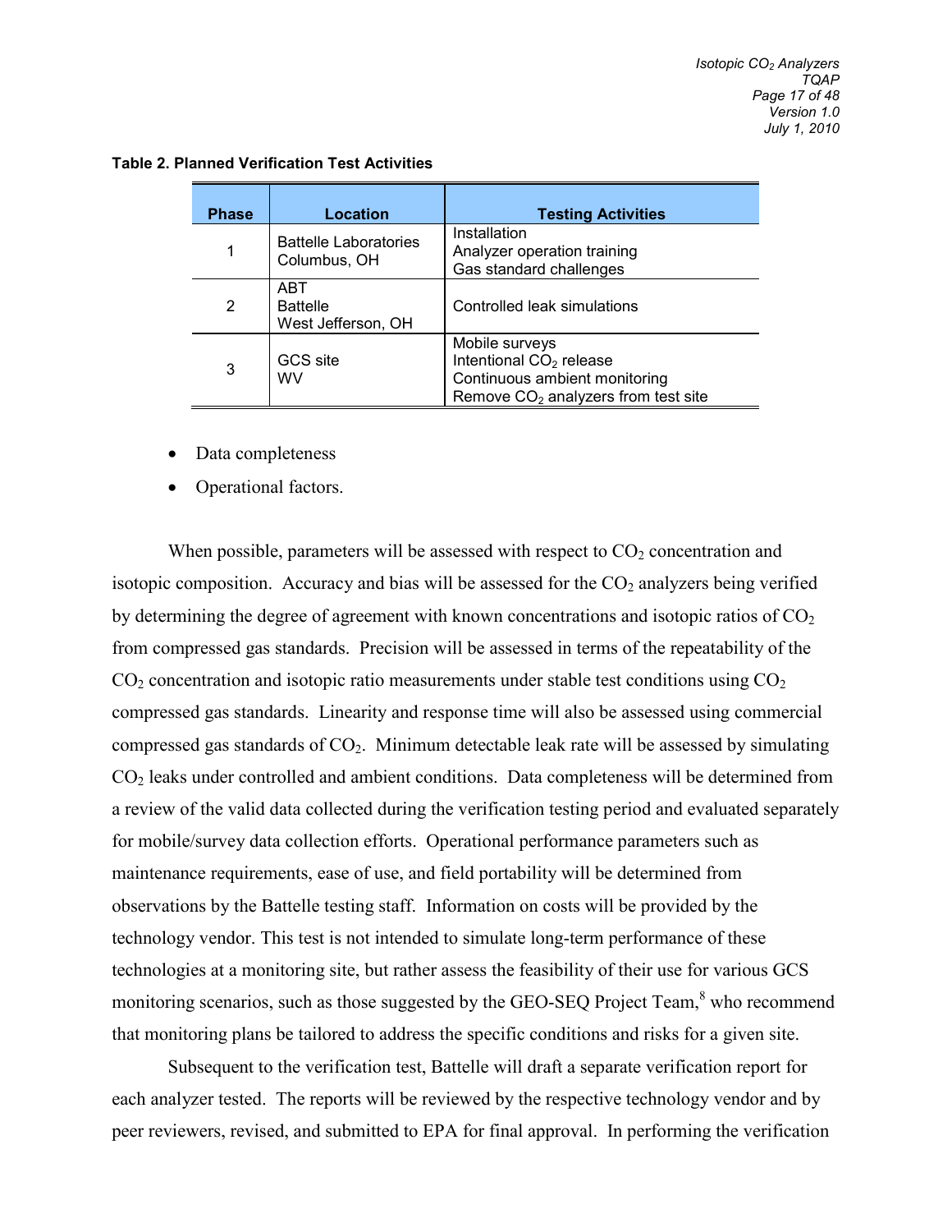**Table 2. Planned Verification Test Activities**

| Phase | Location | Testing Activities |
|---|---|---|
| 1 | Battelle Laboratories<br>Columbus, OH | Installation<br>Analyzer operation training<br>Gas standard challenges |
| 2 | ABT<br>Battelle<br>West Jefferson, OH | Controlled leak simulations |
| 3 | GCS site<br>WV | Mobile surveys<br>Intentional $CO_2$ release<br>Continuous ambient monitoring<br>Remove $CO_2$ analyzers from test site |

- Data completeness
- Operational factors.

When possible, parameters will be assessed with respect to $CO_2$ concentration and isotopic composition. Accuracy and bias will be assessed for the $CO_2$ analyzers being verified by determining the degree of agreement with known concentrations and isotopic ratios of $CO_2$ from compressed gas standards. Precision will be assessed in terms of the repeatability of the $CO_2$ concentration and isotopic ratio measurements under stable test conditions using $CO_2$ compressed gas standards. Linearity and response time will also be assessed using commercial compressed gas standards of $CO_2$. Minimum detectable leak rate will be assessed by simulating $CO_2$ leaks under controlled and ambient conditions. Data completeness will be determined from a review of the valid data collected during the verification testing period and evaluated separately for mobile/survey data collection efforts. Operational performance parameters such as maintenance requirements, ease of use, and field portability will be determined from observations by the Battelle testing staff. Information on costs will be provided by the technology vendor. This test is not intended to simulate long-term performance of these technologies at a monitoring site, but rather assess the feasibility of their use for various GCS monitoring scenarios, such as those suggested by the GEO-SEQ Project Team,[8] who recommend that monitoring plans be tailored to address the specific conditions and risks for a given site.

Subsequent to the verification test, Battelle will draft a separate verification report for each analyzer tested. The reports will be reviewed by the respective technology vendor and by peer reviewers, revised, and submitted to EPA for final approval. In performing the verification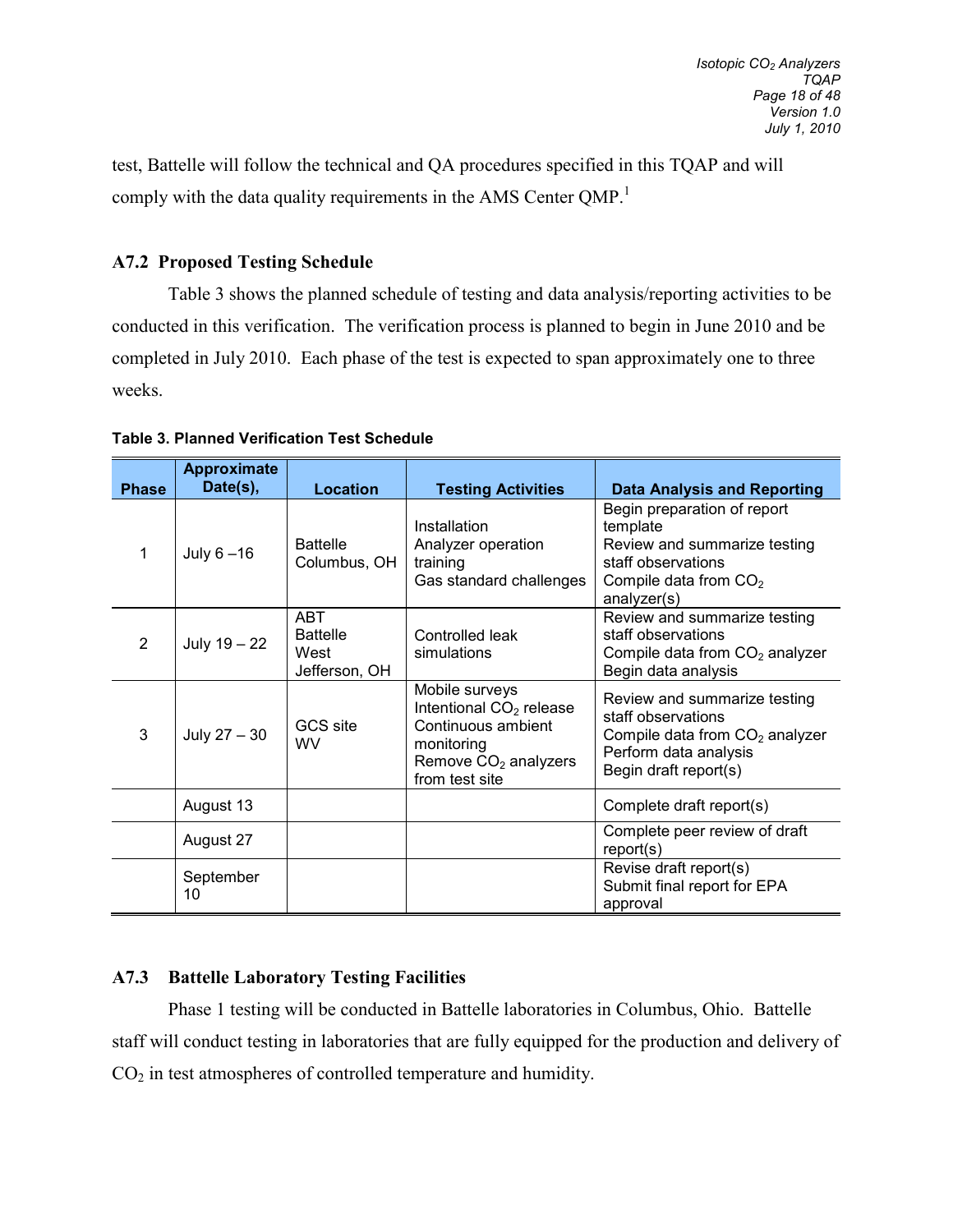test, Battelle will follow the technical and QA procedures specified in this TQAP and will comply with the data quality requirements in the AMS Center QMP.[1]

## A7.2 Proposed Testing Schedule

Table 3 shows the planned schedule of testing and data analysis/reporting activities to be conducted in this verification. The verification process is planned to begin in June 2010 and be completed in July 2010. Each phase of the test is expected to span approximately one to three weeks.

**Table 3. Planned Verification Test Schedule**

| Phase | Approximate Date(s), | Location | Testing Activities | Data Analysis and Reporting |
|---|---|---|---|---|
| 1 | July 6 –16 | Battelle Columbus, OH | Installation<br>Analyzer operation training<br>Gas standard challenges | Begin preparation of report template<br>Review and summarize testing staff observations<br>Compile data from $CO_2$ analyzer(s) |
| 2 | July 19 – 22 | ABT Battelle West Jefferson, OH | Controlled leak simulations | Review and summarize testing staff observations<br>Compile data from $CO_2$ analyzer<br>Begin data analysis |
| 3 | July 27 – 30 | GCS site WV | Mobile surveys<br>Intentional $CO_2$ release<br>Continuous ambient monitoring<br>Remove $CO_2$ analyzers from test site | Review and summarize testing staff observations<br>Compile data from $CO_2$ analyzer<br>Perform data analysis<br>Begin draft report(s) |
| | August 13 | | | Complete draft report(s) |
| | August 27 | | | Complete peer review of draft report(s) |
| | September 10 | | | Revise draft report(s)<br>Submit final report for EPA approval |

## A7.3 Battelle Laboratory Testing Facilities

Phase 1 testing will be conducted in Battelle laboratories in Columbus, Ohio. Battelle staff will conduct testing in laboratories that are fully equipped for the production and delivery of $CO_2$ in test atmospheres of controlled temperature and humidity.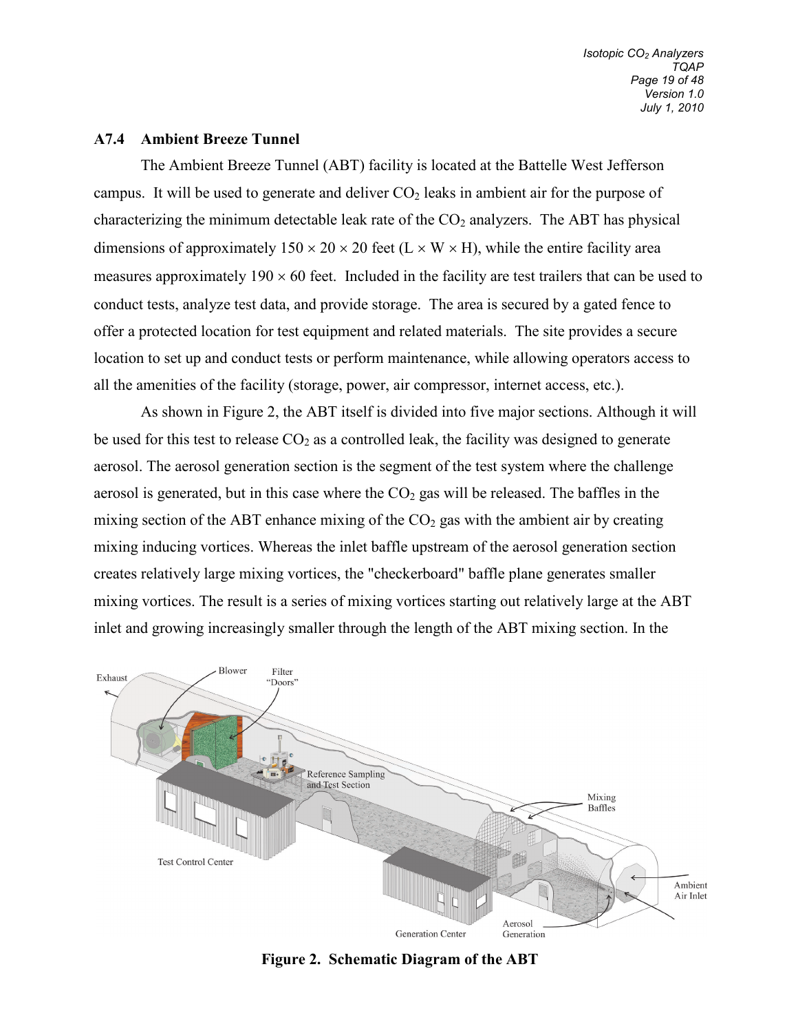### A7.4 Ambient Breeze Tunnel

The Ambient Breeze Tunnel (ABT) facility is located at the Battelle West Jefferson campus. It will be used to generate and deliver $CO_2$ leaks in ambient air for the purpose of characterizing the minimum detectable leak rate of the $CO_2$ analyzers. The ABT has physical dimensions of approximately $150 \times 20 \times 20$ feet (L × W × H), while the entire facility area measures approximately $190 \times 60$ feet. Included in the facility are test trailers that can be used to conduct tests, analyze test data, and provide storage. The area is secured by a gated fence to offer a protected location for test equipment and related materials. The site provides a secure location to set up and conduct tests or perform maintenance, while allowing operators access to all the amenities of the facility (storage, power, air compressor, internet access, etc.).

As shown in Figure 2, the ABT itself is divided into five major sections. Although it will be used for this test to release $CO_2$ as a controlled leak, the facility was designed to generate aerosol. The aerosol generation section is the segment of the test system where the challenge aerosol is generated, but in this case where the $CO_2$ gas will be released. The baffles in the mixing section of the ABT enhance mixing of the $CO_2$ gas with the ambient air by creating mixing inducing vortices. Whereas the inlet baffle upstream of the aerosol generation section creates relatively large mixing vortices, the "checkerboard" baffle plane generates smaller mixing vortices. The result is a series of mixing vortices starting out relatively large at the ABT inlet and growing increasingly smaller through the length of the ABT mixing section. In the

**Figure 2. Schematic Diagram of the ABT**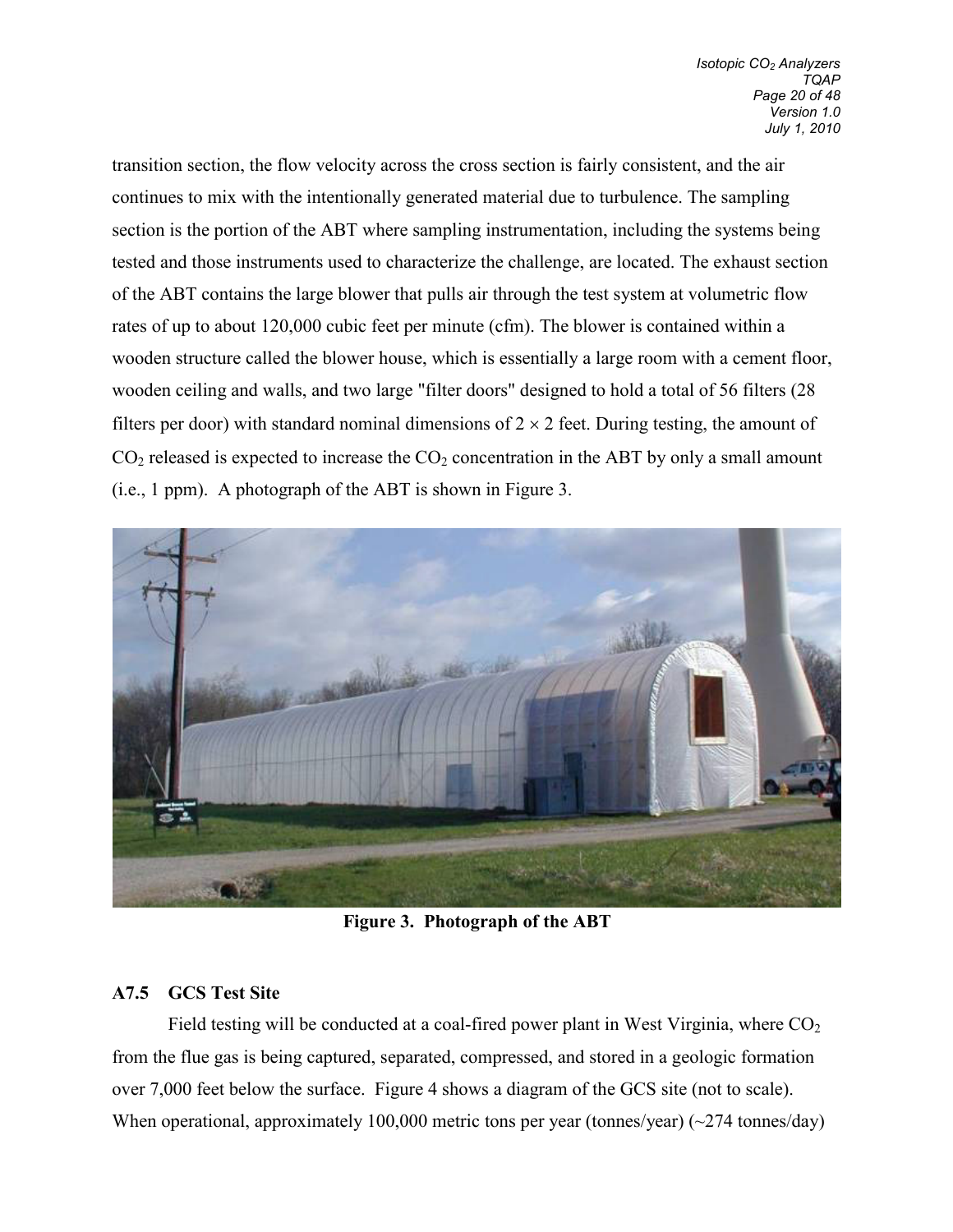transition section, the flow velocity across the cross section is fairly consistent, and the air continues to mix with the intentionally generated material due to turbulence. The sampling section is the portion of the ABT where sampling instrumentation, including the systems being tested and those instruments used to characterize the challenge, are located. The exhaust section of the ABT contains the large blower that pulls air through the test system at volumetric flow rates of up to about 120,000 cubic feet per minute (cfm). The blower is contained within a wooden structure called the blower house, which is essentially a large room with a cement floor, wooden ceiling and walls, and two large "filter doors" designed to hold a total of 56 filters (28 filters per door) with standard nominal dimensions of $2 \times 2$ feet. During testing, the amount of $CO_2$ released is expected to increase the $CO_2$ concentration in the ABT by only a small amount (i.e., 1 ppm). A photograph of the ABT is shown in Figure 3.

**Figure 3. Photograph of the ABT**

### A7.5 GCS Test Site

Field testing will be conducted at a coal-fired power plant in West Virginia, where $CO_2$ from the flue gas is being captured, separated, compressed, and stored in a geologic formation over 7,000 feet below the surface. Figure 4 shows a diagram of the GCS site (not to scale). When operational, approximately 100,000 metric tons per year (tonnes/year) (~274 tonnes/day)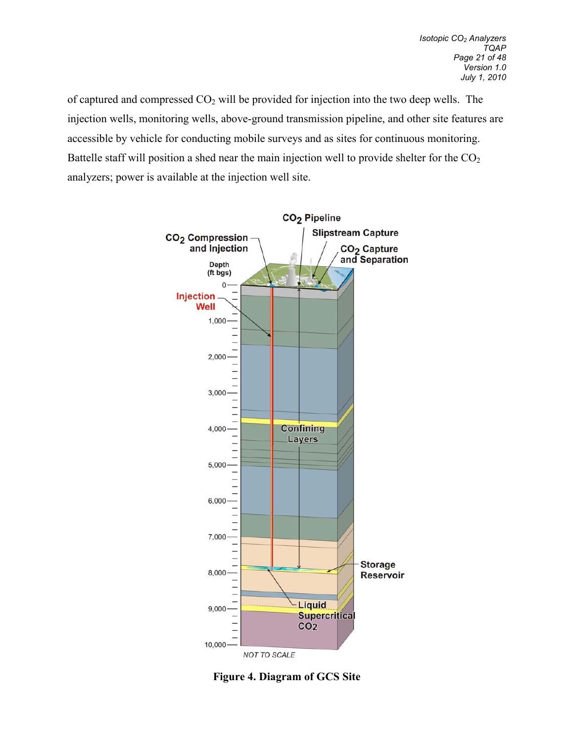of captured and compressed $CO_2$ will be provided for injection into the two deep wells. The injection wells, monitoring wells, above-ground transmission pipeline, and other site features are accessible by vehicle for conducting mobile surveys and as sites for continuous monitoring. Battelle staff will position a shed near the main injection well to provide shelter for the $CO_2$ analyzers; power is available at the injection well site.

**Figure 4. Diagram of GCS Site**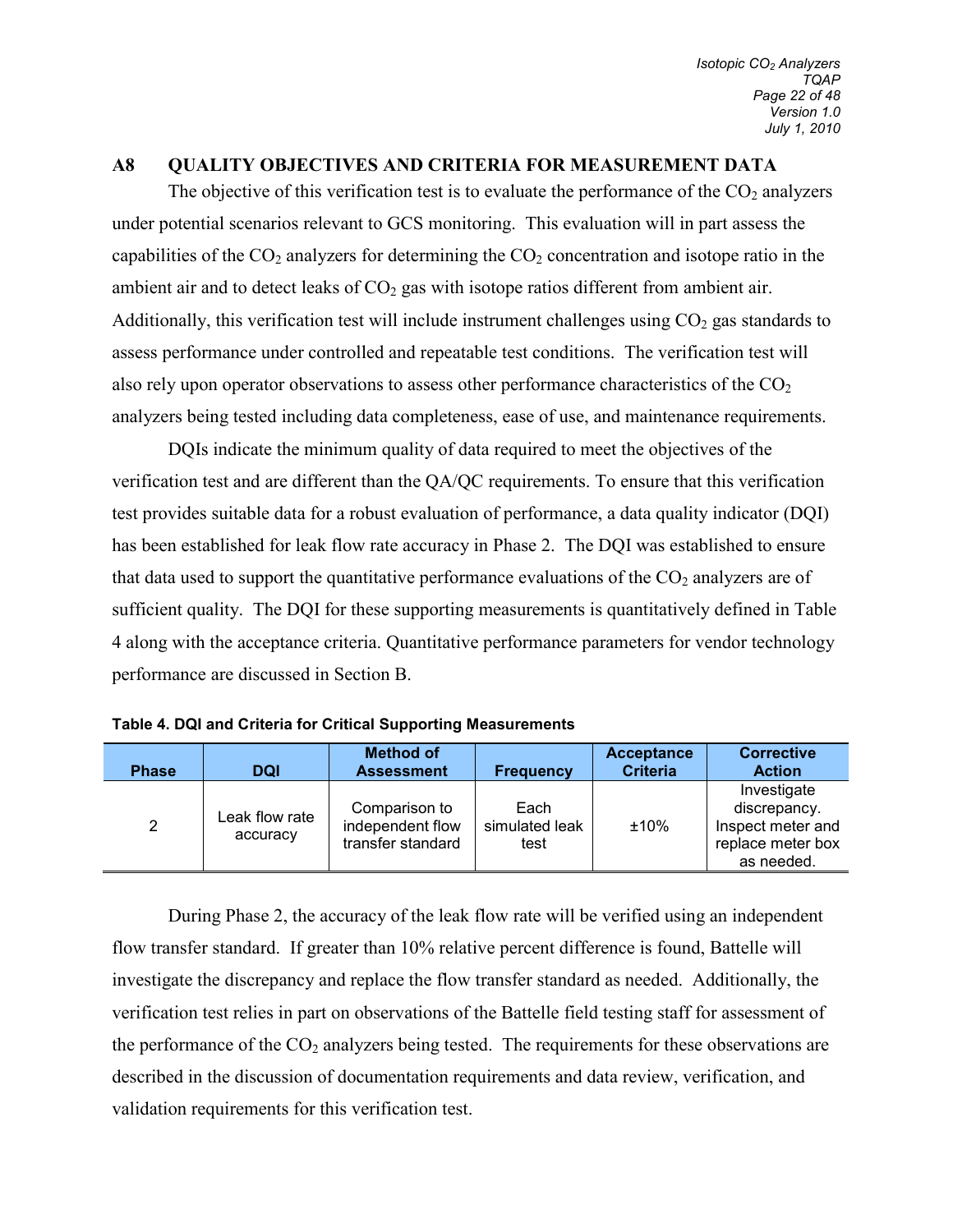## A8 QUALITY OBJECTIVES AND CRITERIA FOR MEASUREMENT DATA

The objective of this verification test is to evaluate the performance of the $CO_2$ analyzers under potential scenarios relevant to GCS monitoring. This evaluation will in part assess the capabilities of the $CO_2$ analyzers for determining the $CO_2$ concentration and isotope ratio in the ambient air and to detect leaks of $CO_2$ gas with isotope ratios different from ambient air. Additionally, this verification test will include instrument challenges using $CO_2$ gas standards to assess performance under controlled and repeatable test conditions. The verification test will also rely upon operator observations to assess other performance characteristics of the $CO_2$ analyzers being tested including data completeness, ease of use, and maintenance requirements.

DQIs indicate the minimum quality of data required to meet the objectives of the verification test and are different than the QA/QC requirements. To ensure that this verification test provides suitable data for a robust evaluation of performance, a data quality indicator (DQI) has been established for leak flow rate accuracy in Phase 2. The DQI was established to ensure that data used to support the quantitative performance evaluations of the $CO_2$ analyzers are of sufficient quality. The DQI for these supporting measurements is quantitatively defined in Table 4 along with the acceptance criteria. Quantitative performance parameters for vendor technology performance are discussed in Section B.

**Table 4. DQI and Criteria for Critical Supporting Measurements**

| Phase | DQI | Method of Assessment | Frequency | Acceptance Criteria | Corrective Action |
|---|---|---|---|---|---|
| 2 | Leak flow rate accuracy | Comparison to independent flow transfer standard | Each simulated leak test | ±10% | Investigate discrepancy. Inspect meter and replace meter box as needed. |

During Phase 2, the accuracy of the leak flow rate will be verified using an independent flow transfer standard. If greater than 10% relative percent difference is found, Battelle will investigate the discrepancy and replace the flow transfer standard as needed. Additionally, the verification test relies in part on observations of the Battelle field testing staff for assessment of the performance of the $CO_2$ analyzers being tested. The requirements for these observations are described in the discussion of documentation requirements and data review, verification, and validation requirements for this verification test.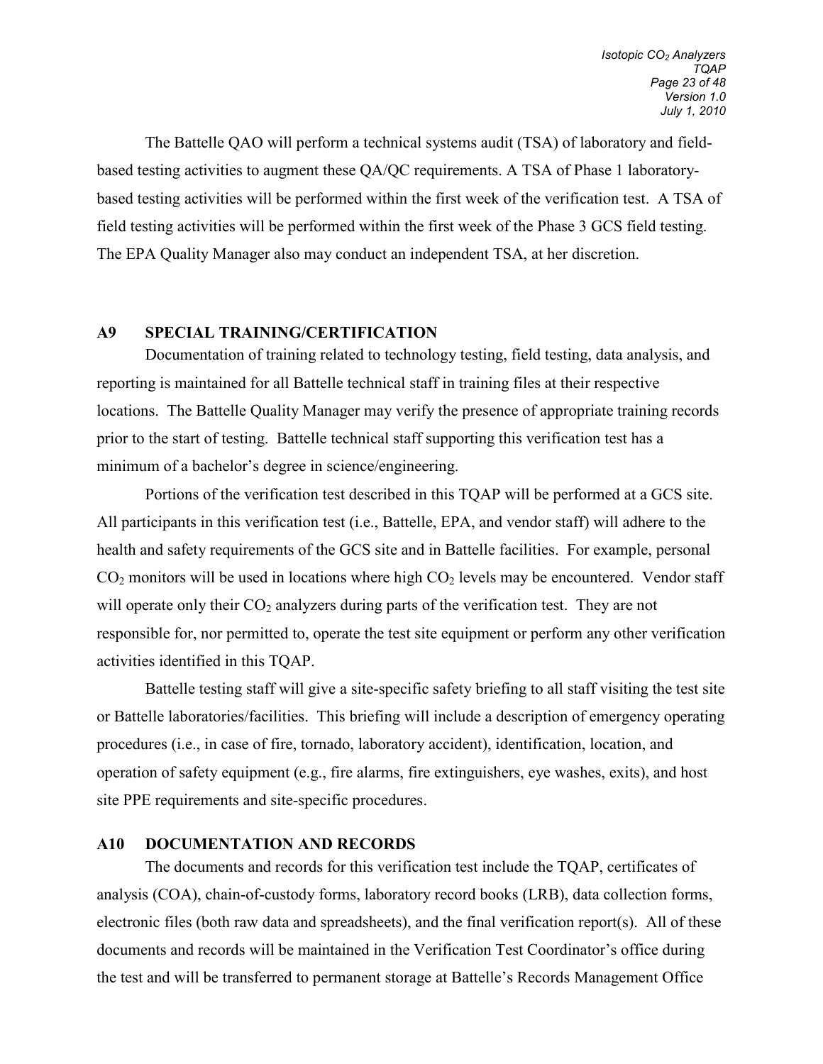The Battelle QAO will perform a technical systems audit (TSA) of laboratory and field-based testing activities to augment these QA/QC requirements. A TSA of Phase 1 laboratory-based testing activities will be performed within the first week of the verification test. A TSA of field testing activities will be performed within the first week of the Phase 3 GCS field testing. The EPA Quality Manager also may conduct an independent TSA, at her discretion.

## A9 SPECIAL TRAINING/CERTIFICATION

Documentation of training related to technology testing, field testing, data analysis, and reporting is maintained for all Battelle technical staff in training files at their respective locations. The Battelle Quality Manager may verify the presence of appropriate training records prior to the start of testing. Battelle technical staff supporting this verification test has a minimum of a bachelor's degree in science/engineering.

Portions of the verification test described in this TQAP will be performed at a GCS site. All participants in this verification test (i.e., Battelle, EPA, and vendor staff) will adhere to the health and safety requirements of the GCS site and in Battelle facilities. For example, personal $CO_2$ monitors will be used in locations where high $CO_2$ levels may be encountered. Vendor staff will operate only their $CO_2$ analyzers during parts of the verification test. They are not responsible for, nor permitted to, operate the test site equipment or perform any other verification activities identified in this TQAP.

Battelle testing staff will give a site-specific safety briefing to all staff visiting the test site or Battelle laboratories/facilities. This briefing will include a description of emergency operating procedures (i.e., in case of fire, tornado, laboratory accident), identification, location, and operation of safety equipment (e.g., fire alarms, fire extinguishers, eye washes, exits), and host site PPE requirements and site-specific procedures.

## A10 DOCUMENTATION AND RECORDS

The documents and records for this verification test include the TQAP, certificates of analysis (COA), chain-of-custody forms, laboratory record books (LRB), data collection forms, electronic files (both raw data and spreadsheets), and the final verification report(s). All of these documents and records will be maintained in the Verification Test Coordinator's office during the test and will be transferred to permanent storage at Battelle's Records Management Office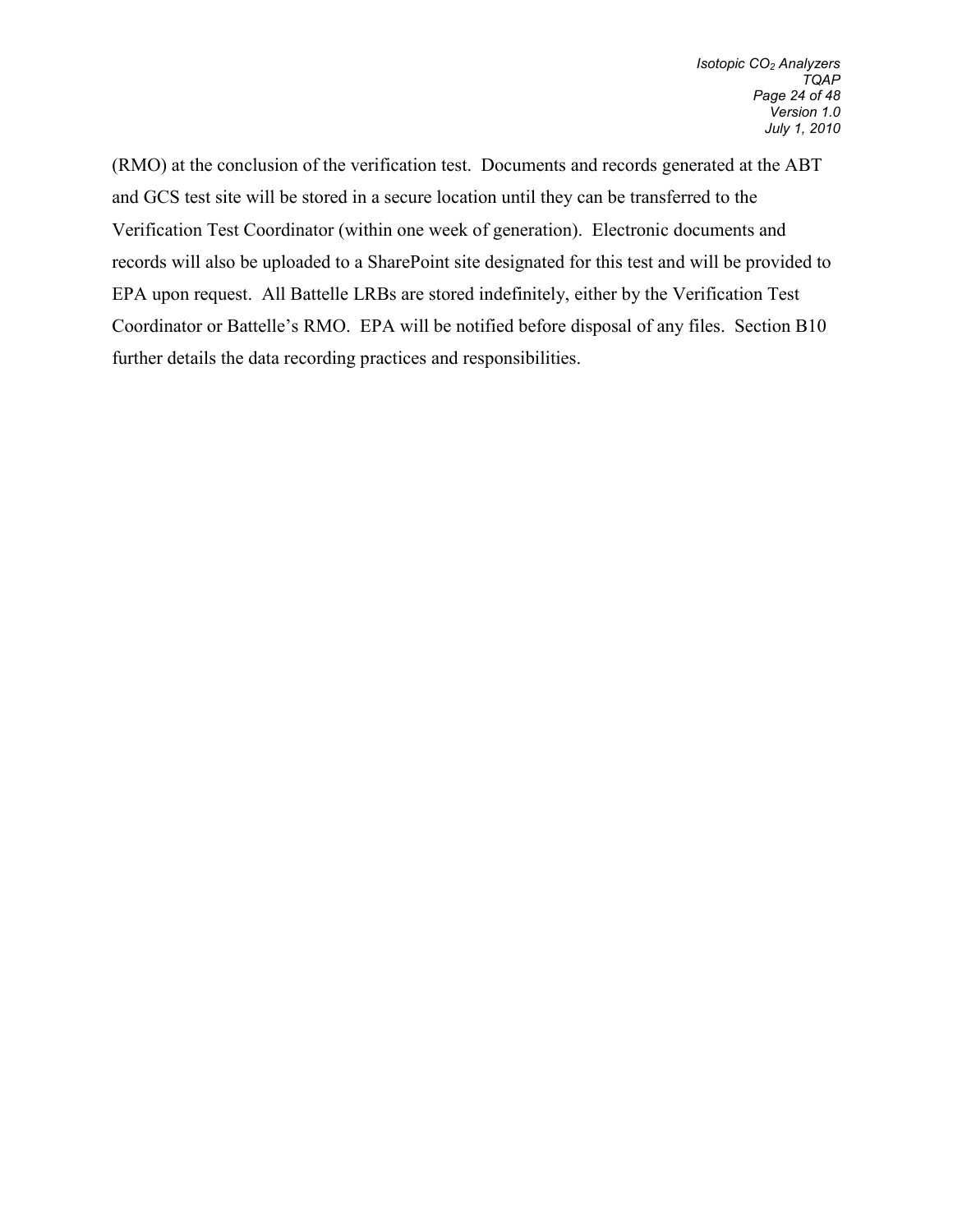(RMO) at the conclusion of the verification test. Documents and records generated at the ABT and GCS test site will be stored in a secure location until they can be transferred to the Verification Test Coordinator (within one week of generation). Electronic documents and records will also be uploaded to a SharePoint site designated for this test and will be provided to EPA upon request. All Battelle LRBs are stored indefinitely, either by the Verification Test Coordinator or Battelle's RMO. EPA will be notified before disposal of any files. Section B10 further details the data recording practices and responsibilities.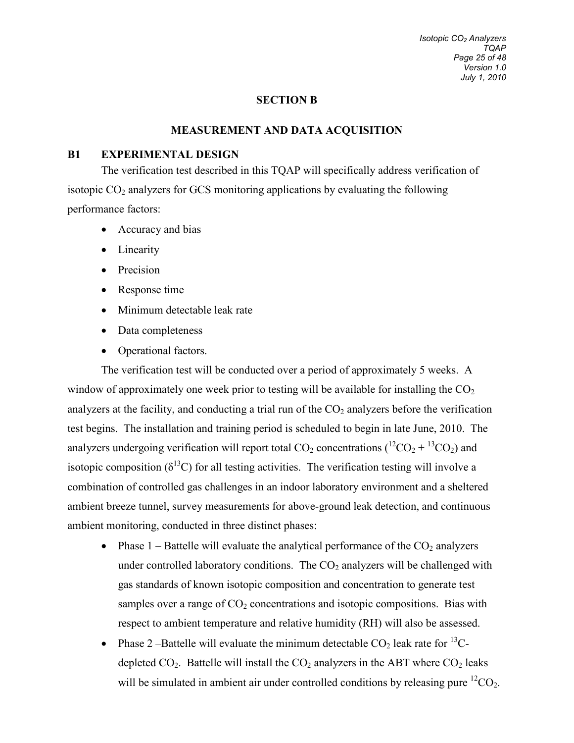# SECTION B

## MEASUREMENT AND DATA ACQUISITION

### B1 EXPERIMENTAL DESIGN

The verification test described in this TQAP will specifically address verification of isotopic $CO_2$ analyzers for GCS monitoring applications by evaluating the following performance factors:

- Accuracy and bias
- Linearity
- Precision
- Response time
- Minimum detectable leak rate
- Data completeness
- Operational factors.

The verification test will be conducted over a period of approximately 5 weeks. A window of approximately one week prior to testing will be available for installing the $CO_2$ analyzers at the facility, and conducting a trial run of the $CO_2$ analyzers before the verification test begins. The installation and training period is scheduled to begin in late June, 2010. The analyzers undergoing verification will report total $CO_2$ concentrations ($^{12}CO_2$ + $^{13}CO_2$) and isotopic composition ($\delta^{13}C$) for all testing activities. The verification testing will involve a combination of controlled gas challenges in an indoor laboratory environment and a sheltered ambient breeze tunnel, survey measurements for above-ground leak detection, and continuous ambient monitoring, conducted in three distinct phases:

- Phase 1 – Battelle will evaluate the analytical performance of the $CO_2$ analyzers under controlled laboratory conditions. The $CO_2$ analyzers will be challenged with gas standards of known isotopic composition and concentration to generate test samples over a range of $CO_2$ concentrations and isotopic compositions. Bias with respect to ambient temperature and relative humidity (RH) will also be assessed.
- Phase 2 –Battelle will evaluate the minimum detectable $CO_2$ leak rate for $^{13}C$-depleted $CO_2$. Battelle will install the $CO_2$ analyzers in the ABT where $CO_2$ leaks will be simulated in ambient air under controlled conditions by releasing pure $^{12}CO_2$.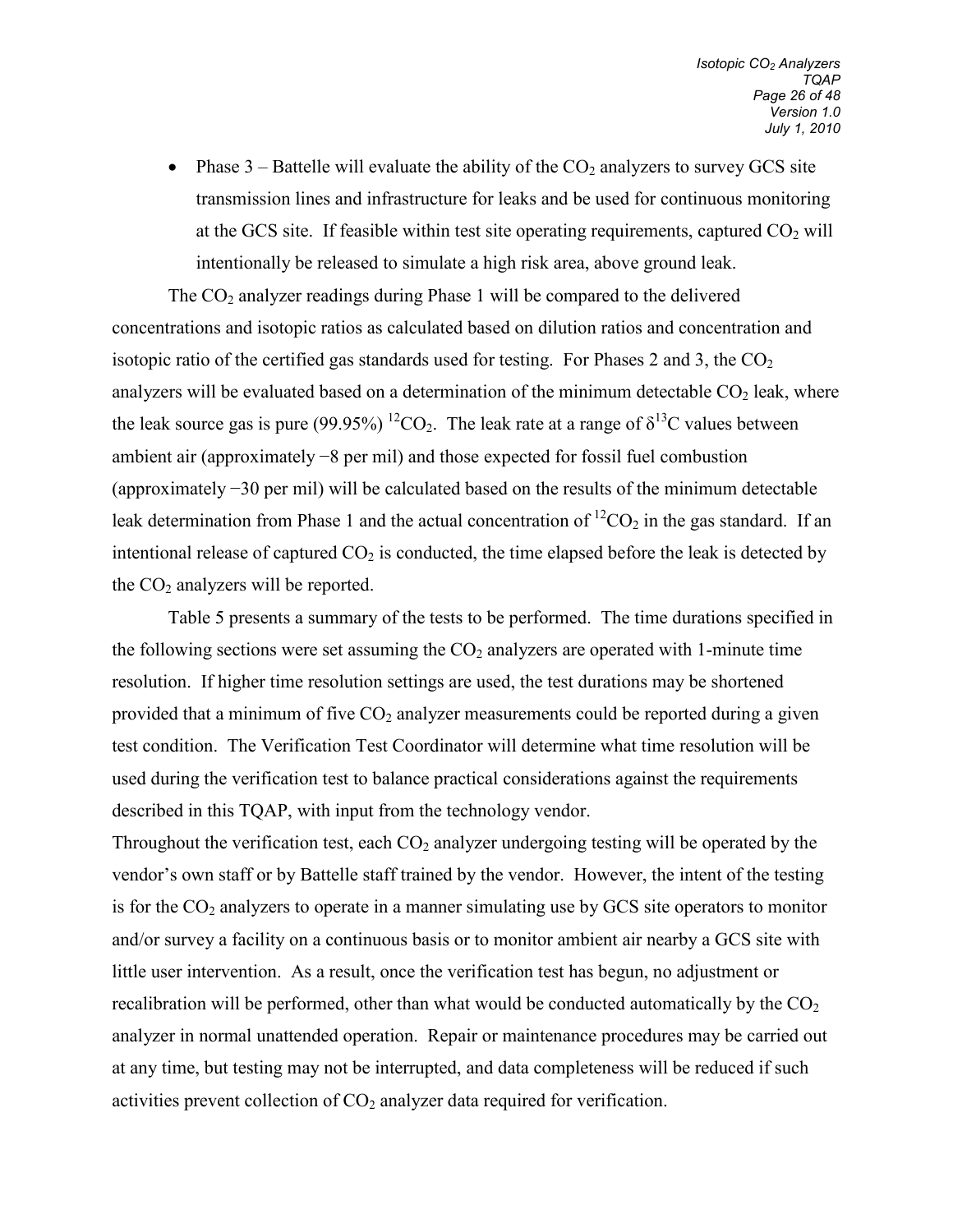- Phase 3 – Battelle will evaluate the ability of the $CO_2$ analyzers to survey GCS site transmission lines and infrastructure for leaks and be used for continuous monitoring at the GCS site. If feasible within test site operating requirements, captured $CO_2$ will intentionally be released to simulate a high risk area, above ground leak.

The $CO_2$ analyzer readings during Phase 1 will be compared to the delivered concentrations and isotopic ratios as calculated based on dilution ratios and concentration and isotopic ratio of the certified gas standards used for testing. For Phases 2 and 3, the $CO_2$ analyzers will be evaluated based on a determination of the minimum detectable $CO_2$ leak, where the leak source gas is pure (99.95%) $^{12}CO_2$. The leak rate at a range of $\delta^{13}C$ values between ambient air (approximately −8 per mil) and those expected for fossil fuel combustion (approximately −30 per mil) will be calculated based on the results of the minimum detectable leak determination from Phase 1 and the actual concentration of $^{12}CO_2$ in the gas standard. If an intentional release of captured $CO_2$ is conducted, the time elapsed before the leak is detected by the $CO_2$ analyzers will be reported.

Table 5 presents a summary of the tests to be performed. The time durations specified in the following sections were set assuming the $CO_2$ analyzers are operated with 1-minute time resolution. If higher time resolution settings are used, the test durations may be shortened provided that a minimum of five $CO_2$ analyzer measurements could be reported during a given test condition. The Verification Test Coordinator will determine what time resolution will be used during the verification test to balance practical considerations against the requirements described in this TQAP, with input from the technology vendor.

Throughout the verification test, each $CO_2$ analyzer undergoing testing will be operated by the vendor's own staff or by Battelle staff trained by the vendor. However, the intent of the testing is for the $CO_2$ analyzers to operate in a manner simulating use by GCS site operators to monitor and/or survey a facility on a continuous basis or to monitor ambient air nearby a GCS site with little user intervention. As a result, once the verification test has begun, no adjustment or recalibration will be performed, other than what would be conducted automatically by the $CO_2$ analyzer in normal unattended operation. Repair or maintenance procedures may be carried out at any time, but testing may not be interrupted, and data completeness will be reduced if such activities prevent collection of $CO_2$ analyzer data required for verification.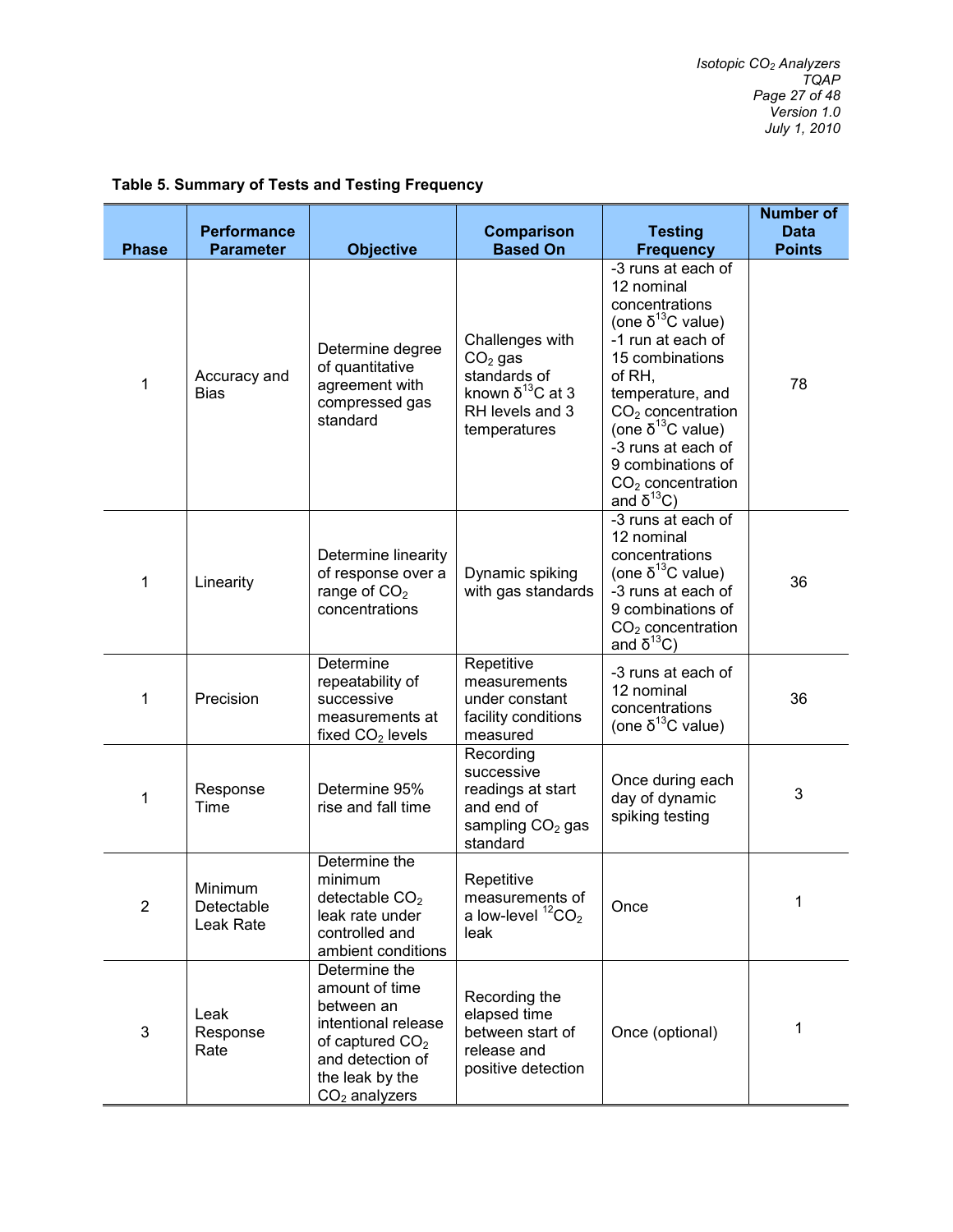**Table 5. Summary of Tests and Testing Frequency**

| Phase | Performance Parameter | Objective | Comparison Based On | Testing Frequency | Number of Data Points |
|---|---|---|---|---|---|
| 1 | Accuracy and Bias | Determine degree of quantitative agreement with compressed gas standard | Challenges with $CO_2$ gas standards of known $\delta^{13}C$ at 3 RH levels and 3 temperatures | -3 runs at each of 12 nominal concentrations (one $\delta^{13}C$ value) -1 run at each of 15 combinations of RH, temperature, and $CO_2$ concentration (one $\delta^{13}C$ value) -3 runs at each of 9 combinations of $CO_2$ concentration and $\delta^{13}C$) | 78 |
| 1 | Linearity | Determine linearity of response over a range of $CO_2$ concentrations | Dynamic spiking with gas standards | -3 runs at each of 12 nominal concentrations (one $\delta^{13}C$ value) -3 runs at each of 9 combinations of $CO_2$ concentration and $\delta^{13}C$) | 36 |
| 1 | Precision | Determine repeatability of successive measurements at fixed $CO_2$ levels | Repetitive measurements under constant facility conditions measured | -3 runs at each of 12 nominal concentrations (one $\delta^{13}C$ value) | 36 |
| 1 | Response Time | Determine 95% rise and fall time | Recording successive readings at start and end of sampling $CO_2$ gas standard | Once during each day of dynamic spiking testing | 3 |
| 2 | Minimum Detectable Leak Rate | Determine the minimum detectable $CO_2$ leak rate under controlled and ambient conditions | Repetitive measurements of a low-level $^{12}CO_2$ leak | Once | 1 |
| 3 | Leak Response Rate | Determine the amount of time between an intentional release of captured $CO_2$ and detection of the leak by the $CO_2$ analyzers | Recording the elapsed time between start of release and positive detection | Once (optional) | 1 |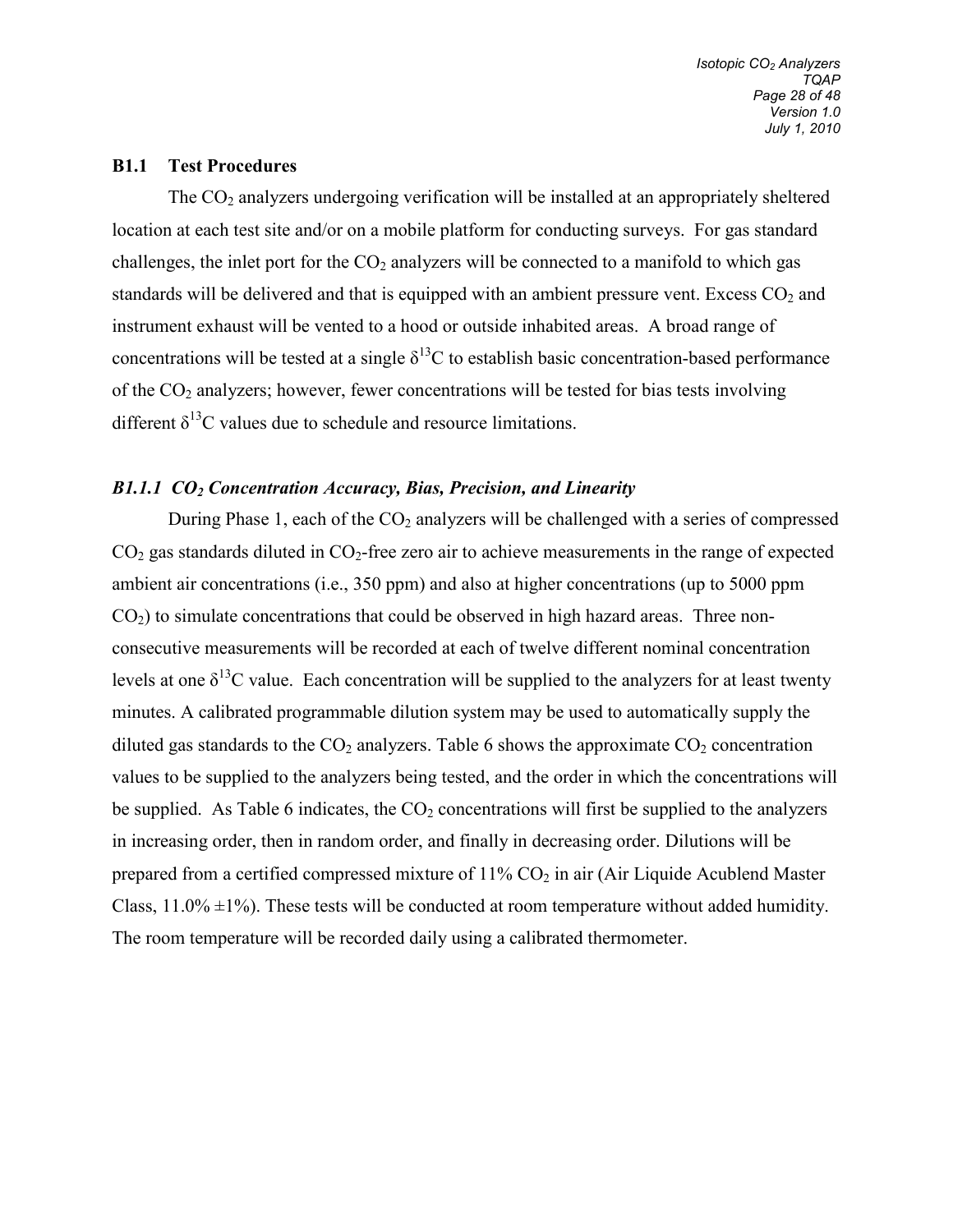## B1.1 Test Procedures

The $CO_2$ analyzers undergoing verification will be installed at an appropriately sheltered location at each test site and/or on a mobile platform for conducting surveys. For gas standard challenges, the inlet port for the $CO_2$ analyzers will be connected to a manifold to which gas standards will be delivered and that is equipped with an ambient pressure vent. Excess $CO_2$ and instrument exhaust will be vented to a hood or outside inhabited areas. A broad range of concentrations will be tested at a single $\delta^{13}C$ to establish basic concentration-based performance of the $CO_2$ analyzers; however, fewer concentrations will be tested for bias tests involving different $\delta^{13}C$ values due to schedule and resource limitations.

### *B1.1.1 $CO_2$ Concentration Accuracy, Bias, Precision, and Linearity*

During Phase 1, each of the $CO_2$ analyzers will be challenged with a series of compressed $CO_2$ gas standards diluted in $CO_2$-free zero air to achieve measurements in the range of expected ambient air concentrations (i.e., 350 ppm) and also at higher concentrations (up to 5000 ppm $CO_2$) to simulate concentrations that could be observed in high hazard areas. Three non-consecutive measurements will be recorded at each of twelve different nominal concentration levels at one $\delta^{13}C$ value. Each concentration will be supplied to the analyzers for at least twenty minutes. A calibrated programmable dilution system may be used to automatically supply the diluted gas standards to the $CO_2$ analyzers. Table 6 shows the approximate $CO_2$ concentration values to be supplied to the analyzers being tested, and the order in which the concentrations will be supplied. As Table 6 indicates, the $CO_2$ concentrations will first be supplied to the analyzers in increasing order, then in random order, and finally in decreasing order. Dilutions will be prepared from a certified compressed mixture of 11% $CO_2$ in air (Air Liquide Acublend Master Class, 11.0% ±1%). These tests will be conducted at room temperature without added humidity. The room temperature will be recorded daily using a calibrated thermometer.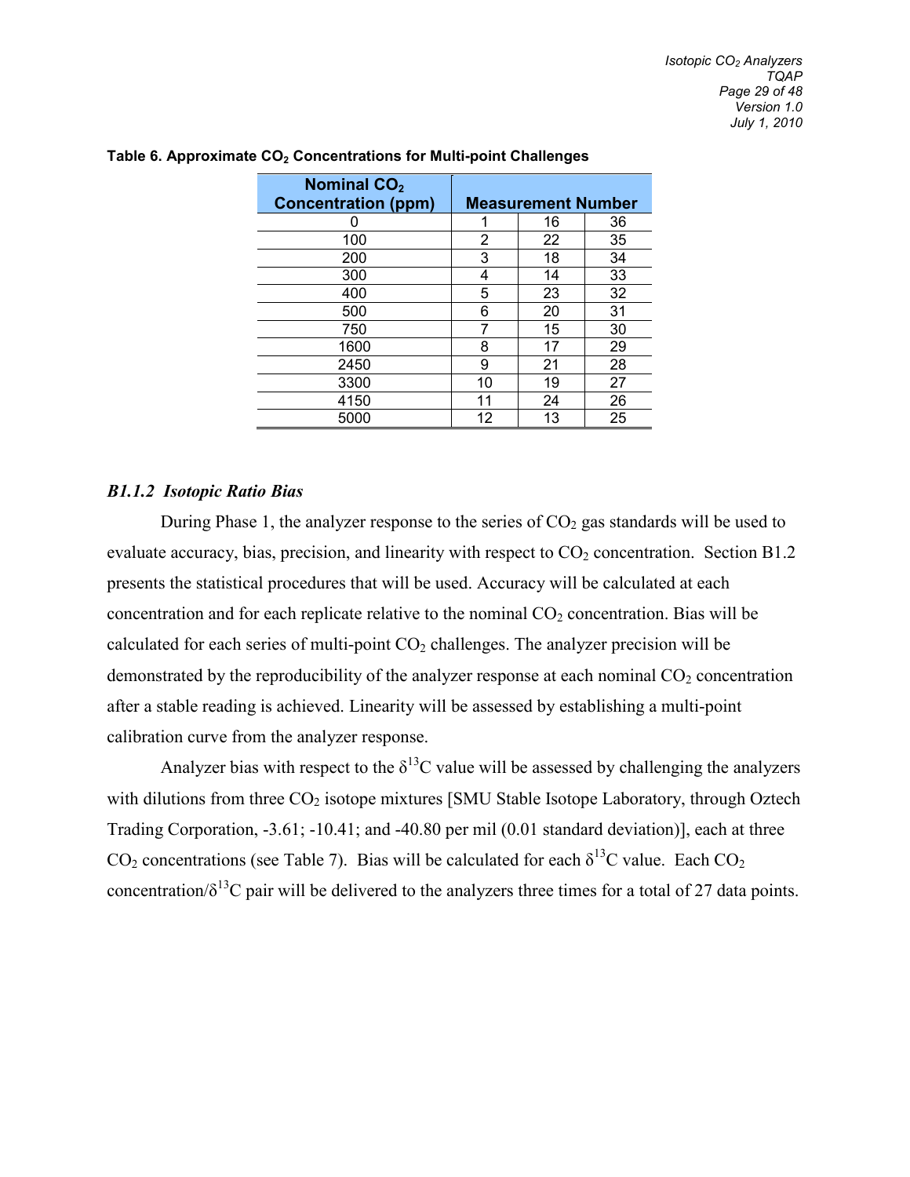**Table 6. Approximate $CO_2$ Concentrations for Multi-point Challenges**

| Nominal $CO_2$ Concentration (ppm) | Measurement Number | | |
|---|---|---|---|
| 0 | 1 | 16 | 36 |
| 100 | 2 | 22 | 35 |
| 200 | 3 | 18 | 34 |
| 300 | 4 | 14 | 33 |
| 400 | 5 | 23 | 32 |
| 500 | 6 | 20 | 31 |
| 750 | 7 | 15 | 30 |
| 1600 | 8 | 17 | 29 |
| 2450 | 9 | 21 | 28 |
| 3300 | 10 | 19 | 27 |
| 4150 | 11 | 24 | 26 |
| 5000 | 12 | 13 | 25 |

### *B1.1.2 Isotopic Ratio Bias*

During Phase 1, the analyzer response to the series of $CO_2$ gas standards will be used to evaluate accuracy, bias, precision, and linearity with respect to $CO_2$ concentration. Section B1.2 presents the statistical procedures that will be used. Accuracy will be calculated at each concentration and for each replicate relative to the nominal $CO_2$ concentration. Bias will be calculated for each series of multi-point $CO_2$ challenges. The analyzer precision will be demonstrated by the reproducibility of the analyzer response at each nominal $CO_2$ concentration after a stable reading is achieved. Linearity will be assessed by establishing a multi-point calibration curve from the analyzer response.

Analyzer bias with respect to the $\delta^{13}C$ value will be assessed by challenging the analyzers with dilutions from three $CO_2$ isotope mixtures [SMU Stable Isotope Laboratory, through Oztech Trading Corporation, -3.61; -10.41; and -40.80 per mil (0.01 standard deviation)], each at three $CO_2$ concentrations (see Table 7). Bias will be calculated for each $\delta^{13}C$ value. Each $CO_2$ concentration/$\delta^{13}C$ pair will be delivered to the analyzers three times for a total of 27 data points.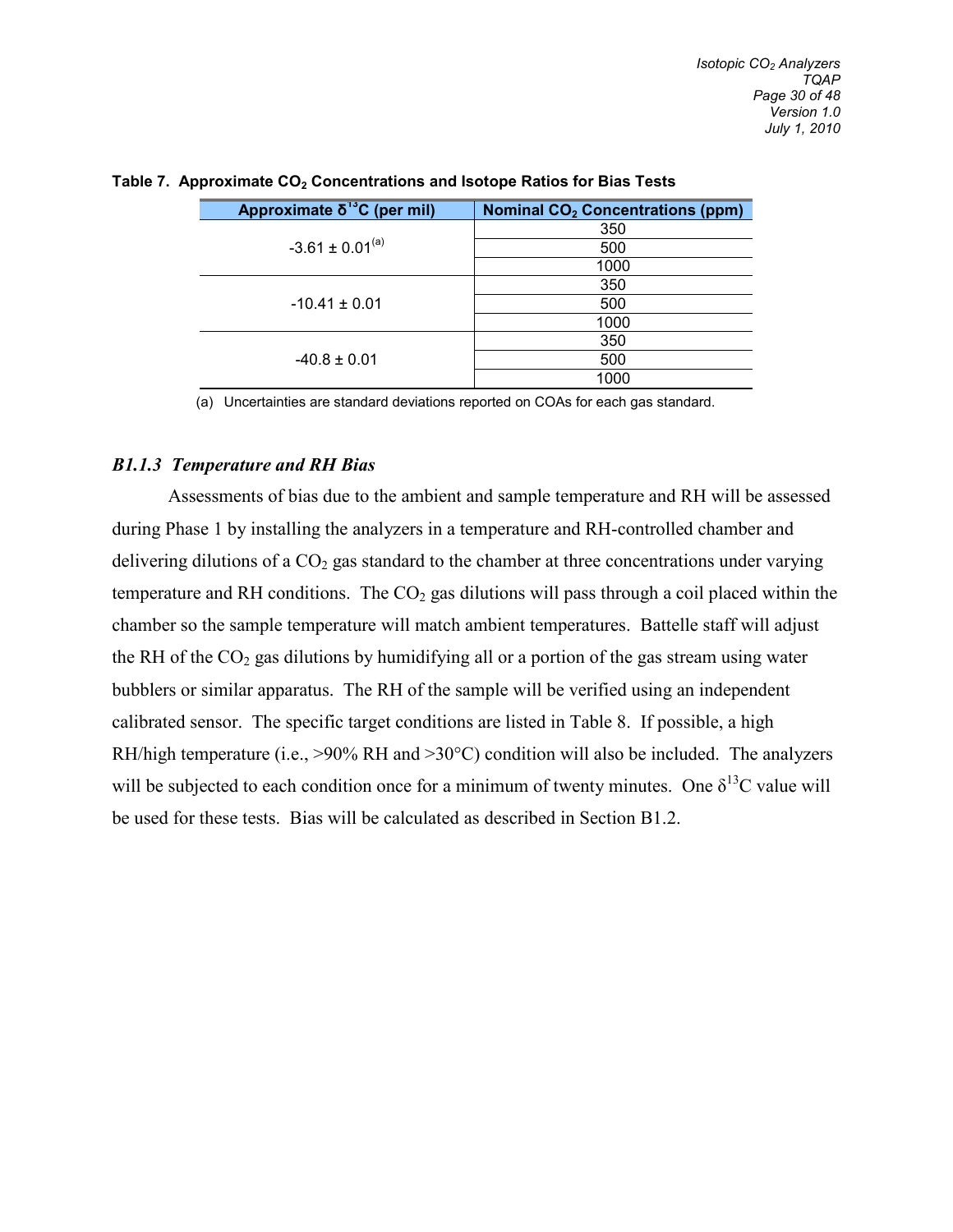**Table 7. Approximate $CO_2$ Concentrations and Isotope Ratios for Bias Tests**

| Approximate $\delta^{13}C$ (per mil) | Nominal $CO_2$ Concentrations (ppm) |
|---|---|
| -3.61 ± 0.01[(a)] | 350 |
| | 500 |
| | 1000 |
| -10.41 ± 0.01 | 350 |
| | 500 |
| | 1000 |
| -40.8 ± 0.01 | 350 |
| | 500 |
| | 1000 |

(a) Uncertainties are standard deviations reported on COAs for each gas standard.

### *B1.1.3 Temperature and RH Bias*

Assessments of bias due to the ambient and sample temperature and RH will be assessed during Phase 1 by installing the analyzers in a temperature and RH-controlled chamber and delivering dilutions of a $CO_2$ gas standard to the chamber at three concentrations under varying temperature and RH conditions. The $CO_2$ gas dilutions will pass through a coil placed within the chamber so the sample temperature will match ambient temperatures. Battelle staff will adjust the RH of the $CO_2$ gas dilutions by humidifying all or a portion of the gas stream using water bubblers or similar apparatus. The RH of the sample will be verified using an independent calibrated sensor. The specific target conditions are listed in Table 8. If possible, a high RH/high temperature (i.e., >90% RH and >30°C) condition will also be included. The analyzers will be subjected to each condition once for a minimum of twenty minutes. One $\delta^{13}C$ value will be used for these tests. Bias will be calculated as described in Section B1.2.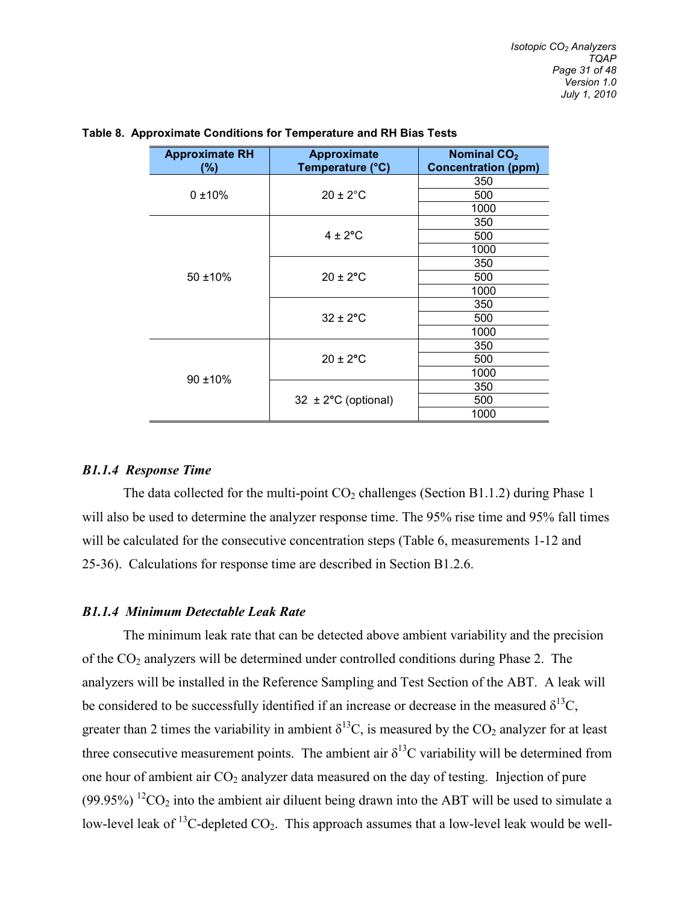**Table 8. Approximate Conditions for Temperature and RH Bias Tests**

| Approximate RH (%) | Approximate Temperature (°C) | Nominal $CO_2$ Concentration (ppm) |
|---|---|---|
| 0 ±10% | 20 ± 2°C | 350 |
| | | 500 |
| | | 1000 |
| 50 ±10% | 4 ± 2°C | 350 |
| | | 500 |
| | | 1000 |
| | 20 ± 2°C | 350 |
| | | 500 |
| | | 1000 |
| | 32 ± 2°C | 350 |
| | | 500 |
| | | 1000 |
| 90 ±10% | 20 ± 2°C | 350 |
| | | 500 |
| | | 1000 |
| | 32 ± 2°C (optional) | 350 |
| | | 500 |
| | | 1000 |

### *B1.1.4 Response Time*

The data collected for the multi-point $CO_2$ challenges (Section B1.1.2) during Phase 1 will also be used to determine the analyzer response time. The 95% rise time and 95% fall times will be calculated for the consecutive concentration steps (Table 6, measurements 1-12 and 25-36). Calculations for response time are described in Section B1.2.6.

### *B1.1.4 Minimum Detectable Leak Rate*

The minimum leak rate that can be detected above ambient variability and the precision of the $CO_2$ analyzers will be determined under controlled conditions during Phase 2. The analyzers will be installed in the Reference Sampling and Test Section of the ABT. A leak will be considered to be successfully identified if an increase or decrease in the measured $\delta^{13}C$, greater than 2 times the variability in ambient $\delta^{13}C$, is measured by the $CO_2$ analyzer for at least three consecutive measurement points. The ambient air $\delta^{13}C$ variability will be determined from one hour of ambient air $CO_2$ analyzer data measured on the day of testing. Injection of pure (99.95%) $^{12}CO_2$ into the ambient air diluent being drawn into the ABT will be used to simulate a low-level leak of $^{13}C$-depleted $CO_2$. This approach assumes that a low-level leak would be well-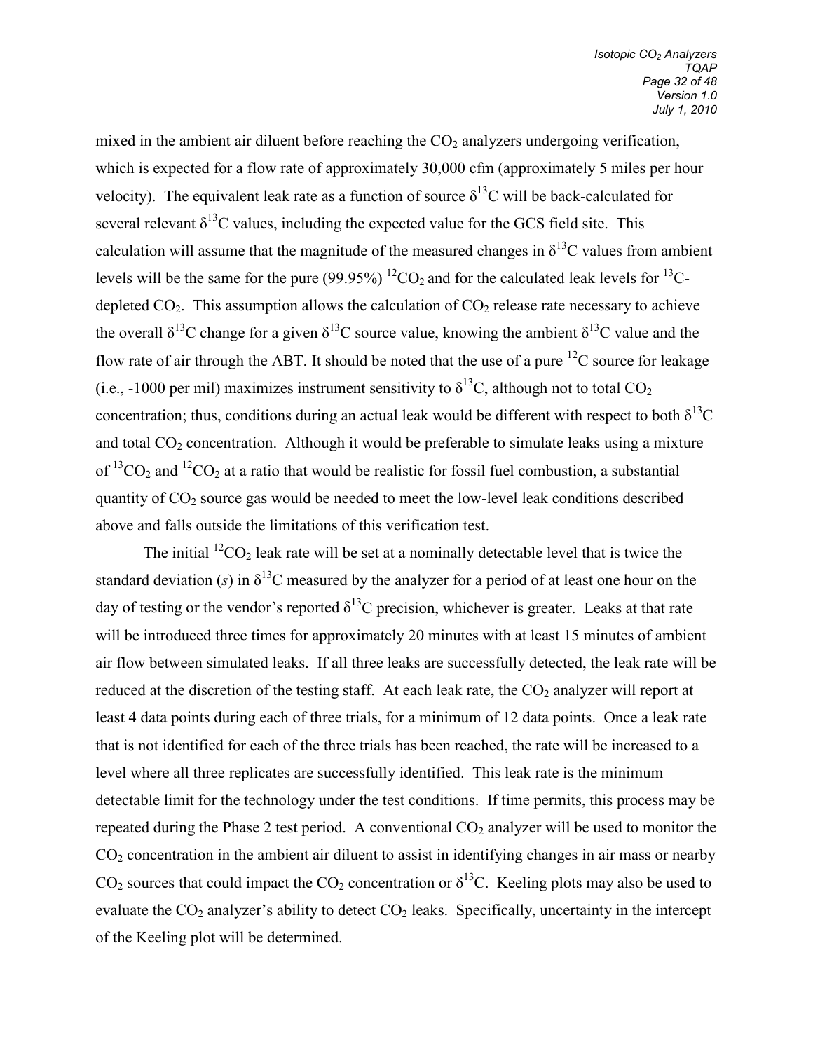mixed in the ambient air diluent before reaching the $CO_2$ analyzers undergoing verification, which is expected for a flow rate of approximately 30,000 cfm (approximately 5 miles per hour velocity). The equivalent leak rate as a function of source $\delta^{13}C$ will be back-calculated for several relevant $\delta^{13}C$ values, including the expected value for the GCS field site. This calculation will assume that the magnitude of the measured changes in $\delta^{13}C$ values from ambient levels will be the same for the pure (99.95%) $^{12}CO_2$ and for the calculated leak levels for $^{13}C$-depleted $CO_2$. This assumption allows the calculation of $CO_2$ release rate necessary to achieve the overall $\delta^{13}C$ change for a given $\delta^{13}C$ source value, knowing the ambient $\delta^{13}C$ value and the flow rate of air through the ABT. It should be noted that the use of a pure $^{12}C$ source for leakage (i.e., -1000 per mil) maximizes instrument sensitivity to $\delta^{13}C$, although not to total $CO_2$ concentration; thus, conditions during an actual leak would be different with respect to both $\delta^{13}C$ and total $CO_2$ concentration. Although it would be preferable to simulate leaks using a mixture of $^{13}CO_2$ and $^{12}CO_2$ at a ratio that would be realistic for fossil fuel combustion, a substantial quantity of $CO_2$ source gas would be needed to meet the low-level leak conditions described above and falls outside the limitations of this verification test.

The initial $^{12}CO_2$ leak rate will be set at a nominally detectable level that is twice the standard deviation ($s$) in $\delta^{13}C$ measured by the analyzer for a period of at least one hour on the day of testing or the vendor's reported $\delta^{13}C$ precision, whichever is greater. Leaks at that rate will be introduced three times for approximately 20 minutes with at least 15 minutes of ambient air flow between simulated leaks. If all three leaks are successfully detected, the leak rate will be reduced at the discretion of the testing staff. At each leak rate, the $CO_2$ analyzer will report at least 4 data points during each of three trials, for a minimum of 12 data points. Once a leak rate that is not identified for each of the three trials has been reached, the rate will be increased to a level where all three replicates are successfully identified. This leak rate is the minimum detectable limit for the technology under the test conditions. If time permits, this process may be repeated during the Phase 2 test period. A conventional $CO_2$ analyzer will be used to monitor the $CO_2$ concentration in the ambient air diluent to assist in identifying changes in air mass or nearby $CO_2$ sources that could impact the $CO_2$ concentration or $\delta^{13}C$. Keeling plots may also be used to evaluate the $CO_2$ analyzer's ability to detect $CO_2$ leaks. Specifically, uncertainty in the intercept of the Keeling plot will be determined.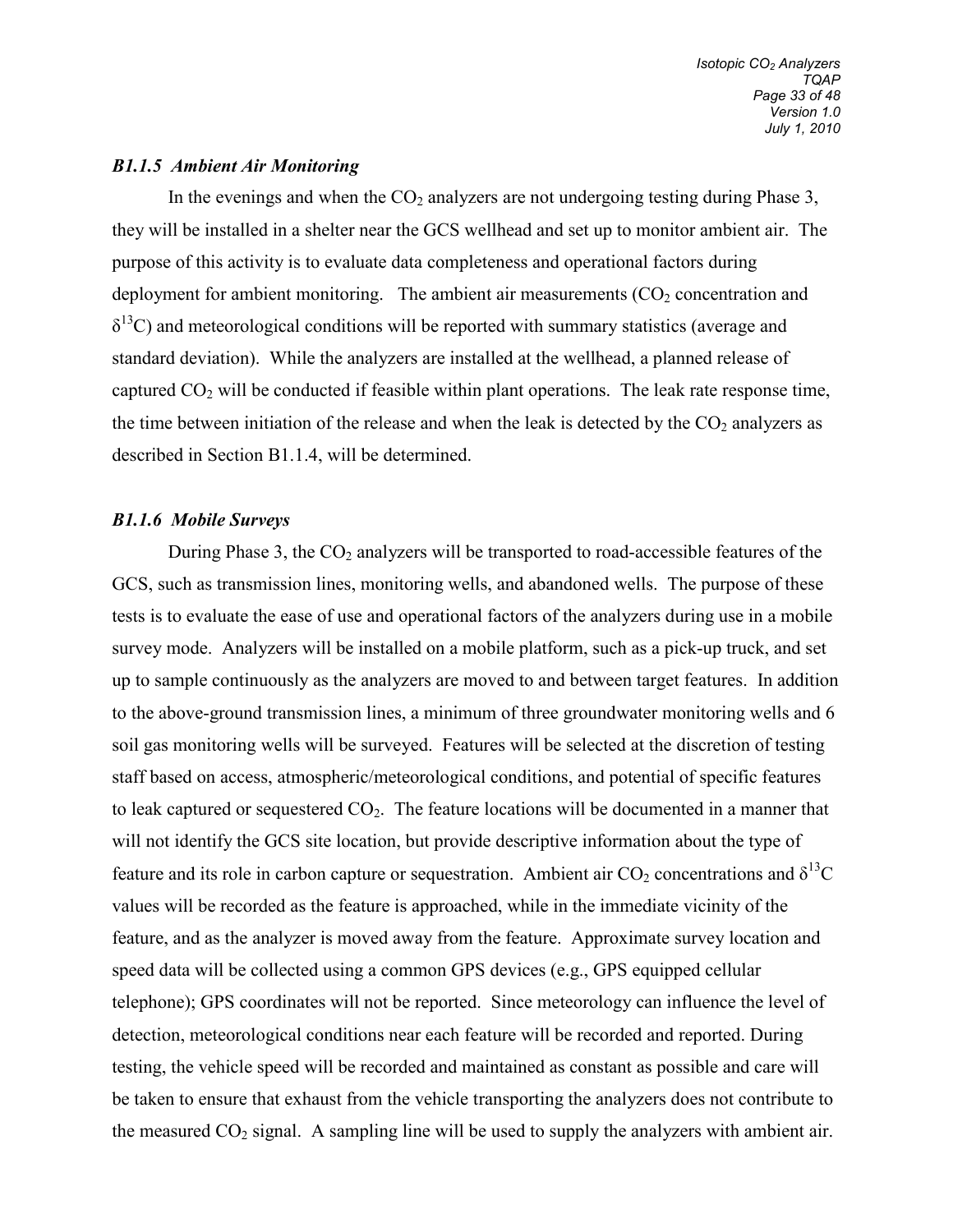### *B1.1.5 Ambient Air Monitoring*

In the evenings and when the $CO_2$ analyzers are not undergoing testing during Phase 3, they will be installed in a shelter near the GCS wellhead and set up to monitor ambient air. The purpose of this activity is to evaluate data completeness and operational factors during deployment for ambient monitoring. The ambient air measurements ($CO_2$ concentration and $\delta^{13}C$) and meteorological conditions will be reported with summary statistics (average and standard deviation). While the analyzers are installed at the wellhead, a planned release of captured $CO_2$ will be conducted if feasible within plant operations. The leak rate response time, the time between initiation of the release and when the leak is detected by the $CO_2$ analyzers as described in Section B1.1.4, will be determined.

### *B1.1.6 Mobile Surveys*

During Phase 3, the $CO_2$ analyzers will be transported to road-accessible features of the GCS, such as transmission lines, monitoring wells, and abandoned wells. The purpose of these tests is to evaluate the ease of use and operational factors of the analyzers during use in a mobile survey mode. Analyzers will be installed on a mobile platform, such as a pick-up truck, and set up to sample continuously as the analyzers are moved to and between target features. In addition to the above-ground transmission lines, a minimum of three groundwater monitoring wells and 6 soil gas monitoring wells will be surveyed. Features will be selected at the discretion of testing staff based on access, atmospheric/meteorological conditions, and potential of specific features to leak captured or sequestered $CO_2$. The feature locations will be documented in a manner that will not identify the GCS site location, but provide descriptive information about the type of feature and its role in carbon capture or sequestration. Ambient air $CO_2$ concentrations and $\delta^{13}C$ values will be recorded as the feature is approached, while in the immediate vicinity of the feature, and as the analyzer is moved away from the feature. Approximate survey location and speed data will be collected using a common GPS devices (e.g., GPS equipped cellular telephone); GPS coordinates will not be reported. Since meteorology can influence the level of detection, meteorological conditions near each feature will be recorded and reported. During testing, the vehicle speed will be recorded and maintained as constant as possible and care will be taken to ensure that exhaust from the vehicle transporting the analyzers does not contribute to the measured $CO_2$ signal. A sampling line will be used to supply the analyzers with ambient air.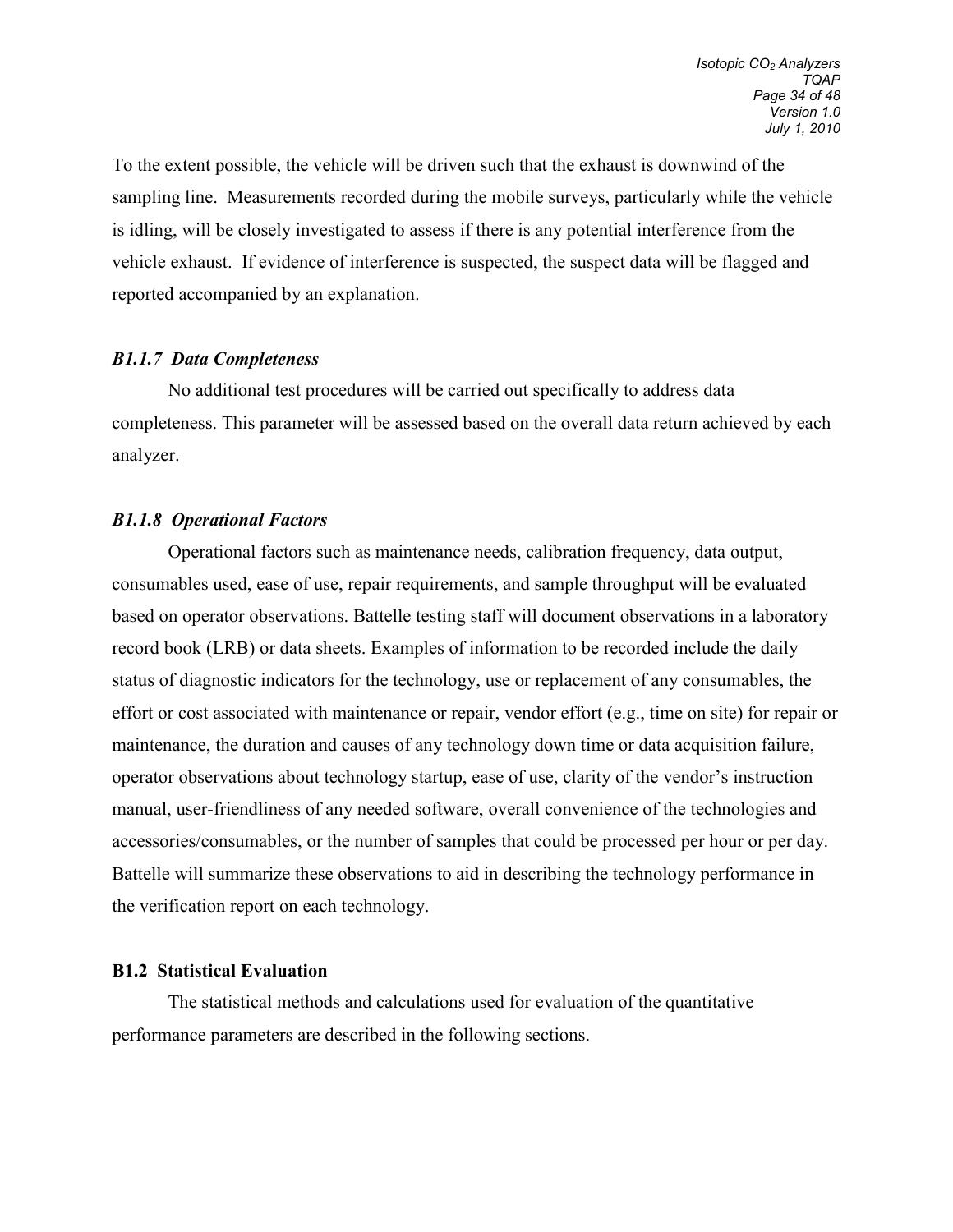To the extent possible, the vehicle will be driven such that the exhaust is downwind of the sampling line. Measurements recorded during the mobile surveys, particularly while the vehicle is idling, will be closely investigated to assess if there is any potential interference from the vehicle exhaust. If evidence of interference is suspected, the suspect data will be flagged and reported accompanied by an explanation.

### *B1.1.7 Data Completeness*

No additional test procedures will be carried out specifically to address data completeness. This parameter will be assessed based on the overall data return achieved by each analyzer.

### *B1.1.8 Operational Factors*

Operational factors such as maintenance needs, calibration frequency, data output, consumables used, ease of use, repair requirements, and sample throughput will be evaluated based on operator observations. Battelle testing staff will document observations in a laboratory record book (LRB) or data sheets. Examples of information to be recorded include the daily status of diagnostic indicators for the technology, use or replacement of any consumables, the effort or cost associated with maintenance or repair, vendor effort (e.g., time on site) for repair or maintenance, the duration and causes of any technology down time or data acquisition failure, operator observations about technology startup, ease of use, clarity of the vendor's instruction manual, user-friendliness of any needed software, overall convenience of the technologies and accessories/consumables, or the number of samples that could be processed per hour or per day. Battelle will summarize these observations to aid in describing the technology performance in the verification report on each technology.

## B1.2 Statistical Evaluation

The statistical methods and calculations used for evaluation of the quantitative performance parameters are described in the following sections.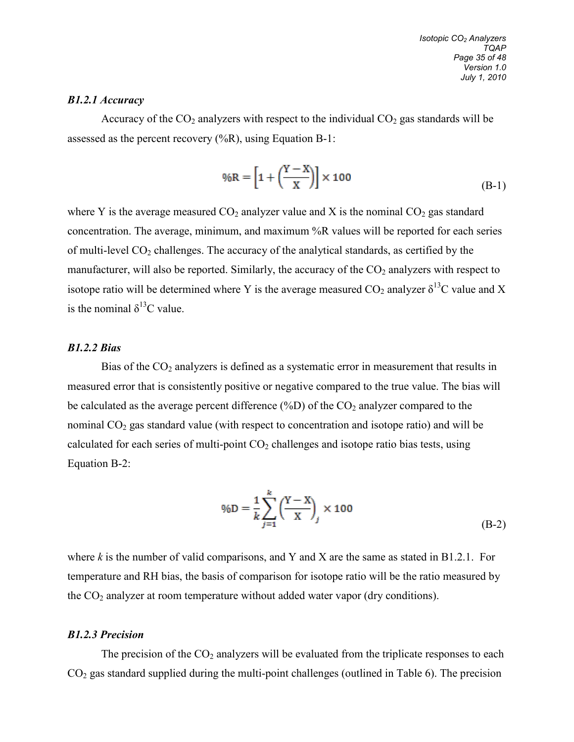### *B1.2.1 Accuracy*

Accuracy of the $CO_2$ analyzers with respect to the individual $CO_2$ gas standards will be assessed as the percent recovery (%R), using Equation B-1:

$$\%R = \left[1 + \left(\frac{Y - X}{X}\right)\right] \times 100 \tag{B-1}$$

where Y is the average measured $CO_2$ analyzer value and X is the nominal $CO_2$ gas standard concentration. The average, minimum, and maximum %R values will be reported for each series of multi-level $CO_2$ challenges. The accuracy of the analytical standards, as certified by the manufacturer, will also be reported. Similarly, the accuracy of the $CO_2$ analyzers with respect to isotope ratio will be determined where Y is the average measured $CO_2$ analyzer $\delta^{13}C$ value and X is the nominal $\delta^{13}C$ value.

### *B1.2.2 Bias*

Bias of the $CO_2$ analyzers is defined as a systematic error in measurement that results in measured error that is consistently positive or negative compared to the true value. The bias will be calculated as the average percent difference (%D) of the $CO_2$ analyzer compared to the nominal $CO_2$ gas standard value (with respect to concentration and isotope ratio) and will be calculated for each series of multi-point $CO_2$ challenges and isotope ratio bias tests, using Equation B-2:

$$\%D = \frac{1}{k}\sum_{j=1}^{k}\left(\frac{Y - X}{X}\right)_j \times 100 \tag{B-2}$$

where *k* is the number of valid comparisons, and Y and X are the same as stated in B1.2.1. For temperature and RH bias, the basis of comparison for isotope ratio will be the ratio measured by the $CO_2$ analyzer at room temperature without added water vapor (dry conditions).

### *B1.2.3 Precision*

The precision of the $CO_2$ analyzers will be evaluated from the triplicate responses to each $CO_2$ gas standard supplied during the multi-point challenges (outlined in Table 6). The precision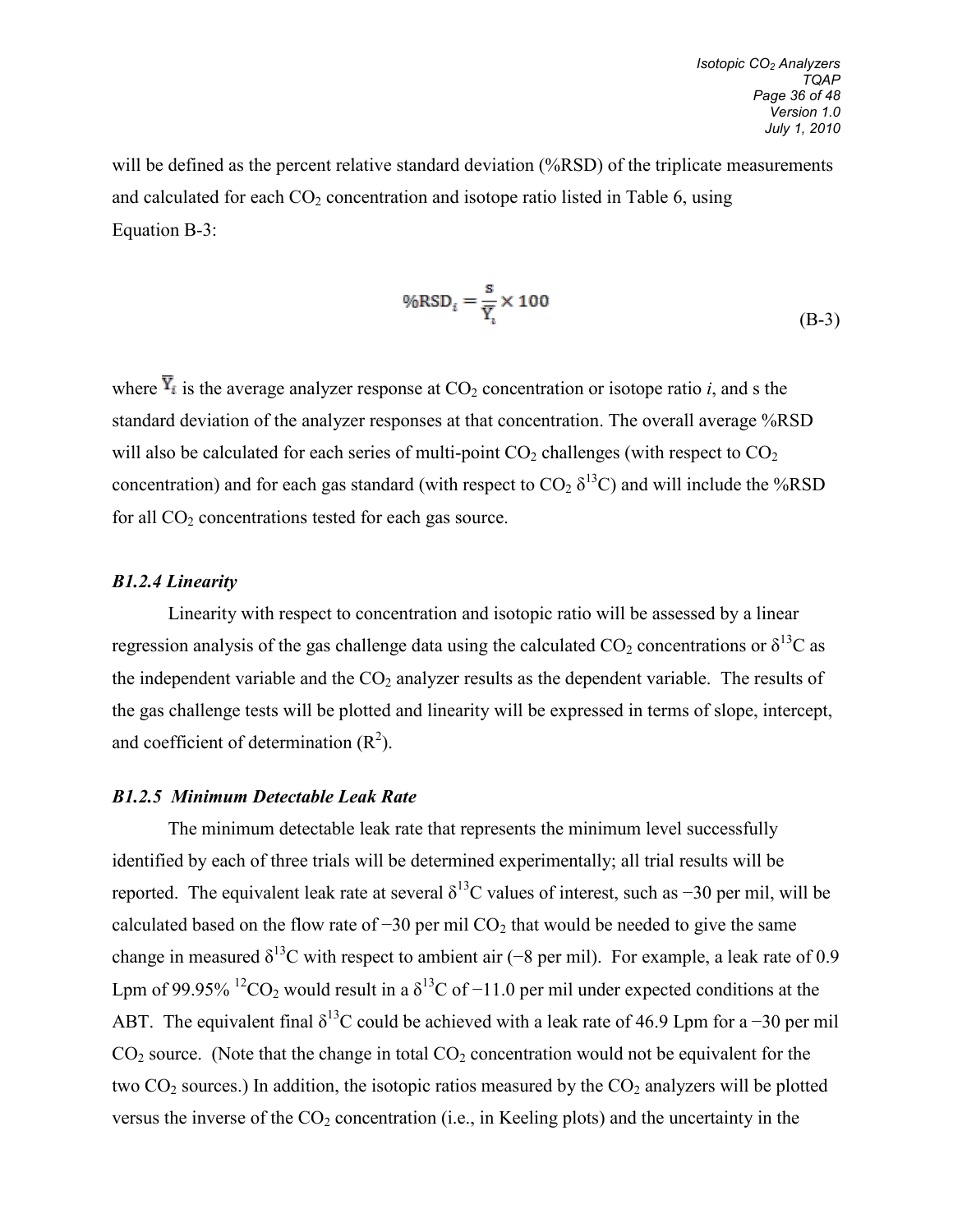will be defined as the percent relative standard deviation (%RSD) of the triplicate measurements and calculated for each $CO_2$ concentration and isotope ratio listed in Table 6, using Equation B-3:

$$\%RSD_i = \frac{s}{\overline{Y}_i} \times 100 \tag{B-3}$$

where $\overline{Y}_i$ is the average analyzer response at $CO_2$ concentration or isotope ratio *i*, and s the standard deviation of the analyzer responses at that concentration. The overall average %RSD will also be calculated for each series of multi-point $CO_2$ challenges (with respect to $CO_2$ concentration) and for each gas standard (with respect to $CO_2$ $\delta^{13}C$) and will include the %RSD for all $CO_2$ concentrations tested for each gas source.

### *B1.2.4 Linearity*

Linearity with respect to concentration and isotopic ratio will be assessed by a linear regression analysis of the gas challenge data using the calculated $CO_2$ concentrations or $\delta^{13}C$ as the independent variable and the $CO_2$ analyzer results as the dependent variable. The results of the gas challenge tests will be plotted and linearity will be expressed in terms of slope, intercept, and coefficient of determination ($R^2$).

### *B1.2.5 Minimum Detectable Leak Rate*

The minimum detectable leak rate that represents the minimum level successfully identified by each of three trials will be determined experimentally; all trial results will be reported. The equivalent leak rate at several $\delta^{13}C$ values of interest, such as −30 per mil, will be calculated based on the flow rate of −30 per mil $CO_2$ that would be needed to give the same change in measured $\delta^{13}C$ with respect to ambient air (−8 per mil). For example, a leak rate of 0.9 Lpm of 99.95% $^{12}CO_2$ would result in a $\delta^{13}C$ of −11.0 per mil under expected conditions at the ABT. The equivalent final $\delta^{13}C$ could be achieved with a leak rate of 46.9 Lpm for a −30 per mil $CO_2$ source. (Note that the change in total $CO_2$ concentration would not be equivalent for the two $CO_2$ sources.) In addition, the isotopic ratios measured by the $CO_2$ analyzers will be plotted versus the inverse of the $CO_2$ concentration (i.e., in Keeling plots) and the uncertainty in the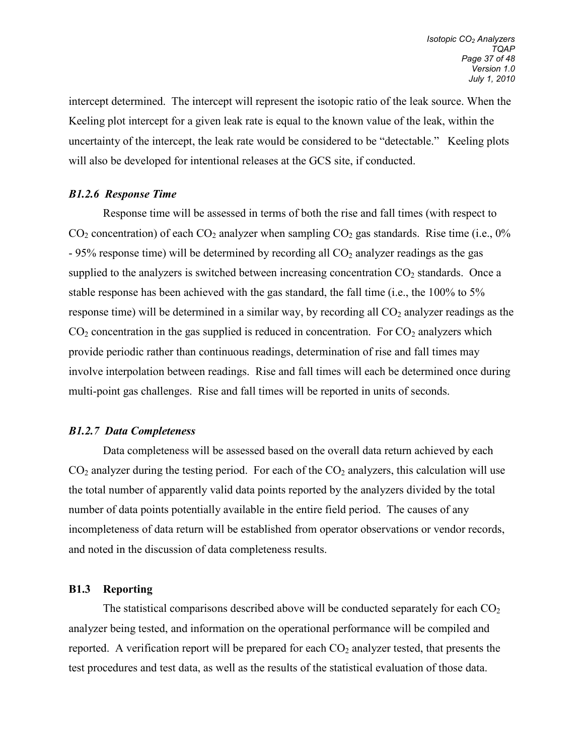intercept determined. The intercept will represent the isotopic ratio of the leak source. When the Keeling plot intercept for a given leak rate is equal to the known value of the leak, within the uncertainty of the intercept, the leak rate would be considered to be "detectable." Keeling plots will also be developed for intentional releases at the GCS site, if conducted.

### *B1.2.6 Response Time*

Response time will be assessed in terms of both the rise and fall times (with respect to $CO_2$ concentration) of each $CO_2$ analyzer when sampling $CO_2$ gas standards. Rise time (i.e., 0% - 95% response time) will be determined by recording all $CO_2$ analyzer readings as the gas supplied to the analyzers is switched between increasing concentration $CO_2$ standards. Once a stable response has been achieved with the gas standard, the fall time (i.e., the 100% to 5% response time) will be determined in a similar way, by recording all $CO_2$ analyzer readings as the $CO_2$ concentration in the gas supplied is reduced in concentration. For $CO_2$ analyzers which provide periodic rather than continuous readings, determination of rise and fall times may involve interpolation between readings. Rise and fall times will each be determined once during multi-point gas challenges. Rise and fall times will be reported in units of seconds.

### *B1.2.7 Data Completeness*

Data completeness will be assessed based on the overall data return achieved by each $CO_2$ analyzer during the testing period. For each of the $CO_2$ analyzers, this calculation will use the total number of apparently valid data points reported by the analyzers divided by the total number of data points potentially available in the entire field period. The causes of any incompleteness of data return will be established from operator observations or vendor records, and noted in the discussion of data completeness results.

## **B1.3 Reporting**

The statistical comparisons described above will be conducted separately for each $CO_2$ analyzer being tested, and information on the operational performance will be compiled and reported. A verification report will be prepared for each $CO_2$ analyzer tested, that presents the test procedures and test data, as well as the results of the statistical evaluation of those data.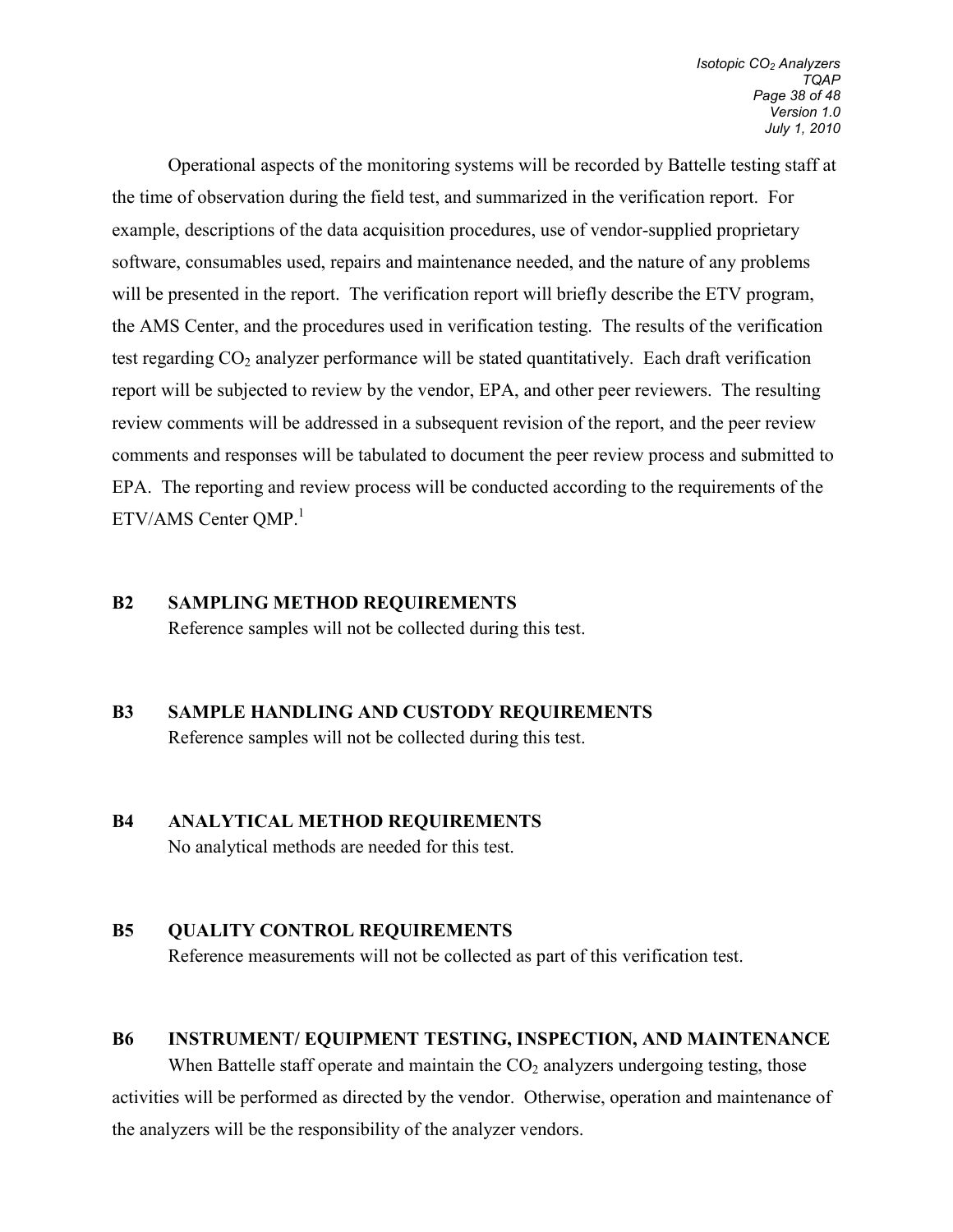Operational aspects of the monitoring systems will be recorded by Battelle testing staff at the time of observation during the field test, and summarized in the verification report. For example, descriptions of the data acquisition procedures, use of vendor-supplied proprietary software, consumables used, repairs and maintenance needed, and the nature of any problems will be presented in the report. The verification report will briefly describe the ETV program, the AMS Center, and the procedures used in verification testing. The results of the verification test regarding $CO_2$ analyzer performance will be stated quantitatively. Each draft verification report will be subjected to review by the vendor, EPA, and other peer reviewers. The resulting review comments will be addressed in a subsequent revision of the report, and the peer review comments and responses will be tabulated to document the peer review process and submitted to EPA. The reporting and review process will be conducted according to the requirements of the ETV/AMS Center QMP.[1]

## B2 SAMPLING METHOD REQUIREMENTS

Reference samples will not be collected during this test.

## B3 SAMPLE HANDLING AND CUSTODY REQUIREMENTS

Reference samples will not be collected during this test.

## B4 ANALYTICAL METHOD REQUIREMENTS

No analytical methods are needed for this test.

## B5 QUALITY CONTROL REQUIREMENTS

Reference measurements will not be collected as part of this verification test.

## B6 INSTRUMENT/ EQUIPMENT TESTING, INSPECTION, AND MAINTENANCE

When Battelle staff operate and maintain the $CO_2$ analyzers undergoing testing, those activities will be performed as directed by the vendor. Otherwise, operation and maintenance of the analyzers will be the responsibility of the analyzer vendors.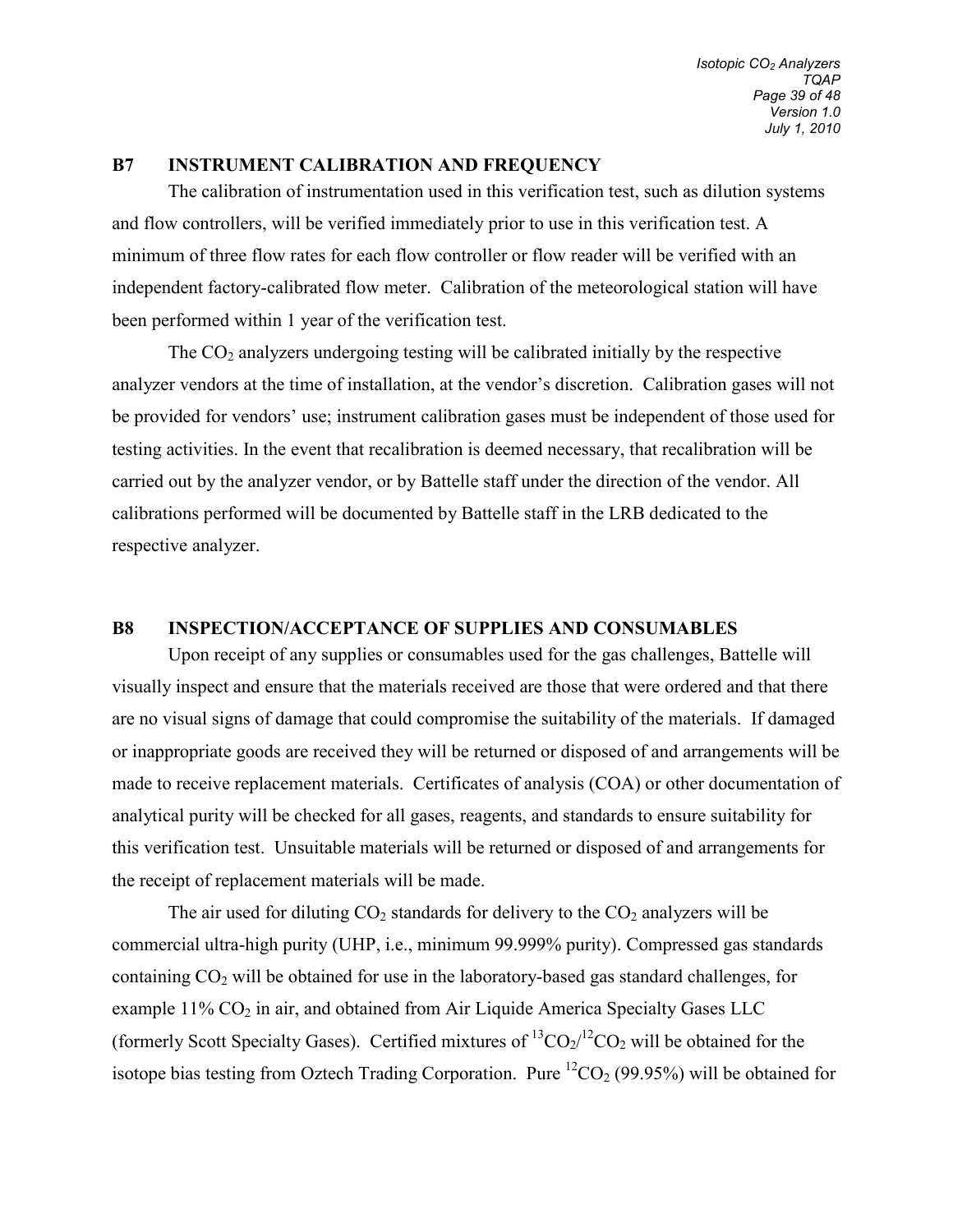## B7 INSTRUMENT CALIBRATION AND FREQUENCY

The calibration of instrumentation used in this verification test, such as dilution systems and flow controllers, will be verified immediately prior to use in this verification test. A minimum of three flow rates for each flow controller or flow reader will be verified with an independent factory-calibrated flow meter. Calibration of the meteorological station will have been performed within 1 year of the verification test.

The $CO_2$ analyzers undergoing testing will be calibrated initially by the respective analyzer vendors at the time of installation, at the vendor's discretion. Calibration gases will not be provided for vendors' use; instrument calibration gases must be independent of those used for testing activities. In the event that recalibration is deemed necessary, that recalibration will be carried out by the analyzer vendor, or by Battelle staff under the direction of the vendor. All calibrations performed will be documented by Battelle staff in the LRB dedicated to the respective analyzer.

## B8 INSPECTION/ACCEPTANCE OF SUPPLIES AND CONSUMABLES

Upon receipt of any supplies or consumables used for the gas challenges, Battelle will visually inspect and ensure that the materials received are those that were ordered and that there are no visual signs of damage that could compromise the suitability of the materials. If damaged or inappropriate goods are received they will be returned or disposed of and arrangements will be made to receive replacement materials. Certificates of analysis (COA) or other documentation of analytical purity will be checked for all gases, reagents, and standards to ensure suitability for this verification test. Unsuitable materials will be returned or disposed of and arrangements for the receipt of replacement materials will be made.

The air used for diluting $CO_2$ standards for delivery to the $CO_2$ analyzers will be commercial ultra-high purity (UHP, i.e., minimum 99.999% purity). Compressed gas standards containing $CO_2$ will be obtained for use in the laboratory-based gas standard challenges, for example 11% $CO_2$ in air, and obtained from Air Liquide America Specialty Gases LLC (formerly Scott Specialty Gases). Certified mixtures of $^{13}CO_2/^{12}CO_2$ will be obtained for the isotope bias testing from Oztech Trading Corporation. Pure $^{12}CO_2$ (99.95%) will be obtained for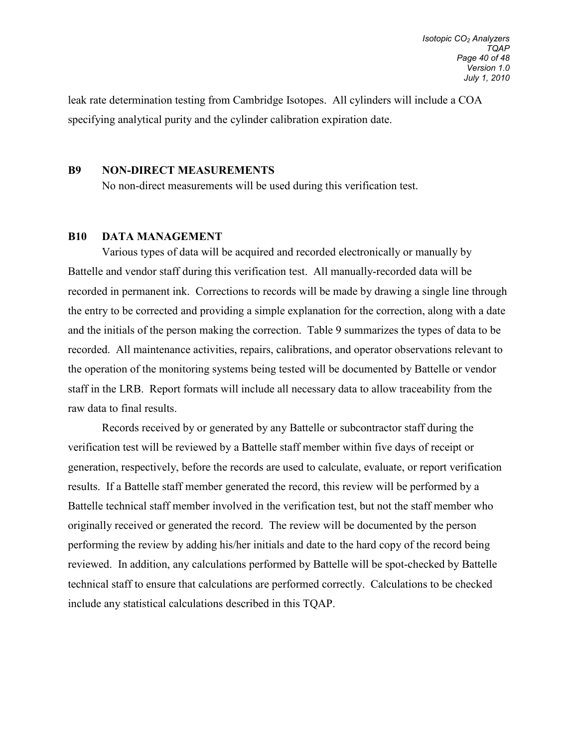leak rate determination testing from Cambridge Isotopes. All cylinders will include a COA specifying analytical purity and the cylinder calibration expiration date.

## B9 NON-DIRECT MEASUREMENTS

No non-direct measurements will be used during this verification test.

## B10 DATA MANAGEMENT

Various types of data will be acquired and recorded electronically or manually by Battelle and vendor staff during this verification test. All manually-recorded data will be recorded in permanent ink. Corrections to records will be made by drawing a single line through the entry to be corrected and providing a simple explanation for the correction, along with a date and the initials of the person making the correction. Table 9 summarizes the types of data to be recorded. All maintenance activities, repairs, calibrations, and operator observations relevant to the operation of the monitoring systems being tested will be documented by Battelle or vendor staff in the LRB. Report formats will include all necessary data to allow traceability from the raw data to final results.

Records received by or generated by any Battelle or subcontractor staff during the verification test will be reviewed by a Battelle staff member within five days of receipt or generation, respectively, before the records are used to calculate, evaluate, or report verification results. If a Battelle staff member generated the record, this review will be performed by a Battelle technical staff member involved in the verification test, but not the staff member who originally received or generated the record. The review will be documented by the person performing the review by adding his/her initials and date to the hard copy of the record being reviewed. In addition, any calculations performed by Battelle will be spot-checked by Battelle technical staff to ensure that calculations are performed correctly. Calculations to be checked include any statistical calculations described in this TQAP.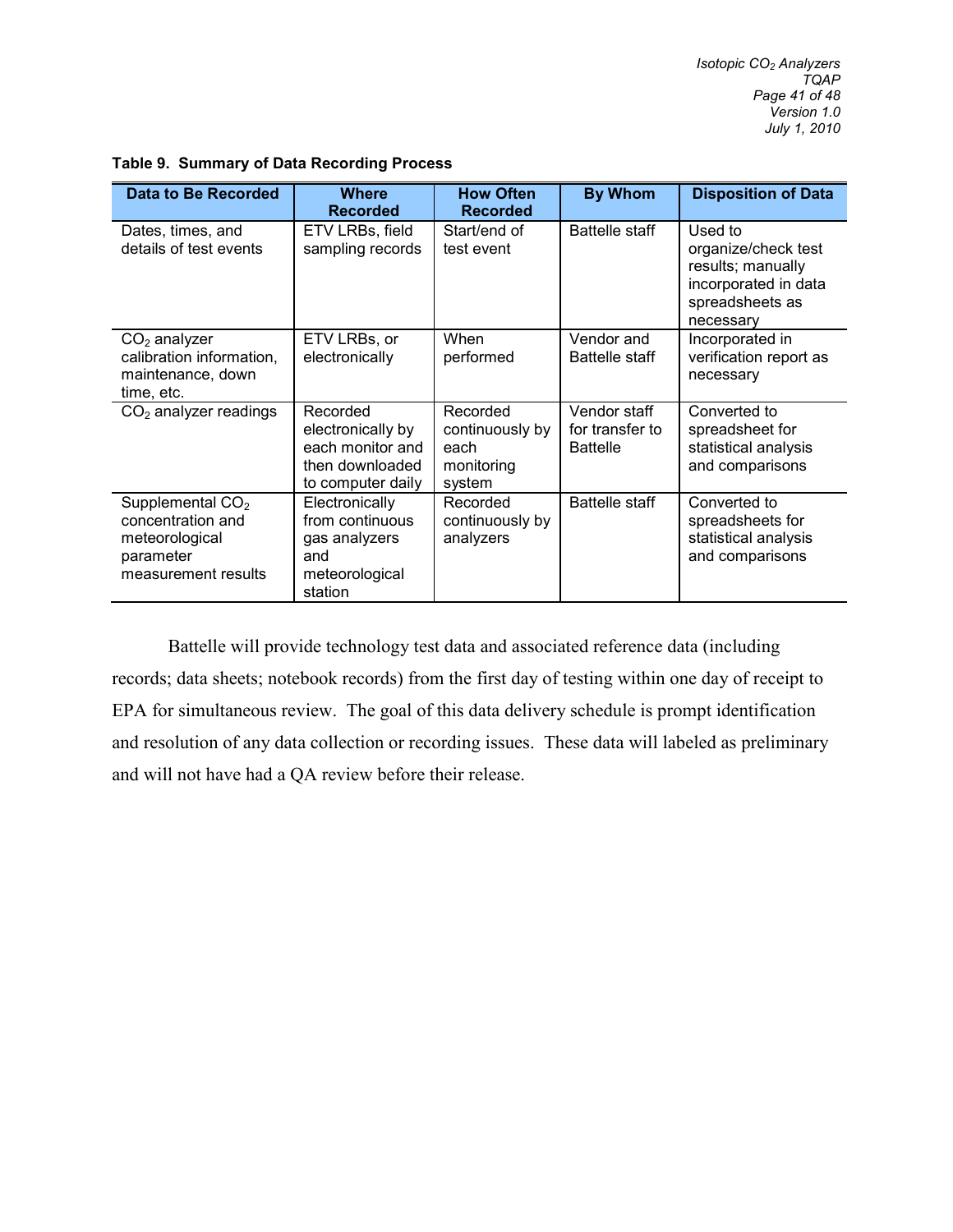**Table 9. Summary of Data Recording Process**

| Data to Be Recorded | Where Recorded | How Often Recorded | By Whom | Disposition of Data |
|---|---|---|---|---|
| Dates, times, and details of test events | ETV LRBs, field sampling records | Start/end of test event | Battelle staff | Used to organize/check test results; manually incorporated in data spreadsheets as necessary |
| $CO_2$ analyzer calibration information, maintenance, down time, etc. | ETV LRBs, or electronically | When performed | Vendor and Battelle staff | Incorporated in verification report as necessary |
| $CO_2$ analyzer readings | Recorded electronically by each monitor and then downloaded to computer daily | Recorded continuously by each monitoring system | Vendor staff for transfer to Battelle | Converted to spreadsheet for statistical analysis and comparisons |
| Supplemental $CO_2$ concentration and meteorological parameter measurement results | Electronically from continuous gas analyzers and meteorological station | Recorded continuously by analyzers | Battelle staff | Converted to spreadsheets for statistical analysis and comparisons |

Battelle will provide technology test data and associated reference data (including records; data sheets; notebook records) from the first day of testing within one day of receipt to EPA for simultaneous review. The goal of this data delivery schedule is prompt identification and resolution of any data collection or recording issues. These data will labeled as preliminary and will not have had a QA review before their release.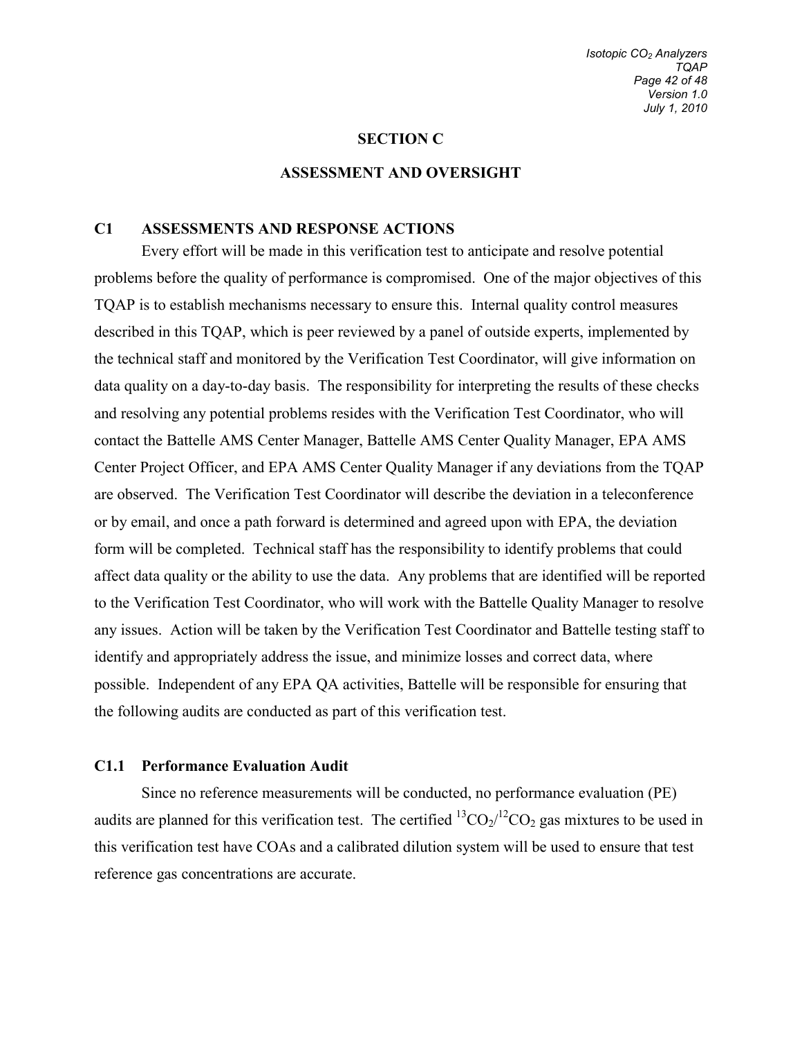# SECTION C

# ASSESSMENT AND OVERSIGHT

## C1 ASSESSMENTS AND RESPONSE ACTIONS

Every effort will be made in this verification test to anticipate and resolve potential problems before the quality of performance is compromised. One of the major objectives of this TQAP is to establish mechanisms necessary to ensure this. Internal quality control measures described in this TQAP, which is peer reviewed by a panel of outside experts, implemented by the technical staff and monitored by the Verification Test Coordinator, will give information on data quality on a day-to-day basis. The responsibility for interpreting the results of these checks and resolving any potential problems resides with the Verification Test Coordinator, who will contact the Battelle AMS Center Manager, Battelle AMS Center Quality Manager, EPA AMS Center Project Officer, and EPA AMS Center Quality Manager if any deviations from the TQAP are observed. The Verification Test Coordinator will describe the deviation in a teleconference or by email, and once a path forward is determined and agreed upon with EPA, the deviation form will be completed. Technical staff has the responsibility to identify problems that could affect data quality or the ability to use the data. Any problems that are identified will be reported to the Verification Test Coordinator, who will work with the Battelle Quality Manager to resolve any issues. Action will be taken by the Verification Test Coordinator and Battelle testing staff to identify and appropriately address the issue, and minimize losses and correct data, where possible. Independent of any EPA QA activities, Battelle will be responsible for ensuring that the following audits are conducted as part of this verification test.

### C1.1 Performance Evaluation Audit

Since no reference measurements will be conducted, no performance evaluation (PE) audits are planned for this verification test. The certified $^{13}CO_2/^{12}CO_2$ gas mixtures to be used in this verification test have COAs and a calibrated dilution system will be used to ensure that test reference gas concentrations are accurate.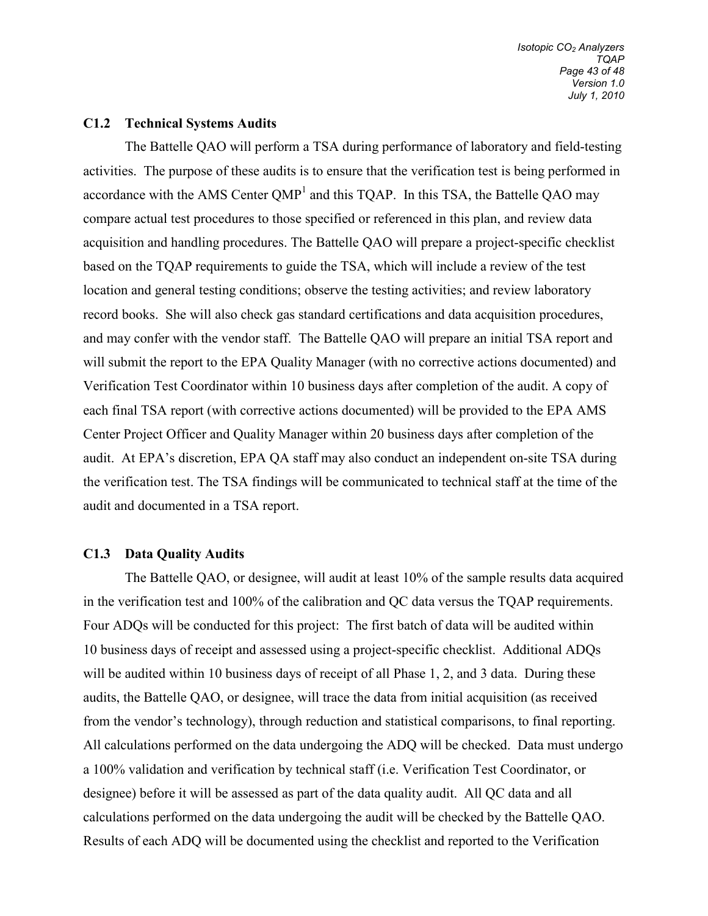### C1.2 Technical Systems Audits

The Battelle QAO will perform a TSA during performance of laboratory and field-testing activities. The purpose of these audits is to ensure that the verification test is being performed in accordance with the AMS Center QMP[1] and this TQAP. In this TSA, the Battelle QAO may compare actual test procedures to those specified or referenced in this plan, and review data acquisition and handling procedures. The Battelle QAO will prepare a project-specific checklist based on the TQAP requirements to guide the TSA, which will include a review of the test location and general testing conditions; observe the testing activities; and review laboratory record books. She will also check gas standard certifications and data acquisition procedures, and may confer with the vendor staff. The Battelle QAO will prepare an initial TSA report and will submit the report to the EPA Quality Manager (with no corrective actions documented) and Verification Test Coordinator within 10 business days after completion of the audit. A copy of each final TSA report (with corrective actions documented) will be provided to the EPA AMS Center Project Officer and Quality Manager within 20 business days after completion of the audit. At EPA's discretion, EPA QA staff may also conduct an independent on-site TSA during the verification test. The TSA findings will be communicated to technical staff at the time of the audit and documented in a TSA report.

### C1.3 Data Quality Audits

The Battelle QAO, or designee, will audit at least 10% of the sample results data acquired in the verification test and 100% of the calibration and QC data versus the TQAP requirements. Four ADQs will be conducted for this project: The first batch of data will be audited within 10 business days of receipt and assessed using a project-specific checklist. Additional ADQs will be audited within 10 business days of receipt of all Phase 1, 2, and 3 data. During these audits, the Battelle QAO, or designee, will trace the data from initial acquisition (as received from the vendor's technology), through reduction and statistical comparisons, to final reporting. All calculations performed on the data undergoing the ADQ will be checked. Data must undergo a 100% validation and verification by technical staff (i.e. Verification Test Coordinator, or designee) before it will be assessed as part of the data quality audit. All QC data and all calculations performed on the data undergoing the audit will be checked by the Battelle QAO. Results of each ADQ will be documented using the checklist and reported to the Verification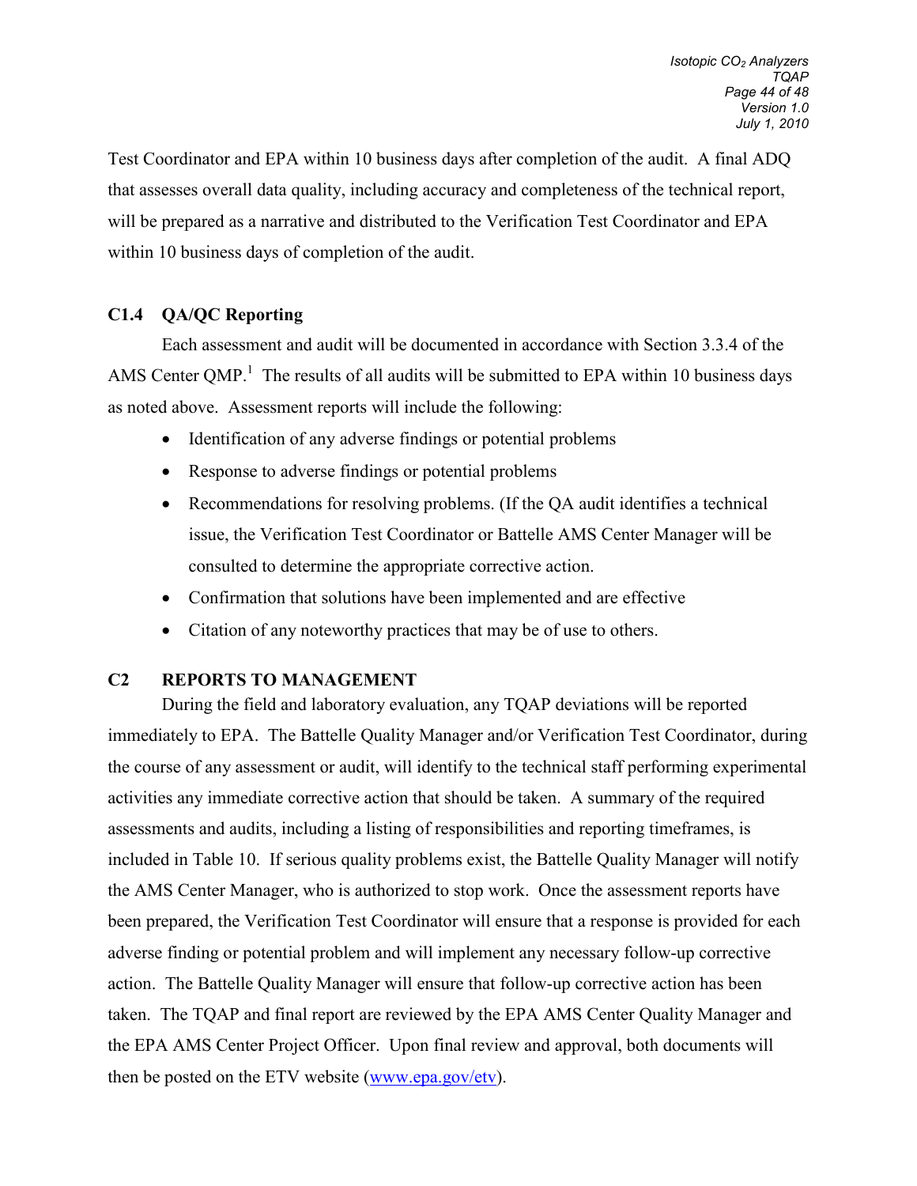Test Coordinator and EPA within 10 business days after completion of the audit. A final ADQ that assesses overall data quality, including accuracy and completeness of the technical report, will be prepared as a narrative and distributed to the Verification Test Coordinator and EPA within 10 business days of completion of the audit.

### C1.4 QA/QC Reporting

Each assessment and audit will be documented in accordance with Section 3.3.4 of the AMS Center QMP.[1] The results of all audits will be submitted to EPA within 10 business days as noted above. Assessment reports will include the following:

- Identification of any adverse findings or potential problems
- Response to adverse findings or potential problems
- Recommendations for resolving problems. (If the QA audit identifies a technical issue, the Verification Test Coordinator or Battelle AMS Center Manager will be consulted to determine the appropriate corrective action.
- Confirmation that solutions have been implemented and are effective
- Citation of any noteworthy practices that may be of use to others.

## C2 REPORTS TO MANAGEMENT

During the field and laboratory evaluation, any TQAP deviations will be reported immediately to EPA. The Battelle Quality Manager and/or Verification Test Coordinator, during the course of any assessment or audit, will identify to the technical staff performing experimental activities any immediate corrective action that should be taken. A summary of the required assessments and audits, including a listing of responsibilities and reporting timeframes, is included in Table 10. If serious quality problems exist, the Battelle Quality Manager will notify the AMS Center Manager, who is authorized to stop work. Once the assessment reports have been prepared, the Verification Test Coordinator will ensure that a response is provided for each adverse finding or potential problem and will implement any necessary follow-up corrective action. The Battelle Quality Manager will ensure that follow-up corrective action has been taken. The TQAP and final report are reviewed by the EPA AMS Center Quality Manager and the EPA AMS Center Project Officer. Upon final review and approval, both documents will then be posted on the ETV website ([www.epa.gov/etv](http://www.epa.gov/etv)).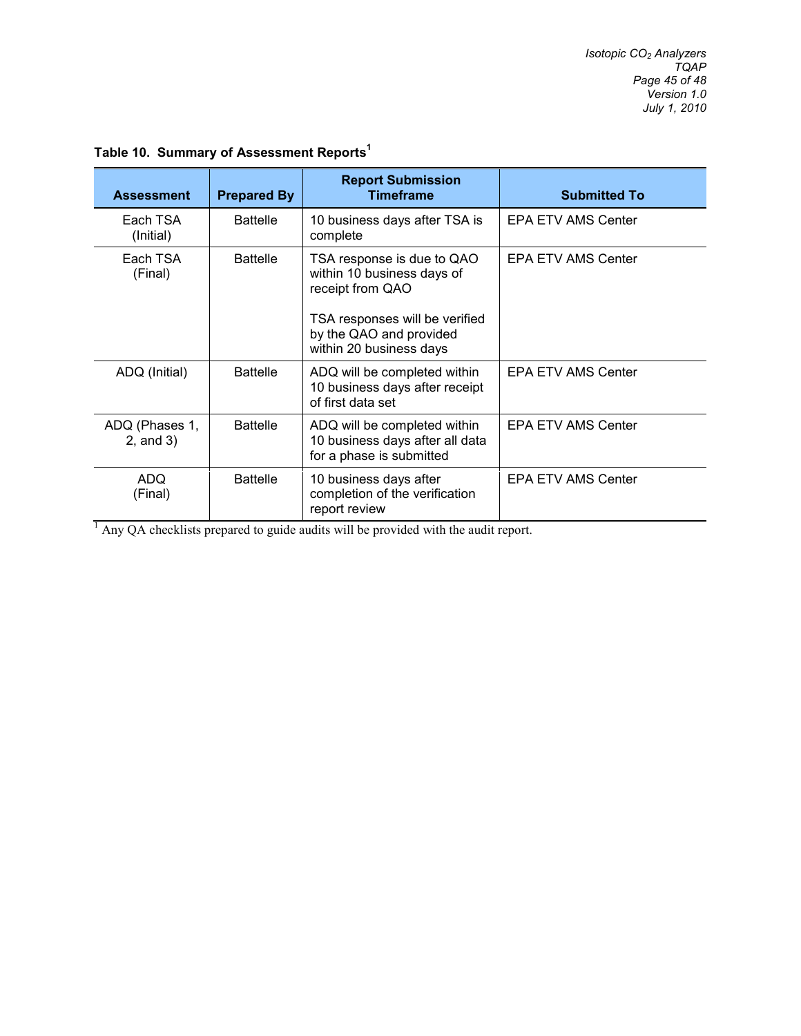**Table 10. Summary of Assessment Reports[1]**

| Assessment | Prepared By | Report Submission Timeframe | Submitted To |
|---|---|---|---|
| Each TSA (Initial) | Battelle | 10 business days after TSA is complete | EPA ETV AMS Center |
| Each TSA (Final) | Battelle | TSA response is due to QAO within 10 business days of receipt from QAO<br><br>TSA responses will be verified by the QAO and provided within 20 business days | EPA ETV AMS Center |
| ADQ (Initial) | Battelle | ADQ will be completed within 10 business days after receipt of first data set | EPA ETV AMS Center |
| ADQ (Phases 1, 2, and 3) | Battelle | ADQ will be completed within 10 business days after all data for a phase is submitted | EPA ETV AMS Center |
| ADQ (Final) | Battelle | 10 business days after completion of the verification report review | EPA ETV AMS Center |

[1] Any QA checklists prepared to guide audits will be provided with the audit report.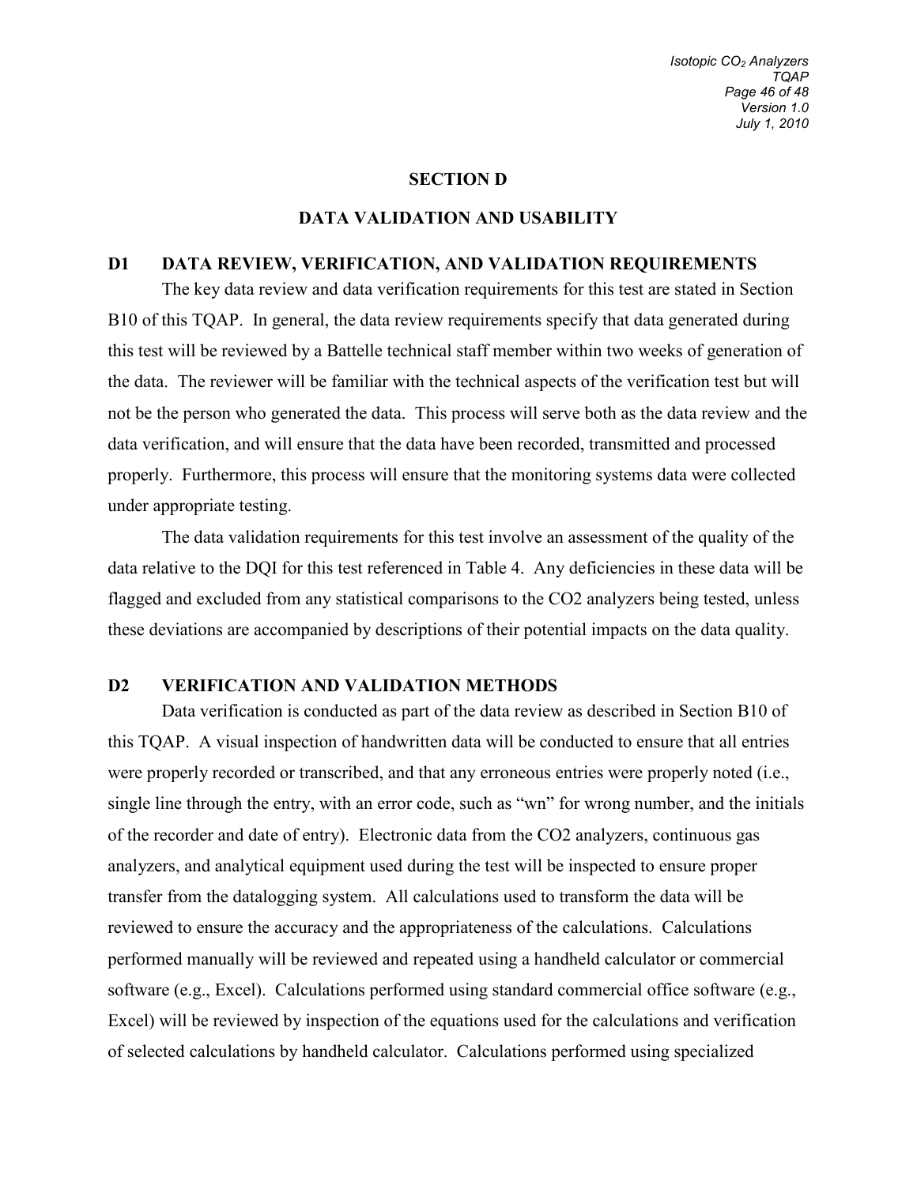# SECTION D

## DATA VALIDATION AND USABILITY

### D1 DATA REVIEW, VERIFICATION, AND VALIDATION REQUIREMENTS

The key data review and data verification requirements for this test are stated in Section B10 of this TQAP. In general, the data review requirements specify that data generated during this test will be reviewed by a Battelle technical staff member within two weeks of generation of the data. The reviewer will be familiar with the technical aspects of the verification test but will not be the person who generated the data. This process will serve both as the data review and the data verification, and will ensure that the data have been recorded, transmitted and processed properly. Furthermore, this process will ensure that the monitoring systems data were collected under appropriate testing.

The data validation requirements for this test involve an assessment of the quality of the data relative to the DQI for this test referenced in Table 4. Any deficiencies in these data will be flagged and excluded from any statistical comparisons to the CO2 analyzers being tested, unless these deviations are accompanied by descriptions of their potential impacts on the data quality.

### D2 VERIFICATION AND VALIDATION METHODS

Data verification is conducted as part of the data review as described in Section B10 of this TQAP. A visual inspection of handwritten data will be conducted to ensure that all entries were properly recorded or transcribed, and that any erroneous entries were properly noted (i.e., single line through the entry, with an error code, such as "wn" for wrong number, and the initials of the recorder and date of entry). Electronic data from the CO2 analyzers, continuous gas analyzers, and analytical equipment used during the test will be inspected to ensure proper transfer from the datalogging system. All calculations used to transform the data will be reviewed to ensure the accuracy and the appropriateness of the calculations. Calculations performed manually will be reviewed and repeated using a handheld calculator or commercial software (e.g., Excel). Calculations performed using standard commercial office software (e.g., Excel) will be reviewed by inspection of the equations used for the calculations and verification of selected calculations by handheld calculator. Calculations performed using specialized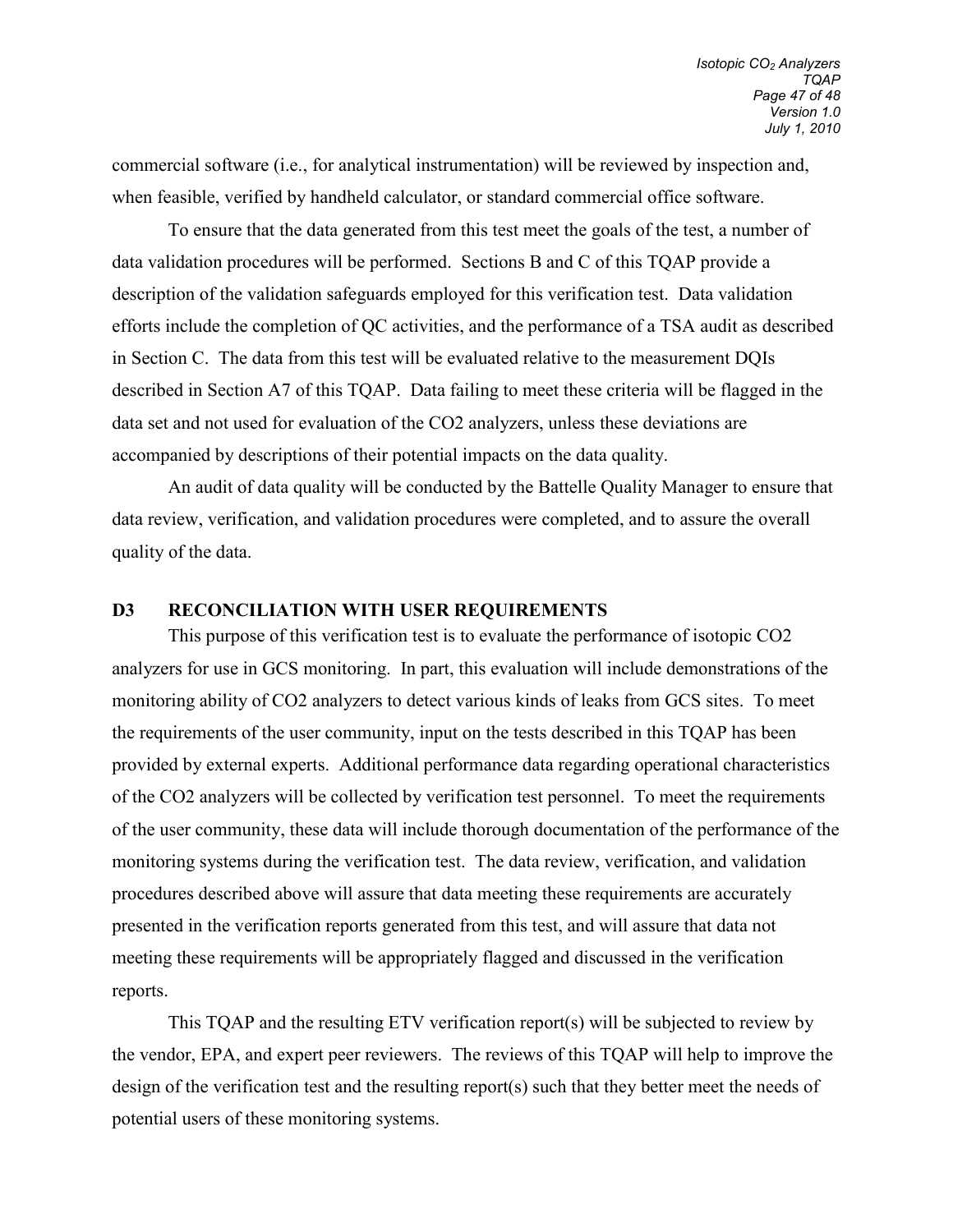commercial software (i.e., for analytical instrumentation) will be reviewed by inspection and, when feasible, verified by handheld calculator, or standard commercial office software.

To ensure that the data generated from this test meet the goals of the test, a number of data validation procedures will be performed. Sections B and C of this TQAP provide a description of the validation safeguards employed for this verification test. Data validation efforts include the completion of QC activities, and the performance of a TSA audit as described in Section C. The data from this test will be evaluated relative to the measurement DQIs described in Section A7 of this TQAP. Data failing to meet these criteria will be flagged in the data set and not used for evaluation of the CO2 analyzers, unless these deviations are accompanied by descriptions of their potential impacts on the data quality.

An audit of data quality will be conducted by the Battelle Quality Manager to ensure that data review, verification, and validation procedures were completed, and to assure the overall quality of the data.

## D3 RECONCILIATION WITH USER REQUIREMENTS

This purpose of this verification test is to evaluate the performance of isotopic CO2 analyzers for use in GCS monitoring. In part, this evaluation will include demonstrations of the monitoring ability of CO2 analyzers to detect various kinds of leaks from GCS sites. To meet the requirements of the user community, input on the tests described in this TQAP has been provided by external experts. Additional performance data regarding operational characteristics of the CO2 analyzers will be collected by verification test personnel. To meet the requirements of the user community, these data will include thorough documentation of the performance of the monitoring systems during the verification test. The data review, verification, and validation procedures described above will assure that data meeting these requirements are accurately presented in the verification reports generated from this test, and will assure that data not meeting these requirements will be appropriately flagged and discussed in the verification reports.

This TQAP and the resulting ETV verification report(s) will be subjected to review by the vendor, EPA, and expert peer reviewers. The reviews of this TQAP will help to improve the design of the verification test and the resulting report(s) such that they better meet the needs of potential users of these monitoring systems.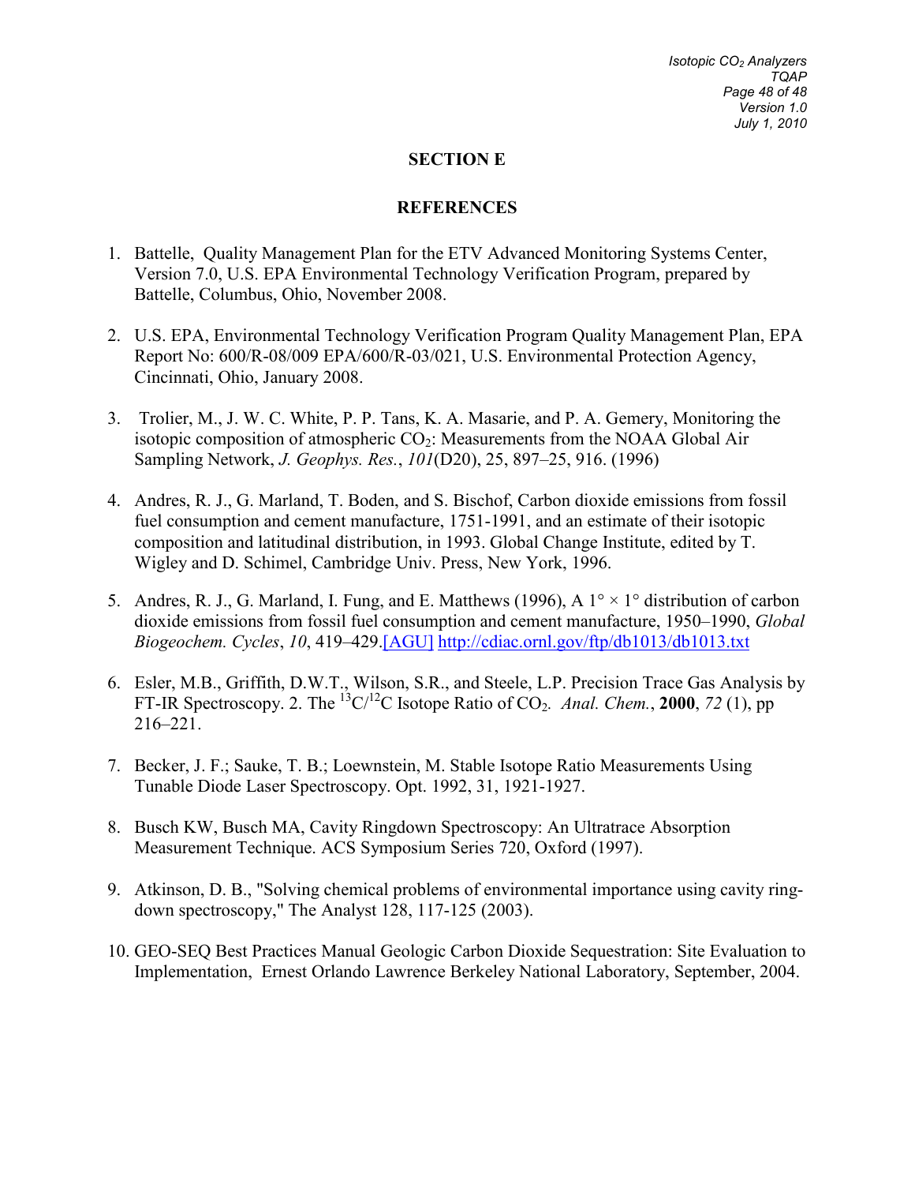## SECTION E

## REFERENCES

1. Battelle, Quality Management Plan for the ETV Advanced Monitoring Systems Center, Version 7.0, U.S. EPA Environmental Technology Verification Program, prepared by Battelle, Columbus, Ohio, November 2008.

2. U.S. EPA, Environmental Technology Verification Program Quality Management Plan, EPA Report No: 600/R-08/009 EPA/600/R-03/021, U.S. Environmental Protection Agency, Cincinnati, Ohio, January 2008.

3. Trolier, M., J. W. C. White, P. P. Tans, K. A. Masarie, and P. A. Gemery, Monitoring the isotopic composition of atmospheric $CO_2$: Measurements from the NOAA Global Air Sampling Network, *J. Geophys. Res.*, *101*(D20), 25, 897–25, 916. (1996)

4. Andres, R. J., G. Marland, T. Boden, and S. Bischof, Carbon dioxide emissions from fossil fuel consumption and cement manufacture, 1751-1991, and an estimate of their isotopic composition and latitudinal distribution, in 1993. Global Change Institute, edited by T. Wigley and D. Schimel, Cambridge Univ. Press, New York, 1996.

5. Andres, R. J., G. Marland, I. Fung, and E. Matthews (1996), A 1° × 1° distribution of carbon dioxide emissions from fossil fuel consumption and cement manufacture, 1950–1990, *Global Biogeochem. Cycles*, *10*, 419–429.[AGU] http://cdiac.ornl.gov/ftp/db1013/db1013.txt

6. Esler, M.B., Griffith, D.W.T., Wilson, S.R., and Steele, L.P. Precision Trace Gas Analysis by FT-IR Spectroscopy. 2. The $^{13}C/^{12}C$ Isotope Ratio of $CO_2$. *Anal. Chem.*, **2000**, *72* (1), pp 216–221.

7. Becker, J. F.; Sauke, T. B.; Loewnstein, M. Stable Isotope Ratio Measurements Using Tunable Diode Laser Spectroscopy. Opt. 1992, 31, 1921-1927.

8. Busch KW, Busch MA, Cavity Ringdown Spectroscopy: An Ultratrace Absorption Measurement Technique. ACS Symposium Series 720, Oxford (1997).

9. Atkinson, D. B., "Solving chemical problems of environmental importance using cavity ring-down spectroscopy," The Analyst 128, 117-125 (2003).

10. GEO-SEQ Best Practices Manual Geologic Carbon Dioxide Sequestration: Site Evaluation to Implementation, Ernest Orlando Lawrence Berkeley National Laboratory, September, 2004.